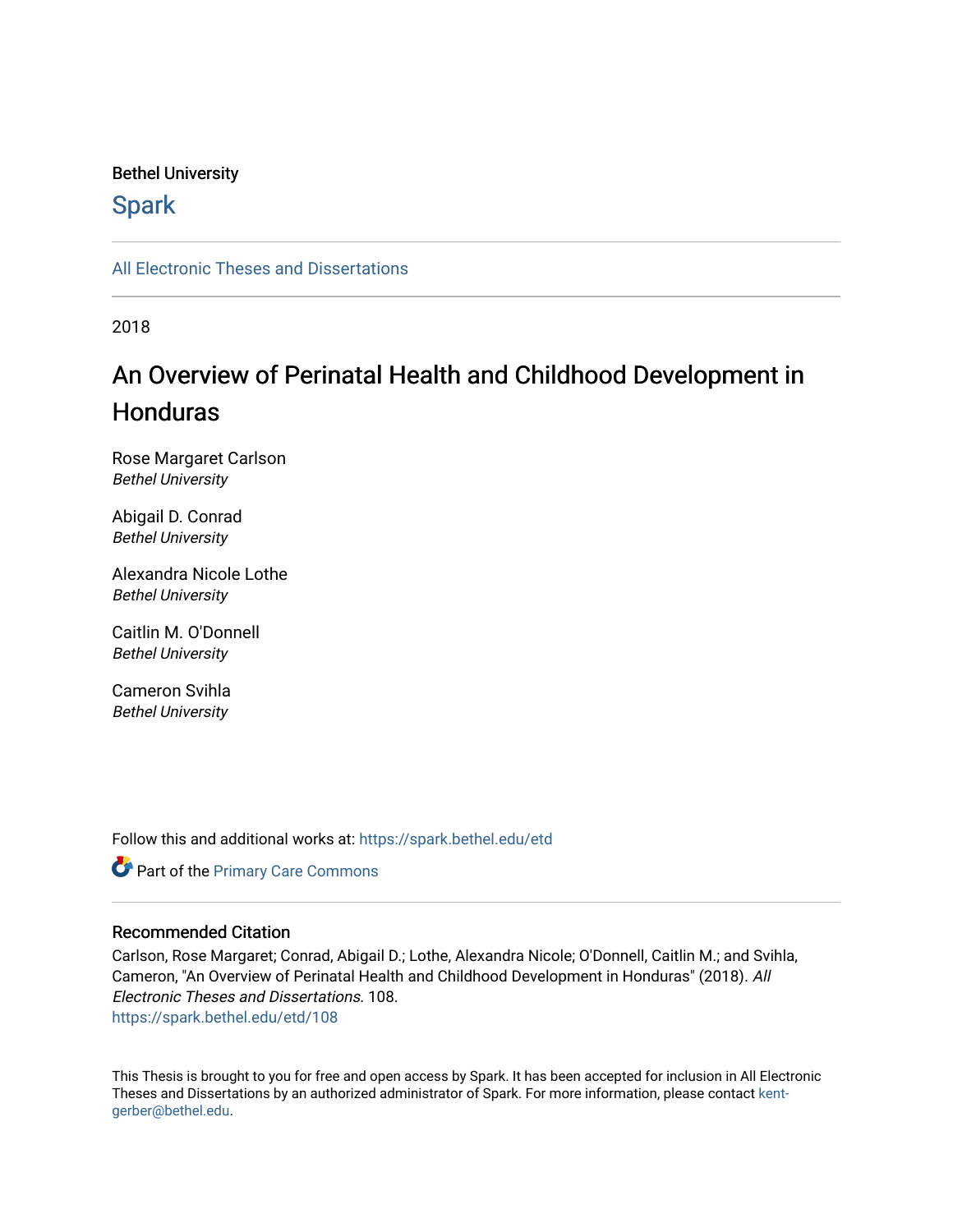Bethel University

# Spark

All Electronic Theses and Dissertations

2018

# An Overview of Perinatal Health and Childhood Development in Honduras

Rose Margaret Carlson
*Bethel University*

Abigail D. Conrad
*Bethel University*

Alexandra Nicole Lothe
*Bethel University*

Caitlin M. O'Donnell
*Bethel University*

Cameron Svihla
*Bethel University*

Follow this and additional works at: https://spark.bethel.edu/etd

Part of the Primary Care Commons

## Recommended Citation

Carlson, Rose Margaret; Conrad, Abigail D.; Lothe, Alexandra Nicole; O'Donnell, Caitlin M.; and Svihla, Cameron, "An Overview of Perinatal Health and Childhood Development in Honduras" (2018). *All Electronic Theses and Dissertations*. 108.
https://spark.bethel.edu/etd/108

This Thesis is brought to you for free and open access by Spark. It has been accepted for inclusion in All Electronic Theses and Dissertations by an authorized administrator of Spark. For more information, please contact kent-gerber@bethel.edu.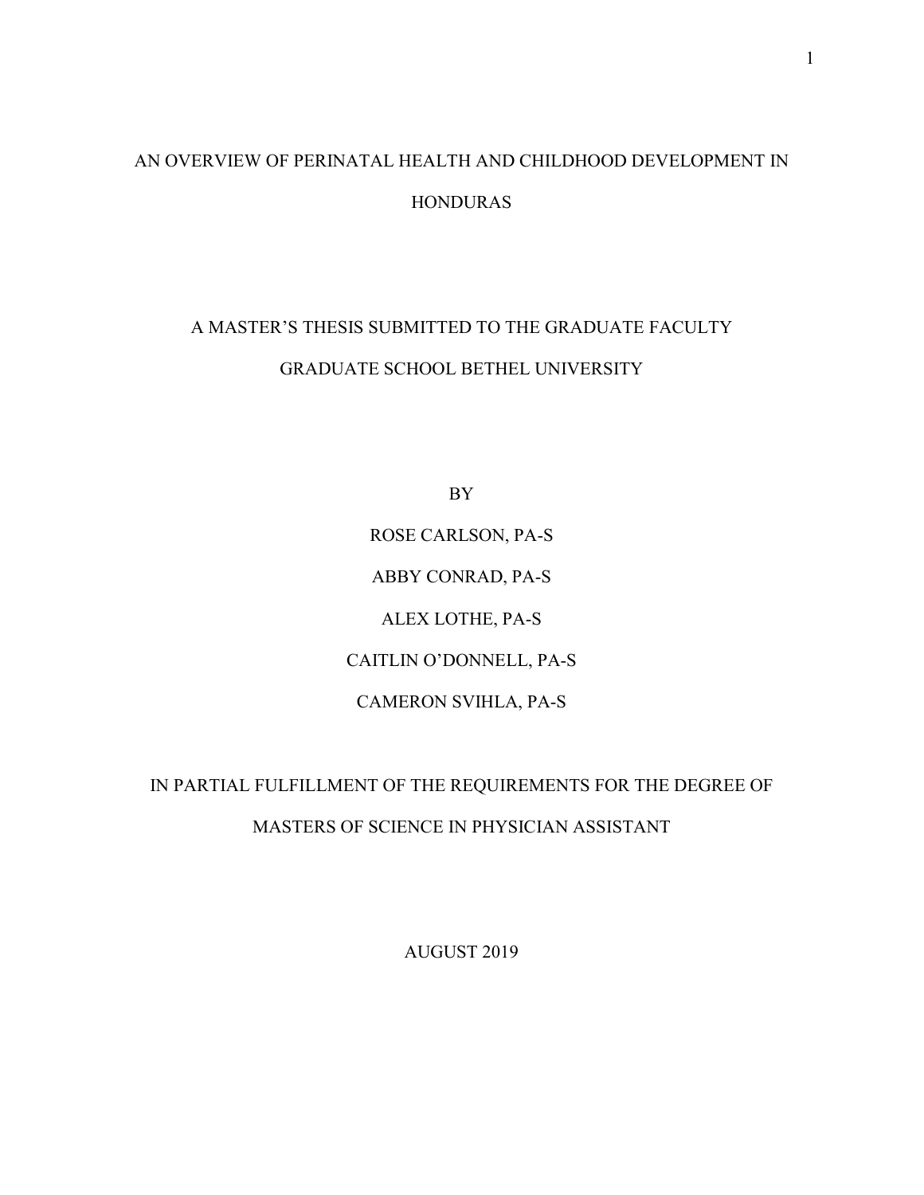# AN OVERVIEW OF PERINATAL HEALTH AND CHILDHOOD DEVELOPMENT IN HONDURAS

A MASTER'S THESIS SUBMITTED TO THE GRADUATE FACULTY

GRADUATE SCHOOL BETHEL UNIVERSITY

BY

ROSE CARLSON, PA-S

ABBY CONRAD, PA-S

ALEX LOTHE, PA-S

CAITLIN O'DONNELL, PA-S

CAMERON SVIHLA, PA-S

IN PARTIAL FULFILLMENT OF THE REQUIREMENTS FOR THE DEGREE OF MASTERS OF SCIENCE IN PHYSICIAN ASSISTANT

AUGUST 2019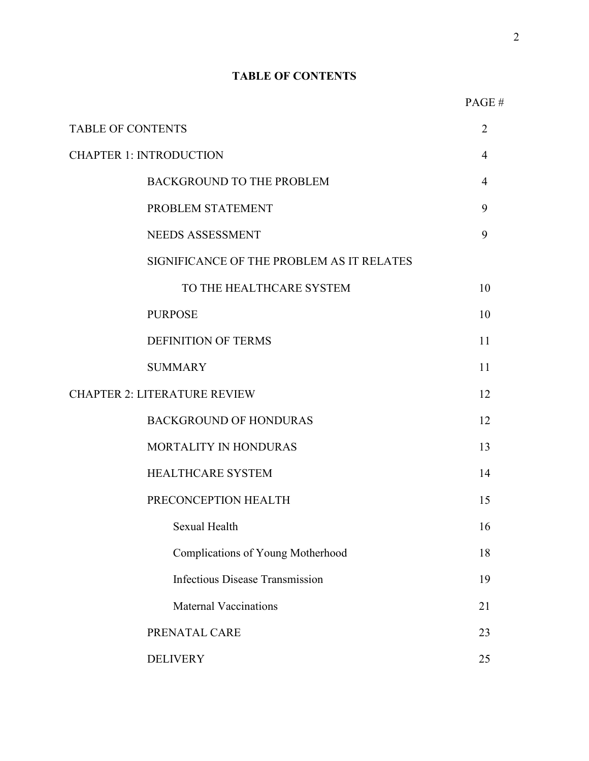**TABLE OF CONTENTS**

| | PAGE # |
|---|---|
| TABLE OF CONTENTS | 2 |
| CHAPTER 1: INTRODUCTION | 4 |
| BACKGROUND TO THE PROBLEM | 4 |
| PROBLEM STATEMENT | 9 |
| NEEDS ASSESSMENT | 9 |
| SIGNIFICANCE OF THE PROBLEM AS IT RELATES TO THE HEALTHCARE SYSTEM | 10 |
| PURPOSE | 10 |
| DEFINITION OF TERMS | 11 |
| SUMMARY | 11 |
| CHAPTER 2: LITERATURE REVIEW | 12 |
| BACKGROUND OF HONDURAS | 12 |
| MORTALITY IN HONDURAS | 13 |
| HEALTHCARE SYSTEM | 14 |
| PRECONCEPTION HEALTH | 15 |
| Sexual Health | 16 |
| Complications of Young Motherhood | 18 |
| Infectious Disease Transmission | 19 |
| Maternal Vaccinations | 21 |
| PRENATAL CARE | 23 |
| DELIVERY | 25 |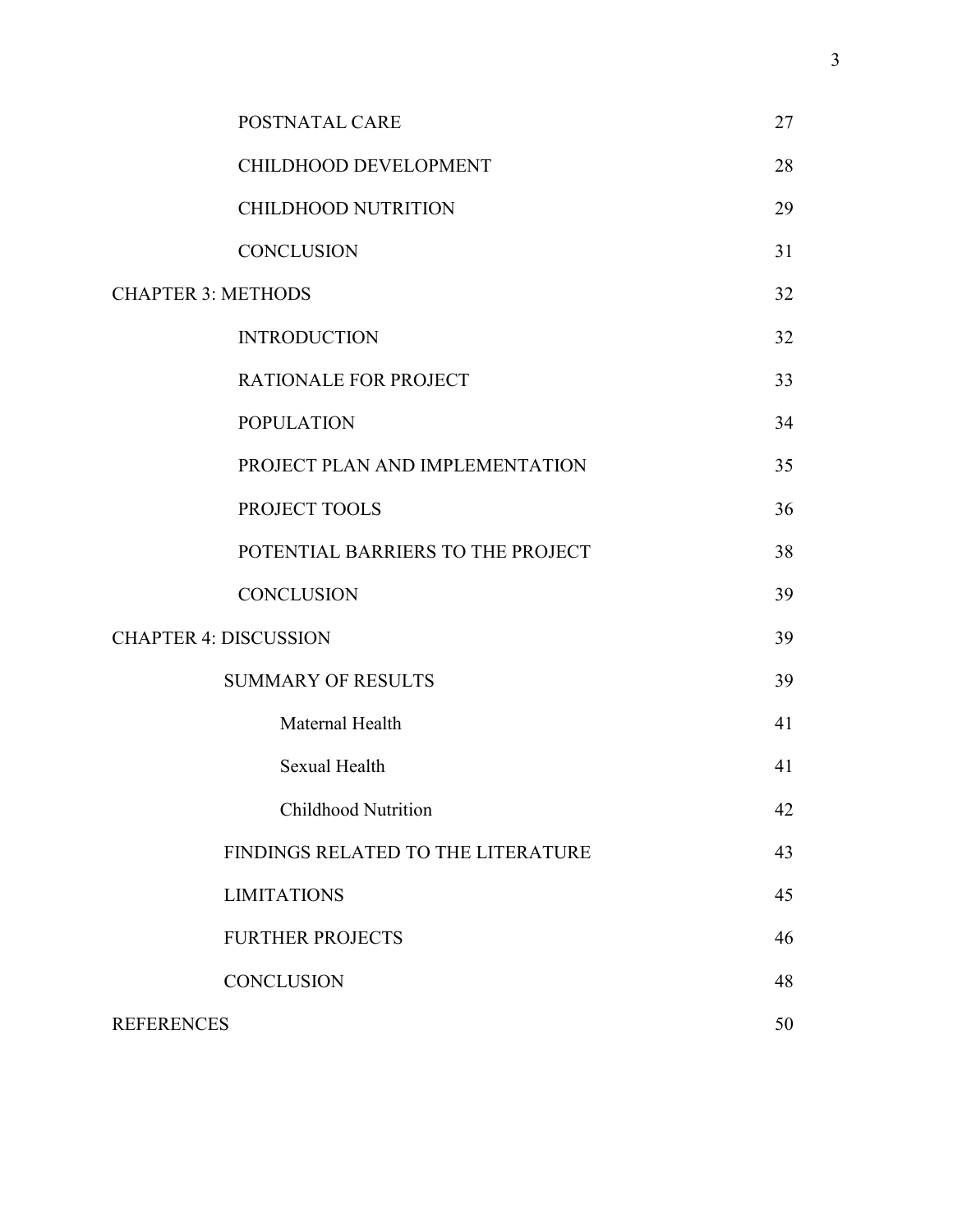| | |
|---|---|
| POSTNATAL CARE | 27 |
| CHILDHOOD DEVELOPMENT | 28 |
| CHILDHOOD NUTRITION | 29 |
| CONCLUSION | 31 |
| CHAPTER 3: METHODS | 32 |
| INTRODUCTION | 32 |
| RATIONALE FOR PROJECT | 33 |
| POPULATION | 34 |
| PROJECT PLAN AND IMPLEMENTATION | 35 |
| PROJECT TOOLS | 36 |
| POTENTIAL BARRIERS TO THE PROJECT | 38 |
| CONCLUSION | 39 |
| CHAPTER 4: DISCUSSION | 39 |
| SUMMARY OF RESULTS | 39 |
| Maternal Health | 41 |
| Sexual Health | 41 |
| Childhood Nutrition | 42 |
| FINDINGS RELATED TO THE LITERATURE | 43 |
| LIMITATIONS | 45 |
| FURTHER PROJECTS | 46 |
| CONCLUSION | 48 |
| REFERENCES | 50 |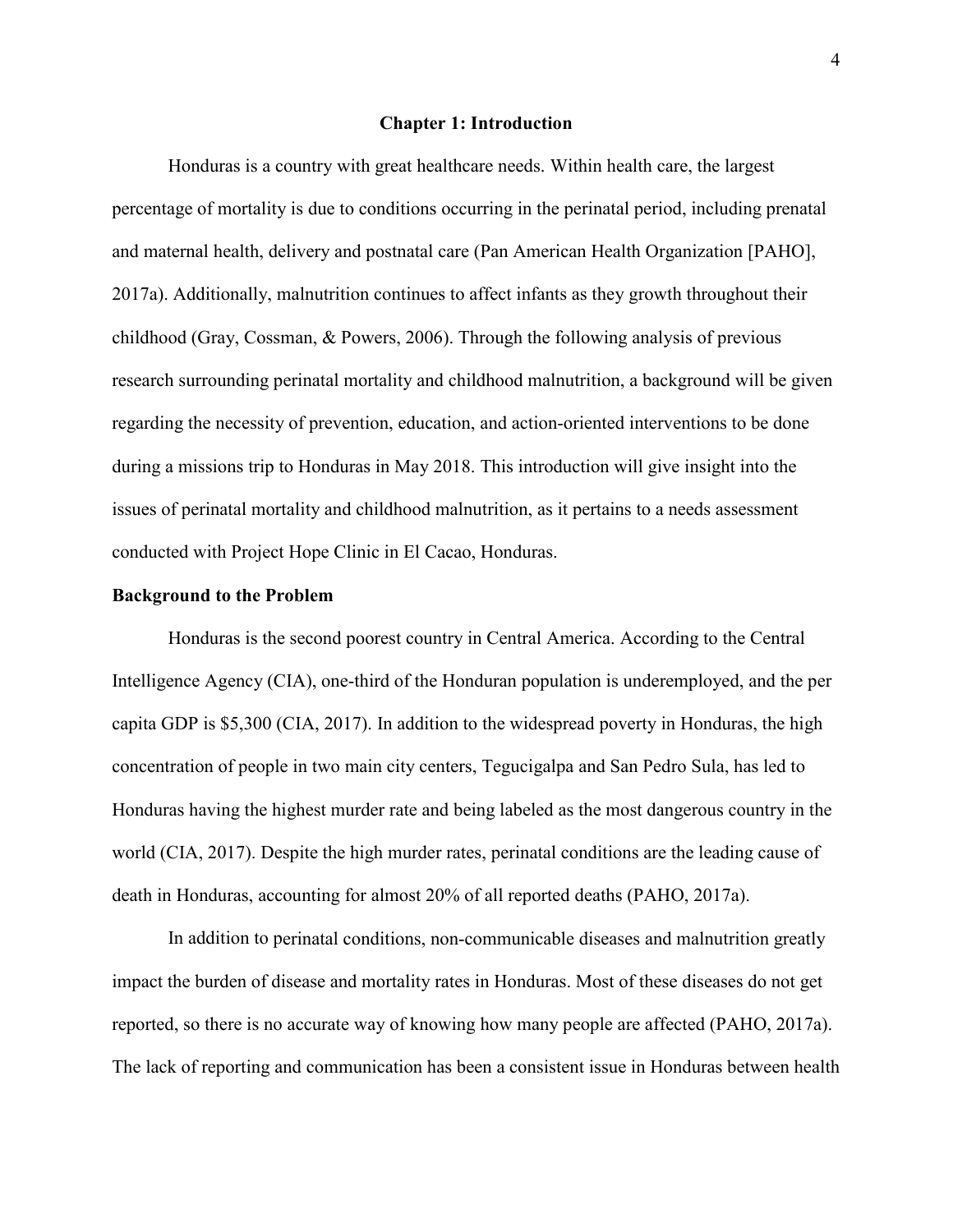# Chapter 1: Introduction

Honduras is a country with great healthcare needs. Within health care, the largest percentage of mortality is due to conditions occurring in the perinatal period, including prenatal and maternal health, delivery and postnatal care (Pan American Health Organization [PAHO], 2017a). Additionally, malnutrition continues to affect infants as they growth throughout their childhood (Gray, Cossman, & Powers, 2006). Through the following analysis of previous research surrounding perinatal mortality and childhood malnutrition, a background will be given regarding the necessity of prevention, education, and action-oriented interventions to be done during a missions trip to Honduras in May 2018. This introduction will give insight into the issues of perinatal mortality and childhood malnutrition, as it pertains to a needs assessment conducted with Project Hope Clinic in El Cacao, Honduras.

## Background to the Problem

Honduras is the second poorest country in Central America. According to the Central Intelligence Agency (CIA), one-third of the Honduran population is underemployed, and the per capita GDP is $5,300 (CIA, 2017). In addition to the widespread poverty in Honduras, the high concentration of people in two main city centers, Tegucigalpa and San Pedro Sula, has led to Honduras having the highest murder rate and being labeled as the most dangerous country in the world (CIA, 2017). Despite the high murder rates, perinatal conditions are the leading cause of death in Honduras, accounting for almost 20% of all reported deaths (PAHO, 2017a).

In addition to perinatal conditions, non-communicable diseases and malnutrition greatly impact the burden of disease and mortality rates in Honduras. Most of these diseases do not get reported, so there is no accurate way of knowing how many people are affected (PAHO, 2017a). The lack of reporting and communication has been a consistent issue in Honduras between health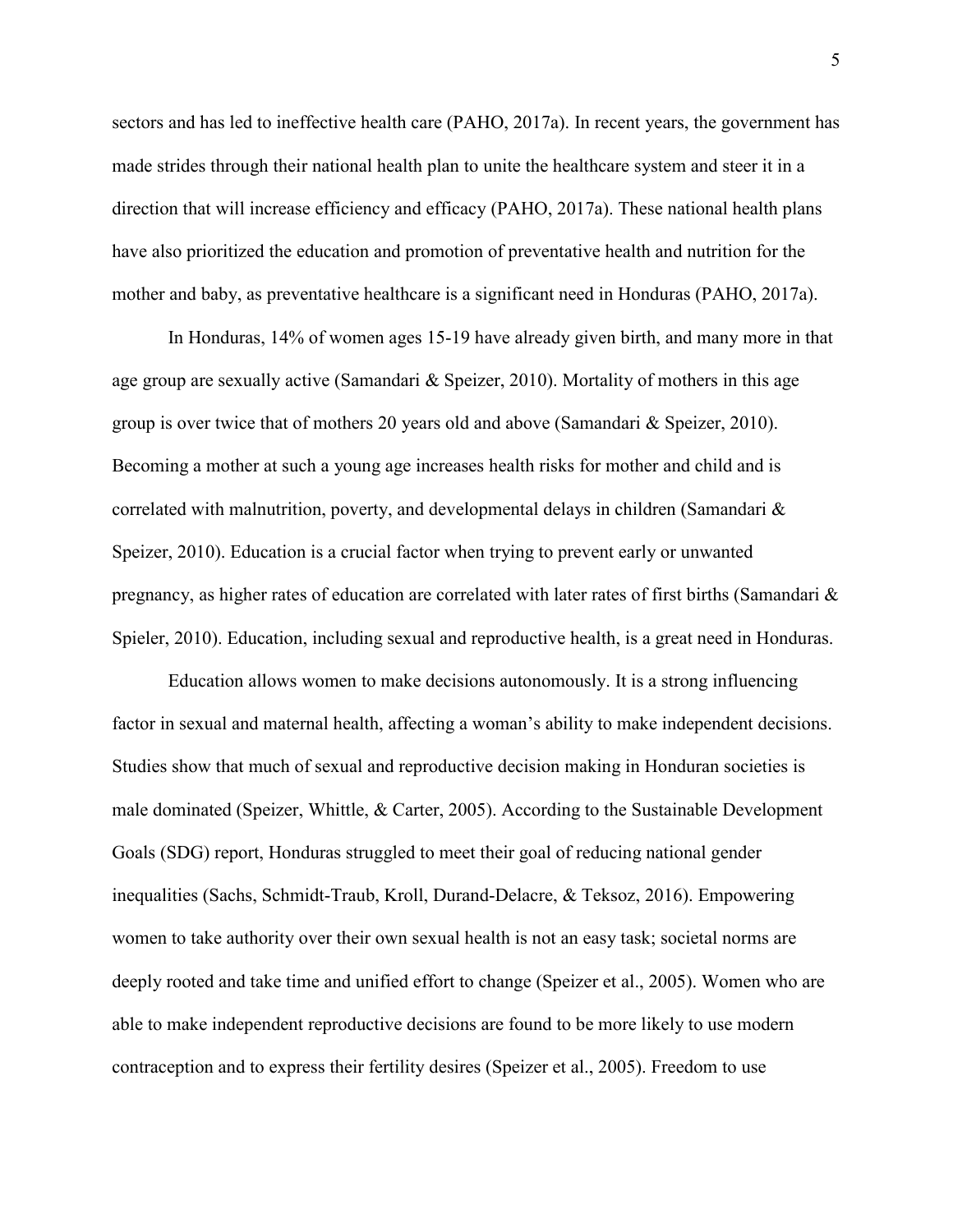sectors and has led to ineffective health care (PAHO, 2017a). In recent years, the government has made strides through their national health plan to unite the healthcare system and steer it in a direction that will increase efficiency and efficacy (PAHO, 2017a). These national health plans have also prioritized the education and promotion of preventative health and nutrition for the mother and baby, as preventative healthcare is a significant need in Honduras (PAHO, 2017a).

In Honduras, 14% of women ages 15-19 have already given birth, and many more in that age group are sexually active (Samandari & Speizer, 2010). Mortality of mothers in this age group is over twice that of mothers 20 years old and above (Samandari & Speizer, 2010). Becoming a mother at such a young age increases health risks for mother and child and is correlated with malnutrition, poverty, and developmental delays in children (Samandari & Speizer, 2010). Education is a crucial factor when trying to prevent early or unwanted pregnancy, as higher rates of education are correlated with later rates of first births (Samandari & Spieler, 2010). Education, including sexual and reproductive health, is a great need in Honduras.

Education allows women to make decisions autonomously. It is a strong influencing factor in sexual and maternal health, affecting a woman's ability to make independent decisions. Studies show that much of sexual and reproductive decision making in Honduran societies is male dominated (Speizer, Whittle, & Carter, 2005). According to the Sustainable Development Goals (SDG) report, Honduras struggled to meet their goal of reducing national gender inequalities (Sachs, Schmidt-Traub, Kroll, Durand-Delacre, & Teksoz, 2016). Empowering women to take authority over their own sexual health is not an easy task; societal norms are deeply rooted and take time and unified effort to change (Speizer et al., 2005). Women who are able to make independent reproductive decisions are found to be more likely to use modern contraception and to express their fertility desires (Speizer et al., 2005). Freedom to use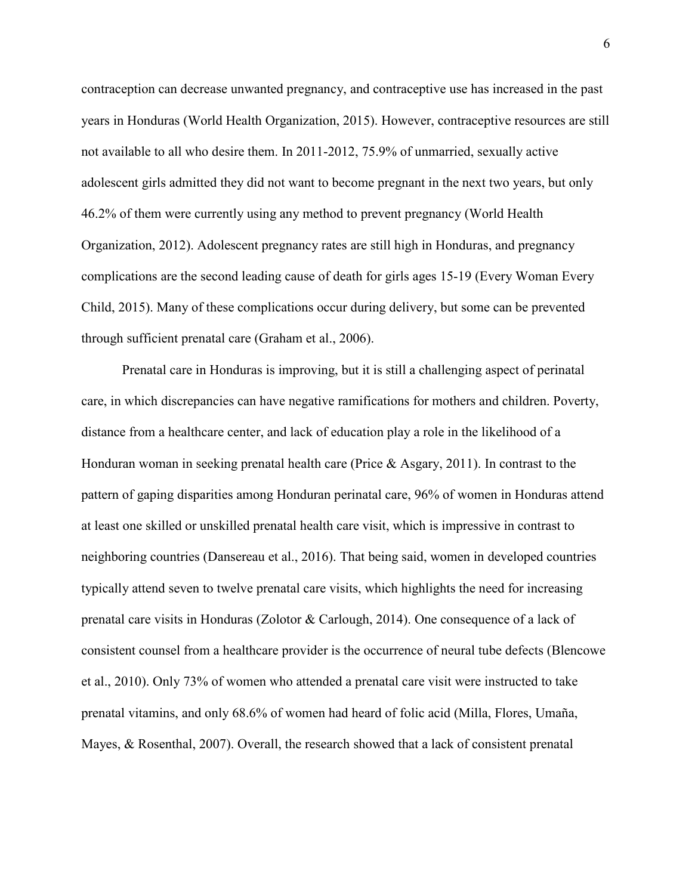contraception can decrease unwanted pregnancy, and contraceptive use has increased in the past years in Honduras (World Health Organization, 2015). However, contraceptive resources are still not available to all who desire them. In 2011-2012, 75.9% of unmarried, sexually active adolescent girls admitted they did not want to become pregnant in the next two years, but only 46.2% of them were currently using any method to prevent pregnancy (World Health Organization, 2012). Adolescent pregnancy rates are still high in Honduras, and pregnancy complications are the second leading cause of death for girls ages 15-19 (Every Woman Every Child, 2015). Many of these complications occur during delivery, but some can be prevented through sufficient prenatal care (Graham et al., 2006).

Prenatal care in Honduras is improving, but it is still a challenging aspect of perinatal care, in which discrepancies can have negative ramifications for mothers and children. Poverty, distance from a healthcare center, and lack of education play a role in the likelihood of a Honduran woman in seeking prenatal health care (Price & Asgary, 2011). In contrast to the pattern of gaping disparities among Honduran perinatal care, 96% of women in Honduras attend at least one skilled or unskilled prenatal health care visit, which is impressive in contrast to neighboring countries (Dansereau et al., 2016). That being said, women in developed countries typically attend seven to twelve prenatal care visits, which highlights the need for increasing prenatal care visits in Honduras (Zolotor & Carlough, 2014). One consequence of a lack of consistent counsel from a healthcare provider is the occurrence of neural tube defects (Blencowe et al., 2010). Only 73% of women who attended a prenatal care visit were instructed to take prenatal vitamins, and only 68.6% of women had heard of folic acid (Milla, Flores, Umaña, Mayes, & Rosenthal, 2007). Overall, the research showed that a lack of consistent prenatal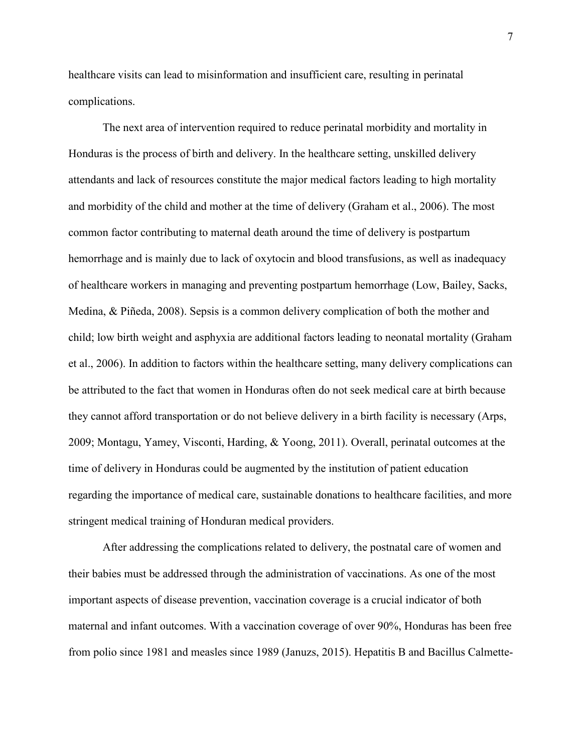healthcare visits can lead to misinformation and insufficient care, resulting in perinatal complications.

The next area of intervention required to reduce perinatal morbidity and mortality in Honduras is the process of birth and delivery. In the healthcare setting, unskilled delivery attendants and lack of resources constitute the major medical factors leading to high mortality and morbidity of the child and mother at the time of delivery (Graham et al., 2006). The most common factor contributing to maternal death around the time of delivery is postpartum hemorrhage and is mainly due to lack of oxytocin and blood transfusions, as well as inadequacy of healthcare workers in managing and preventing postpartum hemorrhage (Low, Bailey, Sacks, Medina, & Piñeda, 2008). Sepsis is a common delivery complication of both the mother and child; low birth weight and asphyxia are additional factors leading to neonatal mortality (Graham et al., 2006). In addition to factors within the healthcare setting, many delivery complications can be attributed to the fact that women in Honduras often do not seek medical care at birth because they cannot afford transportation or do not believe delivery in a birth facility is necessary (Arps, 2009; Montagu, Yamey, Visconti, Harding, & Yoong, 2011). Overall, perinatal outcomes at the time of delivery in Honduras could be augmented by the institution of patient education regarding the importance of medical care, sustainable donations to healthcare facilities, and more stringent medical training of Honduran medical providers.

After addressing the complications related to delivery, the postnatal care of women and their babies must be addressed through the administration of vaccinations. As one of the most important aspects of disease prevention, vaccination coverage is a crucial indicator of both maternal and infant outcomes. With a vaccination coverage of over 90%, Honduras has been free from polio since 1981 and measles since 1989 (Januzs, 2015). Hepatitis B and Bacillus Calmette-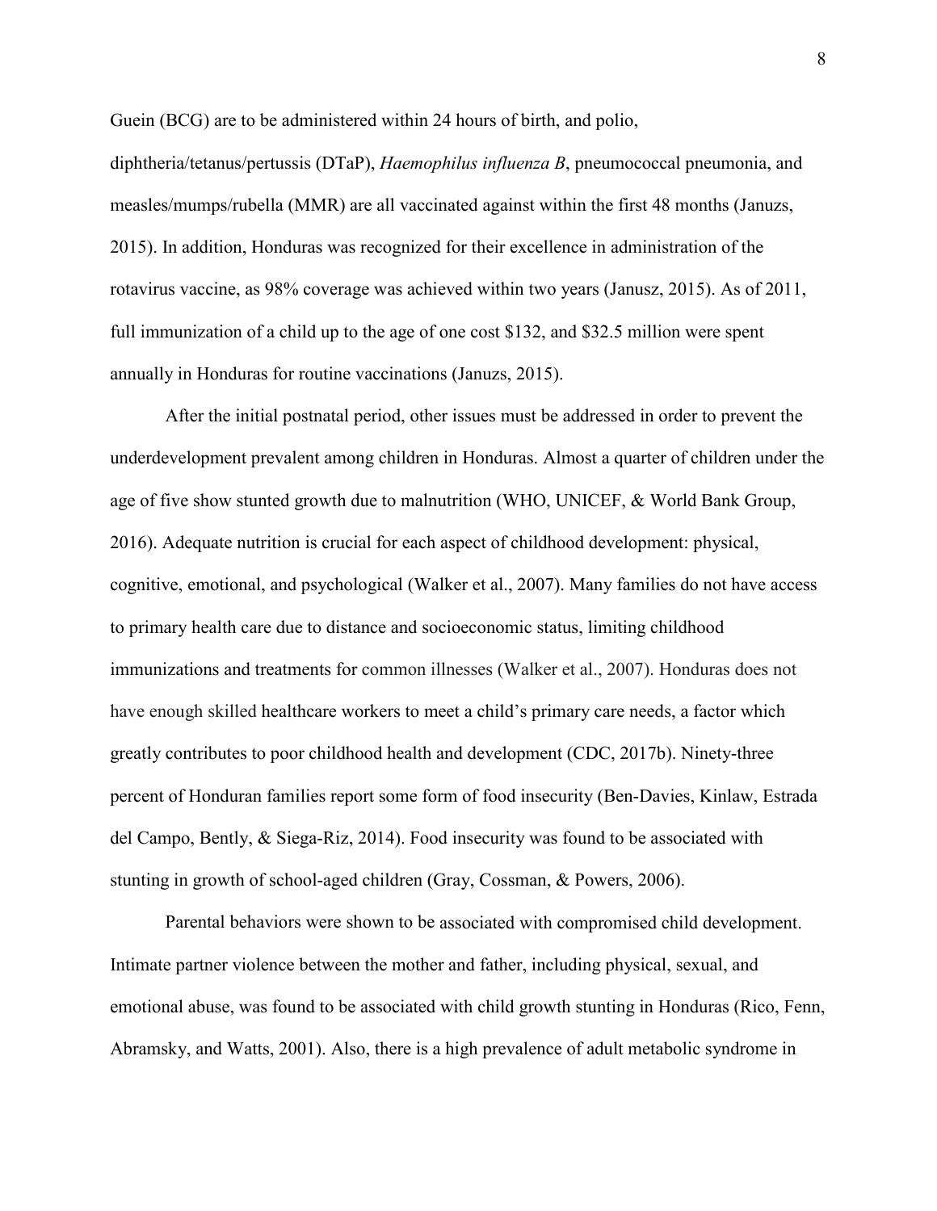Guein (BCG) are to be administered within 24 hours of birth, and polio, diphtheria/tetanus/pertussis (DTaP), *Haemophilus influenza B*, pneumococcal pneumonia, and measles/mumps/rubella (MMR) are all vaccinated against within the first 48 months (Januzs, 2015). In addition, Honduras was recognized for their excellence in administration of the rotavirus vaccine, as 98% coverage was achieved within two years (Janusz, 2015). As of 2011, full immunization of a child up to the age of one cost $132, and $32.5 million were spent annually in Honduras for routine vaccinations (Januzs, 2015).

After the initial postnatal period, other issues must be addressed in order to prevent the underdevelopment prevalent among children in Honduras. Almost a quarter of children under the age of five show stunted growth due to malnutrition (WHO, UNICEF, & World Bank Group, 2016). Adequate nutrition is crucial for each aspect of childhood development: physical, cognitive, emotional, and psychological (Walker et al., 2007). Many families do not have access to primary health care due to distance and socioeconomic status, limiting childhood immunizations and treatments for common illnesses (Walker et al., 2007). Honduras does not have enough skilled healthcare workers to meet a child's primary care needs, a factor which greatly contributes to poor childhood health and development (CDC, 2017b). Ninety-three percent of Honduran families report some form of food insecurity (Ben-Davies, Kinlaw, Estrada del Campo, Bently, & Siega-Riz, 2014). Food insecurity was found to be associated with stunting in growth of school-aged children (Gray, Cossman, & Powers, 2006).

Parental behaviors were shown to be associated with compromised child development. Intimate partner violence between the mother and father, including physical, sexual, and emotional abuse, was found to be associated with child growth stunting in Honduras (Rico, Fenn, Abramsky, and Watts, 2001). Also, there is a high prevalence of adult metabolic syndrome in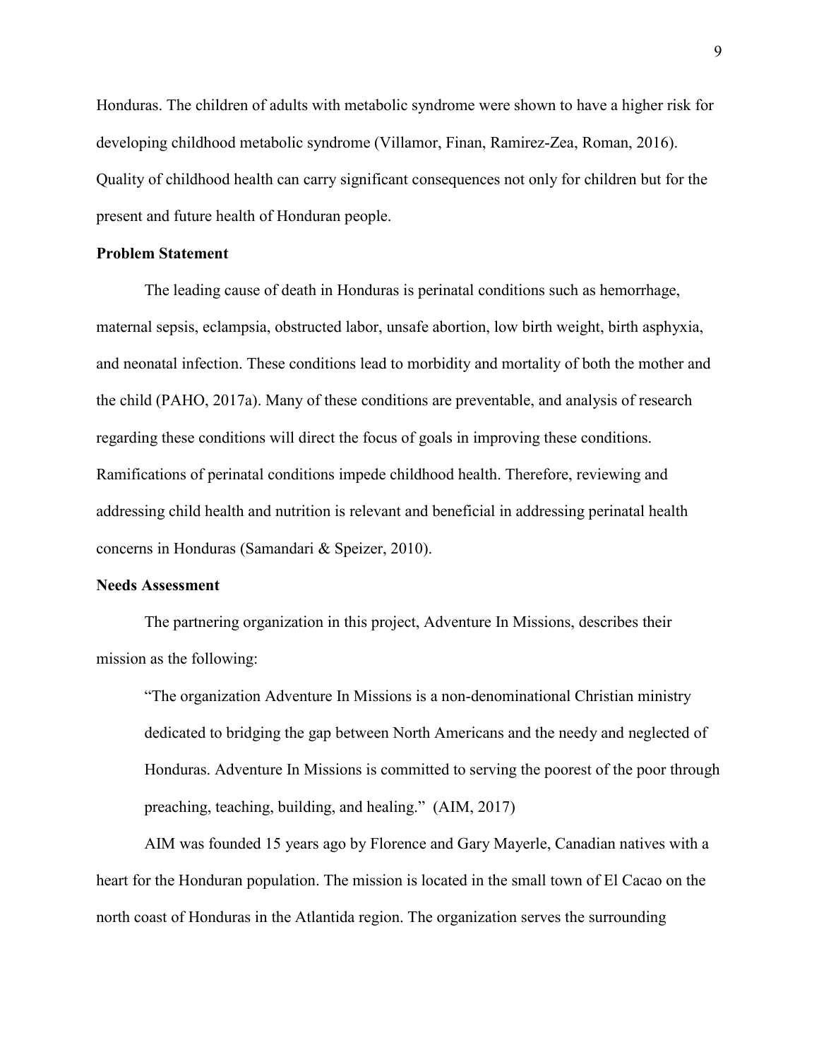Honduras. The children of adults with metabolic syndrome were shown to have a higher risk for developing childhood metabolic syndrome (Villamor, Finan, Ramirez-Zea, Roman, 2016). Quality of childhood health can carry significant consequences not only for children but for the present and future health of Honduran people.

**Problem Statement**

The leading cause of death in Honduras is perinatal conditions such as hemorrhage, maternal sepsis, eclampsia, obstructed labor, unsafe abortion, low birth weight, birth asphyxia, and neonatal infection. These conditions lead to morbidity and mortality of both the mother and the child (PAHO, 2017a). Many of these conditions are preventable, and analysis of research regarding these conditions will direct the focus of goals in improving these conditions. Ramifications of perinatal conditions impede childhood health. Therefore, reviewing and addressing child health and nutrition is relevant and beneficial in addressing perinatal health concerns in Honduras (Samandari & Speizer, 2010).

**Needs Assessment**

The partnering organization in this project, Adventure In Missions, describes their mission as the following:

> "The organization Adventure In Missions is a non-denominational Christian ministry dedicated to bridging the gap between North Americans and the needy and neglected of Honduras. Adventure In Missions is committed to serving the poorest of the poor through preaching, teaching, building, and healing." (AIM, 2017)

AIM was founded 15 years ago by Florence and Gary Mayerle, Canadian natives with a heart for the Honduran population. The mission is located in the small town of El Cacao on the north coast of Honduras in the Atlantida region. The organization serves the surrounding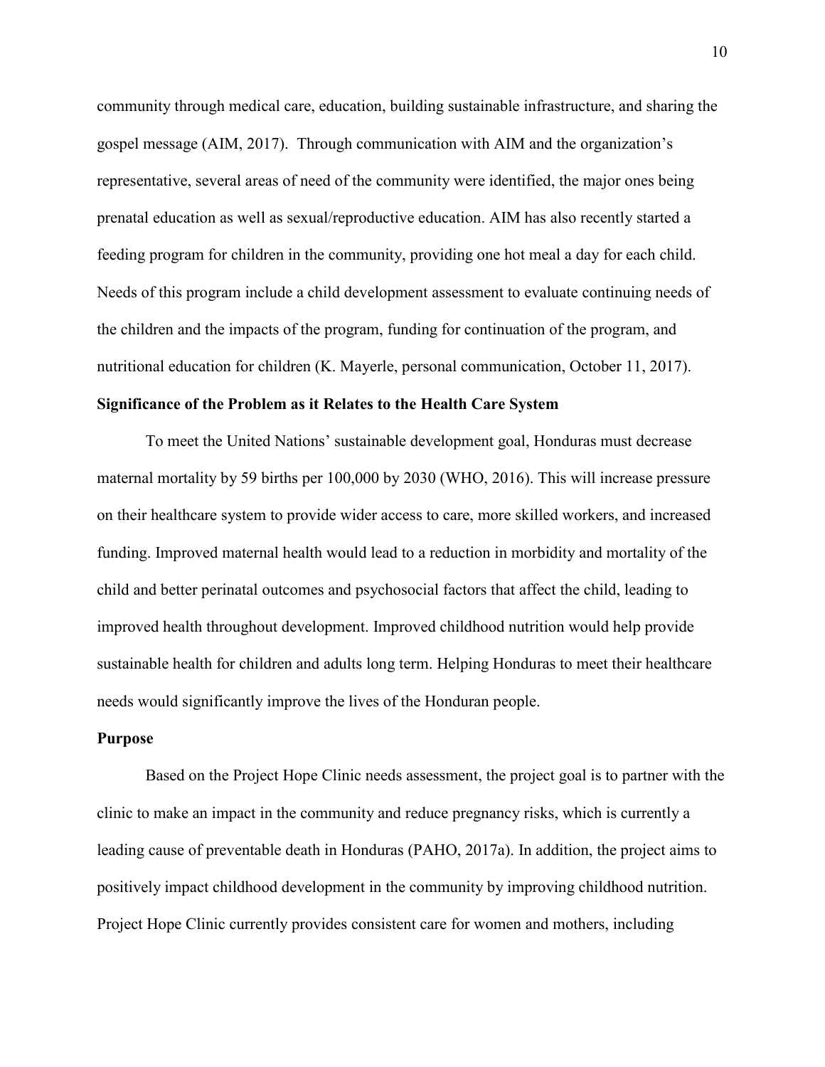community through medical care, education, building sustainable infrastructure, and sharing the gospel message (AIM, 2017). Through communication with AIM and the organization's representative, several areas of need of the community were identified, the major ones being prenatal education as well as sexual/reproductive education. AIM has also recently started a feeding program for children in the community, providing one hot meal a day for each child. Needs of this program include a child development assessment to evaluate continuing needs of the children and the impacts of the program, funding for continuation of the program, and nutritional education for children (K. Mayerle, personal communication, October 11, 2017).

**Significance of the Problem as it Relates to the Health Care System**

To meet the United Nations' sustainable development goal, Honduras must decrease maternal mortality by 59 births per 100,000 by 2030 (WHO, 2016). This will increase pressure on their healthcare system to provide wider access to care, more skilled workers, and increased funding. Improved maternal health would lead to a reduction in morbidity and mortality of the child and better perinatal outcomes and psychosocial factors that affect the child, leading to improved health throughout development. Improved childhood nutrition would help provide sustainable health for children and adults long term. Helping Honduras to meet their healthcare needs would significantly improve the lives of the Honduran people.

**Purpose**

Based on the Project Hope Clinic needs assessment, the project goal is to partner with the clinic to make an impact in the community and reduce pregnancy risks, which is currently a leading cause of preventable death in Honduras (PAHO, 2017a). In addition, the project aims to positively impact childhood development in the community by improving childhood nutrition. Project Hope Clinic currently provides consistent care for women and mothers, including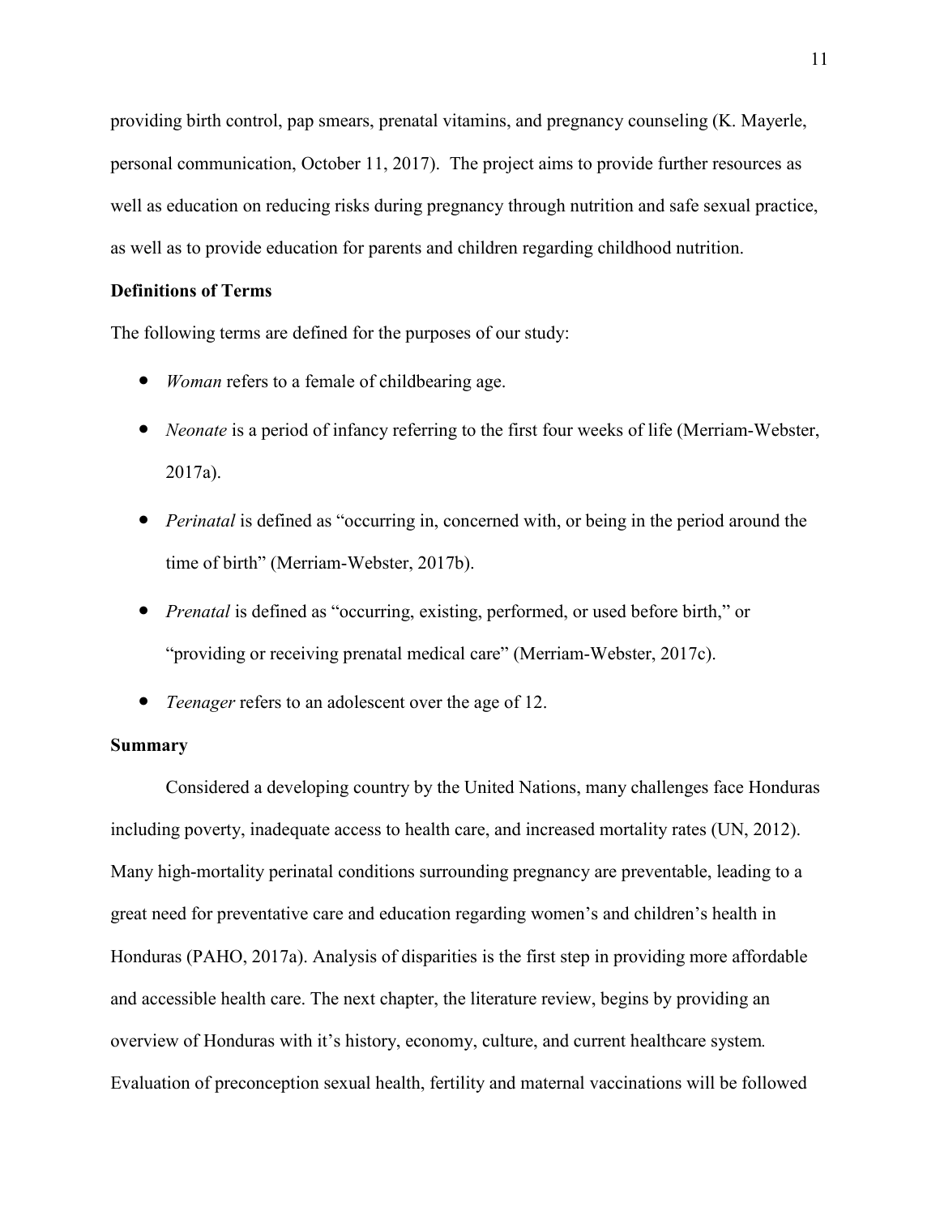providing birth control, pap smears, prenatal vitamins, and pregnancy counseling (K. Mayerle, personal communication, October 11, 2017). The project aims to provide further resources as well as education on reducing risks during pregnancy through nutrition and safe sexual practice, as well as to provide education for parents and children regarding childhood nutrition.

## Definitions of Terms

The following terms are defined for the purposes of our study:

- *Woman* refers to a female of childbearing age.
- *Neonate* is a period of infancy referring to the first four weeks of life (Merriam-Webster, 2017a).
- *Perinatal* is defined as "occurring in, concerned with, or being in the period around the time of birth" (Merriam-Webster, 2017b).
- *Prenatal* is defined as "occurring, existing, performed, or used before birth," or "providing or receiving prenatal medical care" (Merriam-Webster, 2017c).
- *Teenager* refers to an adolescent over the age of 12.

## Summary

Considered a developing country by the United Nations, many challenges face Honduras including poverty, inadequate access to health care, and increased mortality rates (UN, 2012). Many high-mortality perinatal conditions surrounding pregnancy are preventable, leading to a great need for preventative care and education regarding women's and children's health in Honduras (PAHO, 2017a). Analysis of disparities is the first step in providing more affordable and accessible health care. The next chapter, the literature review, begins by providing an overview of Honduras with it's history, economy, culture, and current healthcare system. Evaluation of preconception sexual health, fertility and maternal vaccinations will be followed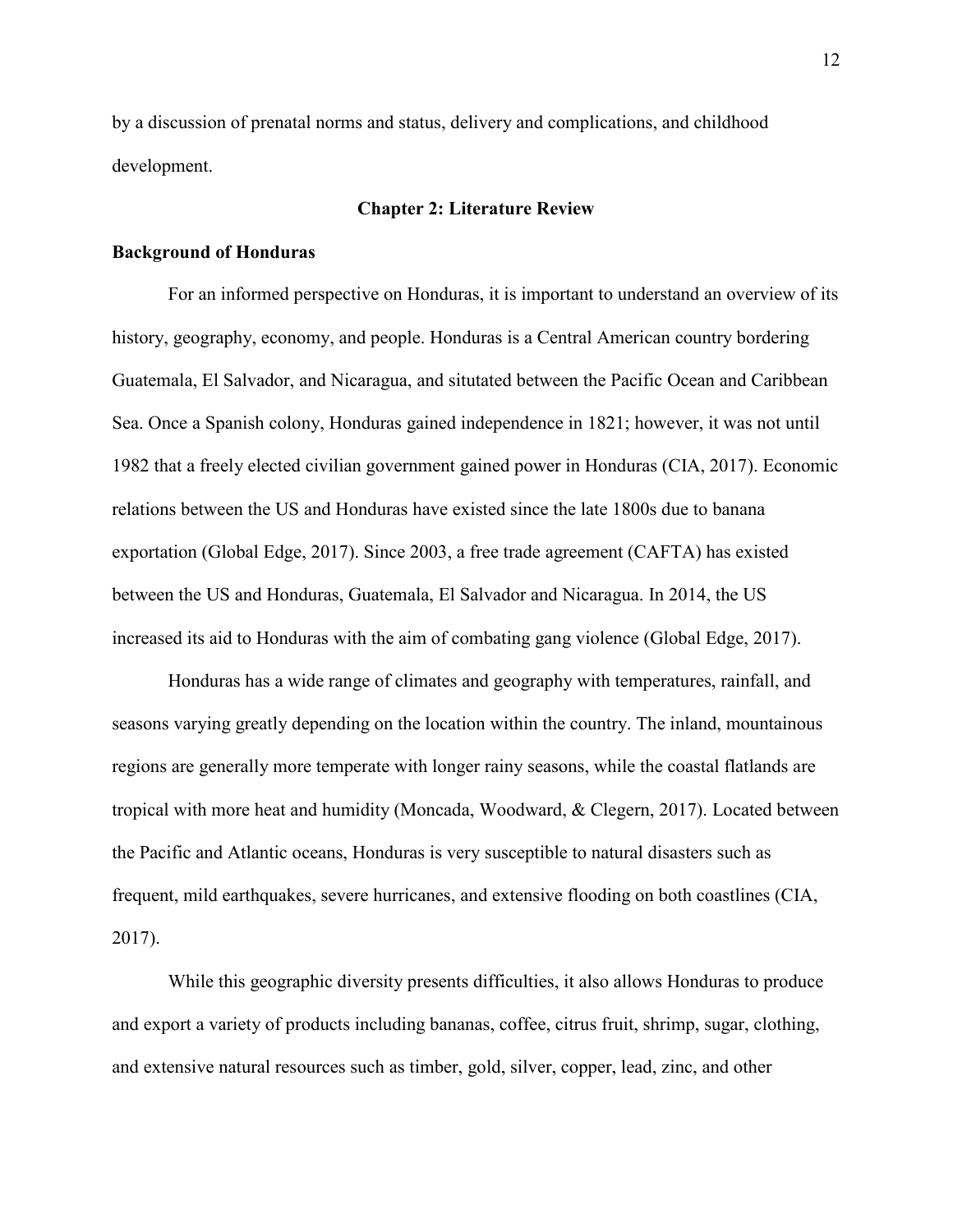by a discussion of prenatal norms and status, delivery and complications, and childhood development.

## Chapter 2: Literature Review

### Background of Honduras

For an informed perspective on Honduras, it is important to understand an overview of its history, geography, economy, and people. Honduras is a Central American country bordering Guatemala, El Salvador, and Nicaragua, and situtated between the Pacific Ocean and Caribbean Sea. Once a Spanish colony, Honduras gained independence in 1821; however, it was not until 1982 that a freely elected civilian government gained power in Honduras (CIA, 2017). Economic relations between the US and Honduras have existed since the late 1800s due to banana exportation (Global Edge, 2017). Since 2003, a free trade agreement (CAFTA) has existed between the US and Honduras, Guatemala, El Salvador and Nicaragua. In 2014, the US increased its aid to Honduras with the aim of combating gang violence (Global Edge, 2017).

Honduras has a wide range of climates and geography with temperatures, rainfall, and seasons varying greatly depending on the location within the country. The inland, mountainous regions are generally more temperate with longer rainy seasons, while the coastal flatlands are tropical with more heat and humidity (Moncada, Woodward, & Clegern, 2017). Located between the Pacific and Atlantic oceans, Honduras is very susceptible to natural disasters such as frequent, mild earthquakes, severe hurricanes, and extensive flooding on both coastlines (CIA, 2017).

While this geographic diversity presents difficulties, it also allows Honduras to produce and export a variety of products including bananas, coffee, citrus fruit, shrimp, sugar, clothing, and extensive natural resources such as timber, gold, silver, copper, lead, zinc, and other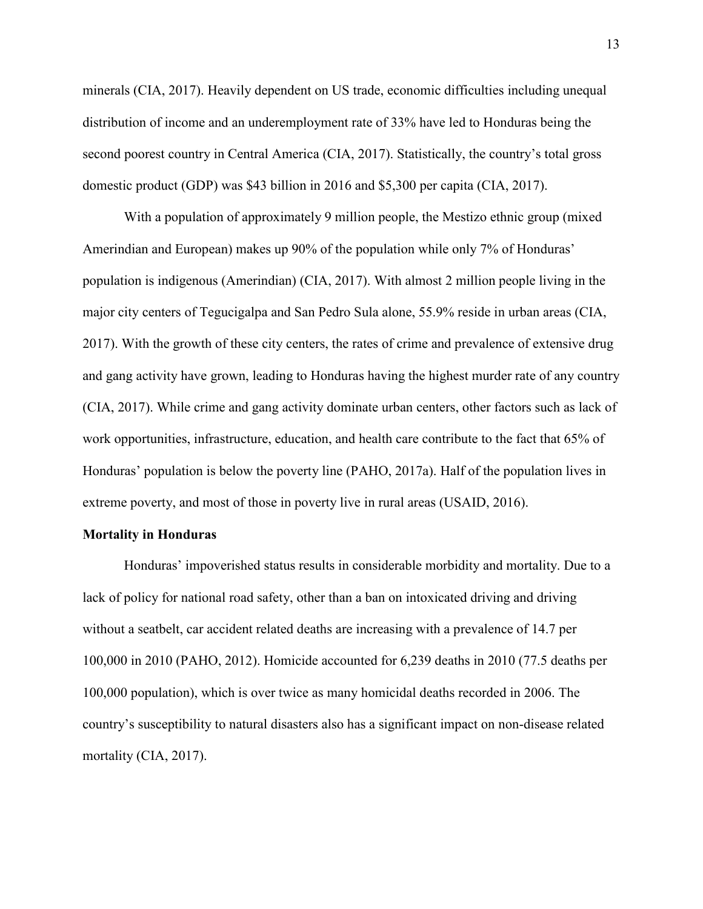minerals (CIA, 2017). Heavily dependent on US trade, economic difficulties including unequal distribution of income and an underemployment rate of 33% have led to Honduras being the second poorest country in Central America (CIA, 2017). Statistically, the country's total gross domestic product (GDP) was $43 billion in 2016 and $5,300 per capita (CIA, 2017).

With a population of approximately 9 million people, the Mestizo ethnic group (mixed Amerindian and European) makes up 90% of the population while only 7% of Honduras' population is indigenous (Amerindian) (CIA, 2017). With almost 2 million people living in the major city centers of Tegucigalpa and San Pedro Sula alone, 55.9% reside in urban areas (CIA, 2017). With the growth of these city centers, the rates of crime and prevalence of extensive drug and gang activity have grown, leading to Honduras having the highest murder rate of any country (CIA, 2017). While crime and gang activity dominate urban centers, other factors such as lack of work opportunities, infrastructure, education, and health care contribute to the fact that 65% of Honduras' population is below the poverty line (PAHO, 2017a). Half of the population lives in extreme poverty, and most of those in poverty live in rural areas (USAID, 2016).

**Mortality in Honduras**

Honduras' impoverished status results in considerable morbidity and mortality. Due to a lack of policy for national road safety, other than a ban on intoxicated driving and driving without a seatbelt, car accident related deaths are increasing with a prevalence of 14.7 per 100,000 in 2010 (PAHO, 2012). Homicide accounted for 6,239 deaths in 2010 (77.5 deaths per 100,000 population), which is over twice as many homicidal deaths recorded in 2006. The country's susceptibility to natural disasters also has a significant impact on non-disease related mortality (CIA, 2017).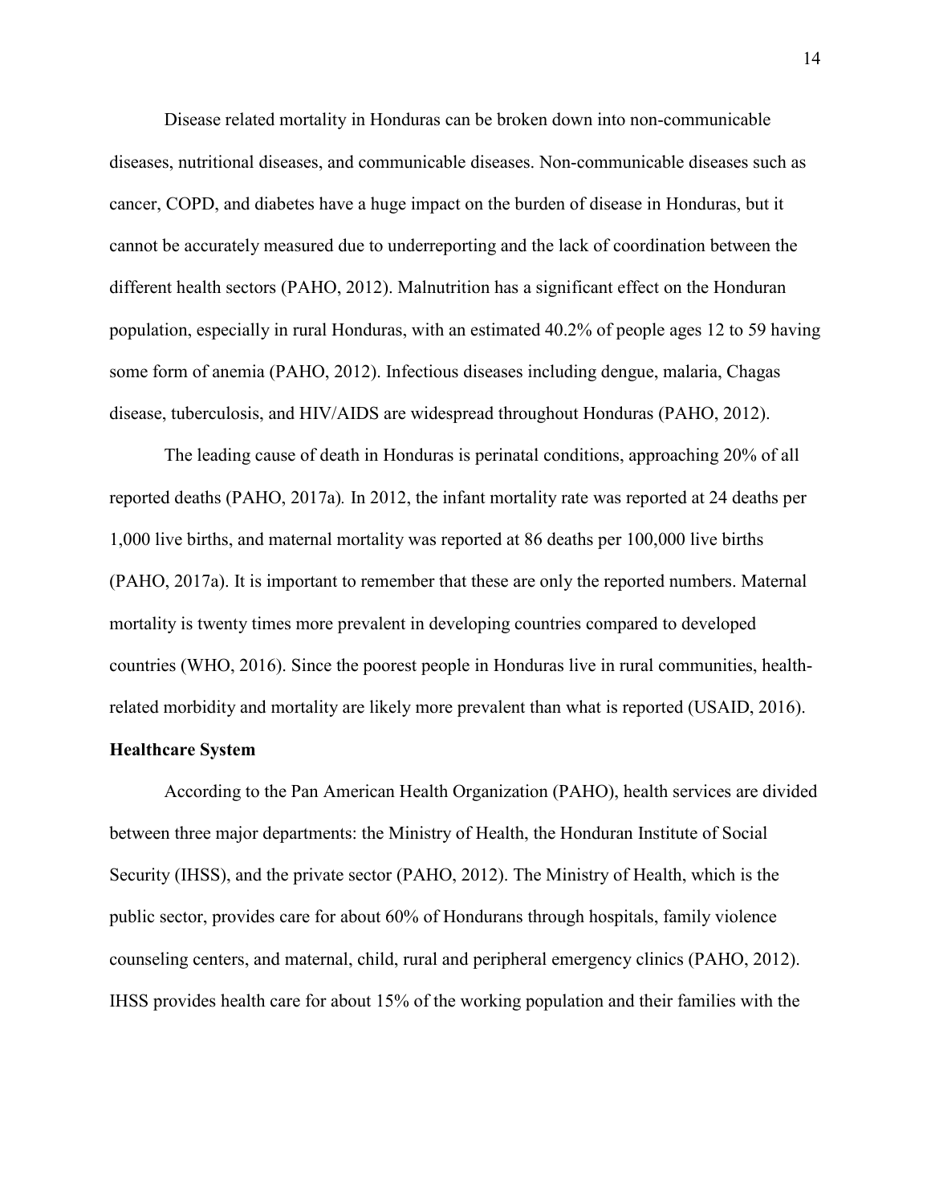Disease related mortality in Honduras can be broken down into non-communicable diseases, nutritional diseases, and communicable diseases. Non-communicable diseases such as cancer, COPD, and diabetes have a huge impact on the burden of disease in Honduras, but it cannot be accurately measured due to underreporting and the lack of coordination between the different health sectors (PAHO, 2012). Malnutrition has a significant effect on the Honduran population, especially in rural Honduras, with an estimated 40.2% of people ages 12 to 59 having some form of anemia (PAHO, 2012). Infectious diseases including dengue, malaria, Chagas disease, tuberculosis, and HIV/AIDS are widespread throughout Honduras (PAHO, 2012).

The leading cause of death in Honduras is perinatal conditions, approaching 20% of all reported deaths (PAHO, 2017a). In 2012, the infant mortality rate was reported at 24 deaths per 1,000 live births, and maternal mortality was reported at 86 deaths per 100,000 live births (PAHO, 2017a). It is important to remember that these are only the reported numbers. Maternal mortality is twenty times more prevalent in developing countries compared to developed countries (WHO, 2016). Since the poorest people in Honduras live in rural communities, health-related morbidity and mortality are likely more prevalent than what is reported (USAID, 2016).

**Healthcare System**

According to the Pan American Health Organization (PAHO), health services are divided between three major departments: the Ministry of Health, the Honduran Institute of Social Security (IHSS), and the private sector (PAHO, 2012). The Ministry of Health, which is the public sector, provides care for about 60% of Hondurans through hospitals, family violence counseling centers, and maternal, child, rural and peripheral emergency clinics (PAHO, 2012). IHSS provides health care for about 15% of the working population and their families with the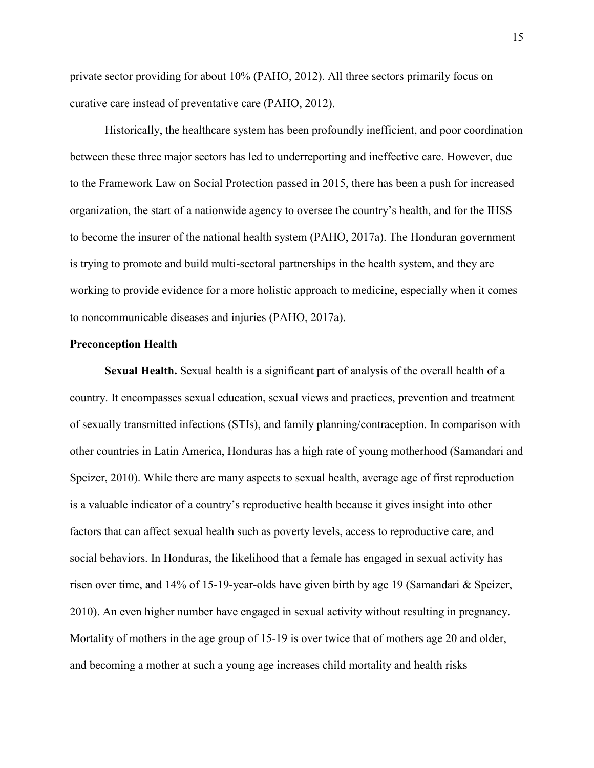private sector providing for about 10% (PAHO, 2012). All three sectors primarily focus on curative care instead of preventative care (PAHO, 2012).

Historically, the healthcare system has been profoundly inefficient, and poor coordination between these three major sectors has led to underreporting and ineffective care. However, due to the Framework Law on Social Protection passed in 2015, there has been a push for increased organization, the start of a nationwide agency to oversee the country's health, and for the IHSS to become the insurer of the national health system (PAHO, 2017a). The Honduran government is trying to promote and build multi-sectoral partnerships in the health system, and they are working to provide evidence for a more holistic approach to medicine, especially when it comes to noncommunicable diseases and injuries (PAHO, 2017a).

## Preconception Health

**Sexual Health.** Sexual health is a significant part of analysis of the overall health of a country. It encompasses sexual education, sexual views and practices, prevention and treatment of sexually transmitted infections (STIs), and family planning/contraception. In comparison with other countries in Latin America, Honduras has a high rate of young motherhood (Samandari and Speizer, 2010). While there are many aspects to sexual health, average age of first reproduction is a valuable indicator of a country's reproductive health because it gives insight into other factors that can affect sexual health such as poverty levels, access to reproductive care, and social behaviors. In Honduras, the likelihood that a female has engaged in sexual activity has risen over time, and 14% of 15-19-year-olds have given birth by age 19 (Samandari & Speizer, 2010). An even higher number have engaged in sexual activity without resulting in pregnancy. Mortality of mothers in the age group of 15-19 is over twice that of mothers age 20 and older, and becoming a mother at such a young age increases child mortality and health risks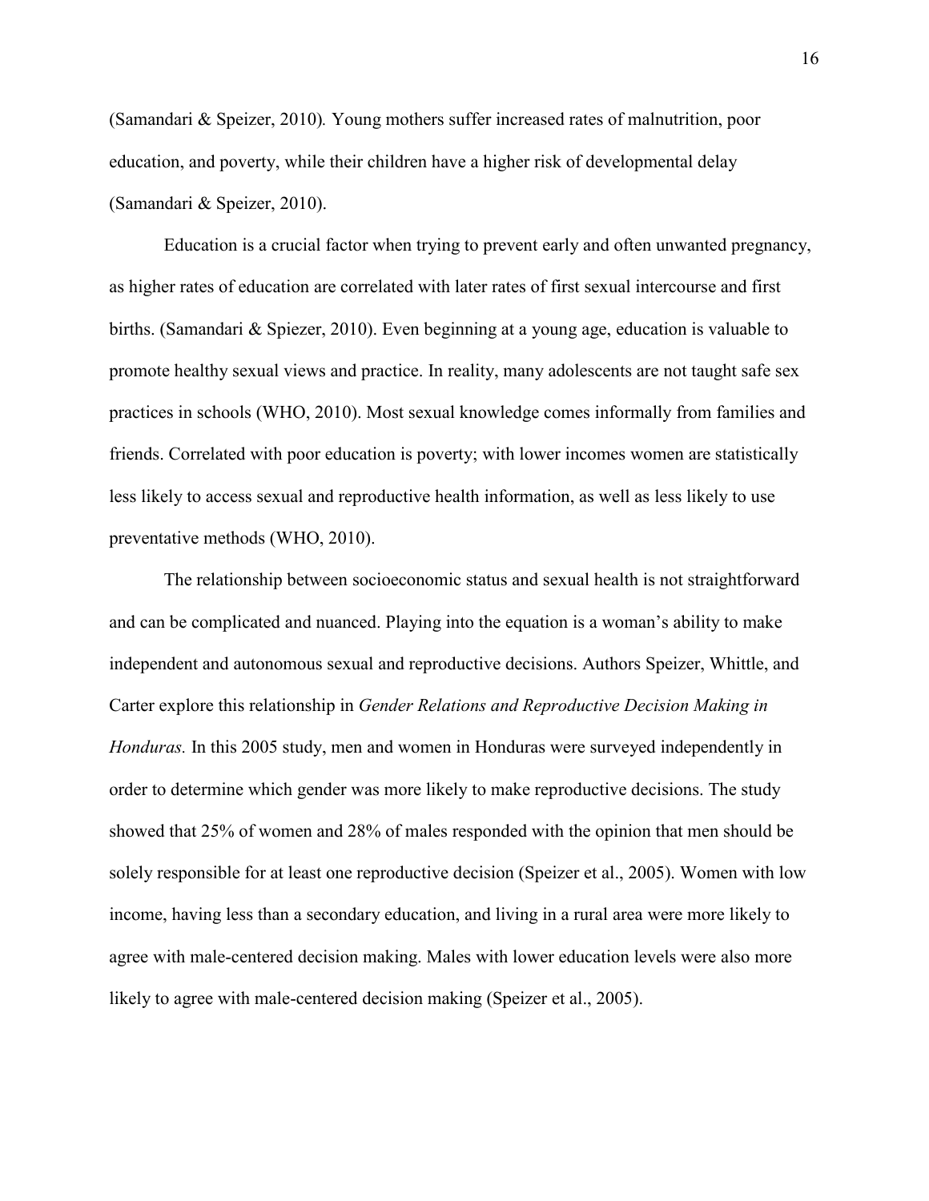(Samandari & Speizer, 2010)*.* Young mothers suffer increased rates of malnutrition, poor education, and poverty, while their children have a higher risk of developmental delay (Samandari & Speizer, 2010).

Education is a crucial factor when trying to prevent early and often unwanted pregnancy, as higher rates of education are correlated with later rates of first sexual intercourse and first births. (Samandari & Spiezer, 2010). Even beginning at a young age, education is valuable to promote healthy sexual views and practice. In reality, many adolescents are not taught safe sex practices in schools (WHO, 2010). Most sexual knowledge comes informally from families and friends. Correlated with poor education is poverty; with lower incomes women are statistically less likely to access sexual and reproductive health information, as well as less likely to use preventative methods (WHO, 2010).

The relationship between socioeconomic status and sexual health is not straightforward and can be complicated and nuanced. Playing into the equation is a woman's ability to make independent and autonomous sexual and reproductive decisions. Authors Speizer, Whittle, and Carter explore this relationship in *Gender Relations and Reproductive Decision Making in Honduras.* In this 2005 study, men and women in Honduras were surveyed independently in order to determine which gender was more likely to make reproductive decisions. The study showed that 25% of women and 28% of males responded with the opinion that men should be solely responsible for at least one reproductive decision (Speizer et al., 2005). Women with low income, having less than a secondary education, and living in a rural area were more likely to agree with male-centered decision making. Males with lower education levels were also more likely to agree with male-centered decision making (Speizer et al., 2005).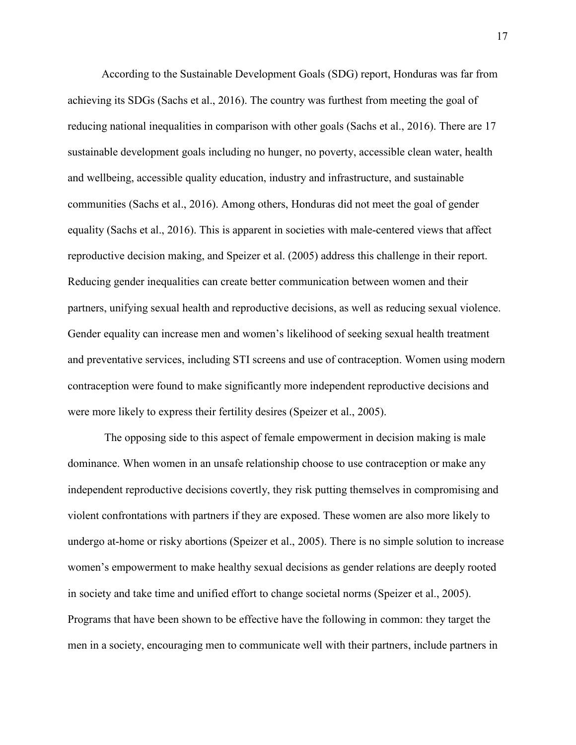According to the Sustainable Development Goals (SDG) report, Honduras was far from achieving its SDGs (Sachs et al., 2016). The country was furthest from meeting the goal of reducing national inequalities in comparison with other goals (Sachs et al., 2016). There are 17 sustainable development goals including no hunger, no poverty, accessible clean water, health and wellbeing, accessible quality education, industry and infrastructure, and sustainable communities (Sachs et al., 2016). Among others, Honduras did not meet the goal of gender equality (Sachs et al., 2016). This is apparent in societies with male-centered views that affect reproductive decision making, and Speizer et al. (2005) address this challenge in their report. Reducing gender inequalities can create better communication between women and their partners, unifying sexual health and reproductive decisions, as well as reducing sexual violence. Gender equality can increase men and women's likelihood of seeking sexual health treatment and preventative services, including STI screens and use of contraception. Women using modern contraception were found to make significantly more independent reproductive decisions and were more likely to express their fertility desires (Speizer et al., 2005).

The opposing side to this aspect of female empowerment in decision making is male dominance. When women in an unsafe relationship choose to use contraception or make any independent reproductive decisions covertly, they risk putting themselves in compromising and violent confrontations with partners if they are exposed. These women are also more likely to undergo at-home or risky abortions (Speizer et al., 2005). There is no simple solution to increase women's empowerment to make healthy sexual decisions as gender relations are deeply rooted in society and take time and unified effort to change societal norms (Speizer et al., 2005). Programs that have been shown to be effective have the following in common: they target the men in a society, encouraging men to communicate well with their partners, include partners in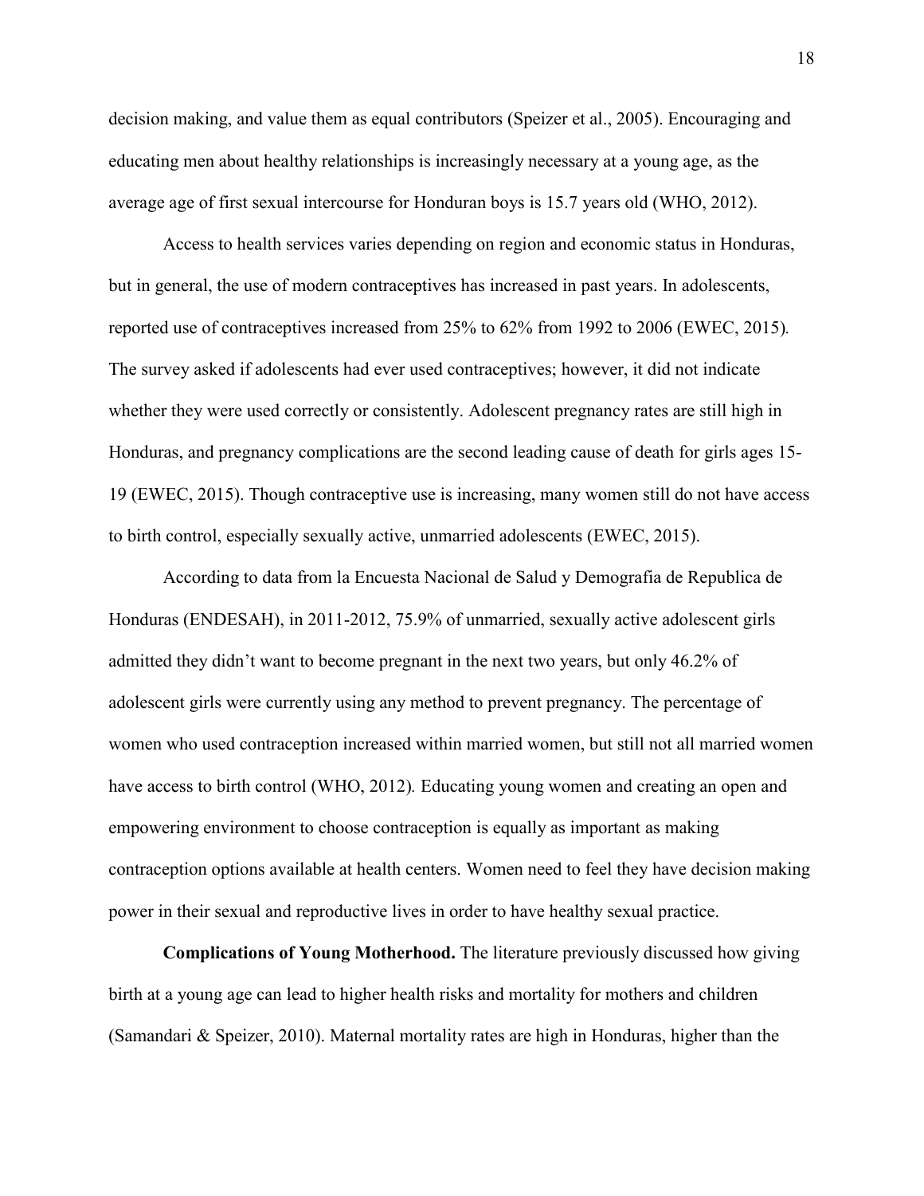decision making, and value them as equal contributors (Speizer et al., 2005). Encouraging and educating men about healthy relationships is increasingly necessary at a young age, as the average age of first sexual intercourse for Honduran boys is 15.7 years old (WHO, 2012).

Access to health services varies depending on region and economic status in Honduras, but in general, the use of modern contraceptives has increased in past years. In adolescents, reported use of contraceptives increased from 25% to 62% from 1992 to 2006 (EWEC, 2015). The survey asked if adolescents had ever used contraceptives; however, it did not indicate whether they were used correctly or consistently. Adolescent pregnancy rates are still high in Honduras, and pregnancy complications are the second leading cause of death for girls ages 15-19 (EWEC, 2015). Though contraceptive use is increasing, many women still do not have access to birth control, especially sexually active, unmarried adolescents (EWEC, 2015).

According to data from la Encuesta Nacional de Salud y Demografia de Republica de Honduras (ENDESAH), in 2011-2012, 75.9% of unmarried, sexually active adolescent girls admitted they didn't want to become pregnant in the next two years, but only 46.2% of adolescent girls were currently using any method to prevent pregnancy. The percentage of women who used contraception increased within married women, but still not all married women have access to birth control (WHO, 2012). Educating young women and creating an open and empowering environment to choose contraception is equally as important as making contraception options available at health centers. Women need to feel they have decision making power in their sexual and reproductive lives in order to have healthy sexual practice.

**Complications of Young Motherhood.** The literature previously discussed how giving birth at a young age can lead to higher health risks and mortality for mothers and children (Samandari & Speizer, 2010). Maternal mortality rates are high in Honduras, higher than the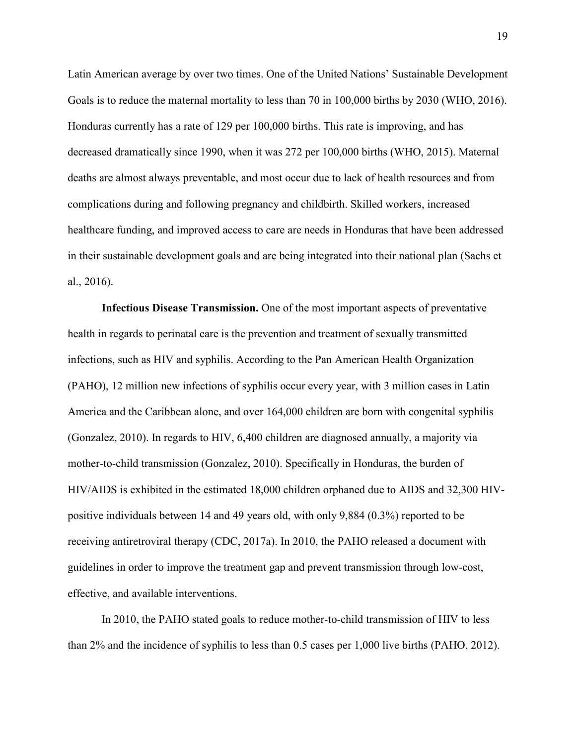Latin American average by over two times. One of the United Nations' Sustainable Development Goals is to reduce the maternal mortality to less than 70 in 100,000 births by 2030 (WHO, 2016). Honduras currently has a rate of 129 per 100,000 births. This rate is improving, and has decreased dramatically since 1990, when it was 272 per 100,000 births (WHO, 2015). Maternal deaths are almost always preventable, and most occur due to lack of health resources and from complications during and following pregnancy and childbirth. Skilled workers, increased healthcare funding, and improved access to care are needs in Honduras that have been addressed in their sustainable development goals and are being integrated into their national plan (Sachs et al., 2016).

**Infectious Disease Transmission.** One of the most important aspects of preventative health in regards to perinatal care is the prevention and treatment of sexually transmitted infections, such as HIV and syphilis. According to the Pan American Health Organization (PAHO), 12 million new infections of syphilis occur every year, with 3 million cases in Latin America and the Caribbean alone, and over 164,000 children are born with congenital syphilis (Gonzalez, 2010). In regards to HIV, 6,400 children are diagnosed annually, a majority via mother-to-child transmission (Gonzalez, 2010). Specifically in Honduras, the burden of HIV/AIDS is exhibited in the estimated 18,000 children orphaned due to AIDS and 32,300 HIV-positive individuals between 14 and 49 years old, with only 9,884 (0.3%) reported to be receiving antiretroviral therapy (CDC, 2017a). In 2010, the PAHO released a document with guidelines in order to improve the treatment gap and prevent transmission through low-cost, effective, and available interventions.

In 2010, the PAHO stated goals to reduce mother-to-child transmission of HIV to less than 2% and the incidence of syphilis to less than 0.5 cases per 1,000 live births (PAHO, 2012).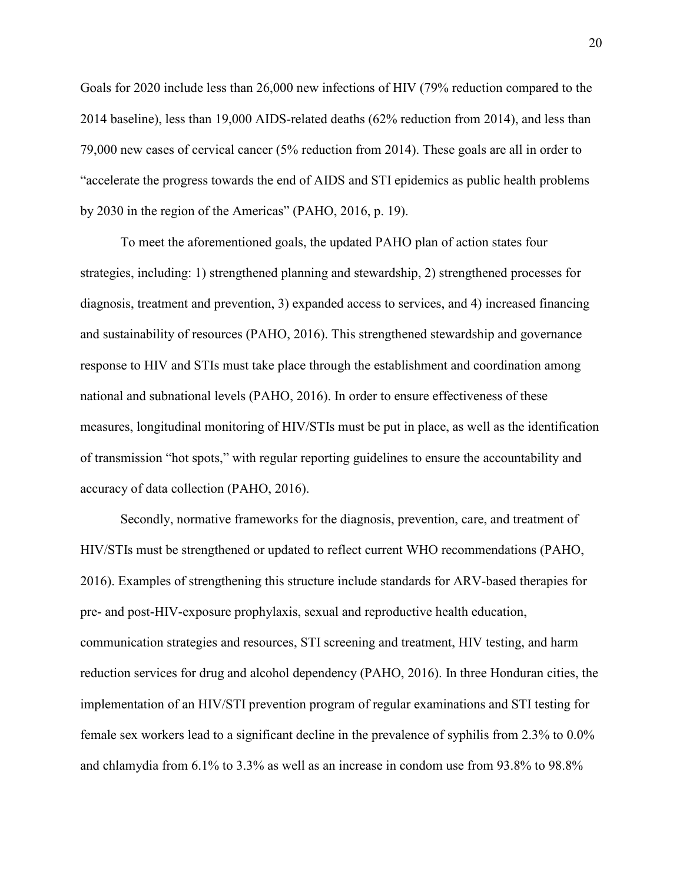Goals for 2020 include less than 26,000 new infections of HIV (79% reduction compared to the 2014 baseline), less than 19,000 AIDS-related deaths (62% reduction from 2014), and less than 79,000 new cases of cervical cancer (5% reduction from 2014). These goals are all in order to "accelerate the progress towards the end of AIDS and STI epidemics as public health problems by 2030 in the region of the Americas" (PAHO, 2016, p. 19).

To meet the aforementioned goals, the updated PAHO plan of action states four strategies, including: 1) strengthened planning and stewardship, 2) strengthened processes for diagnosis, treatment and prevention, 3) expanded access to services, and 4) increased financing and sustainability of resources (PAHO, 2016). This strengthened stewardship and governance response to HIV and STIs must take place through the establishment and coordination among national and subnational levels (PAHO, 2016). In order to ensure effectiveness of these measures, longitudinal monitoring of HIV/STIs must be put in place, as well as the identification of transmission "hot spots," with regular reporting guidelines to ensure the accountability and accuracy of data collection (PAHO, 2016).

Secondly, normative frameworks for the diagnosis, prevention, care, and treatment of HIV/STIs must be strengthened or updated to reflect current WHO recommendations (PAHO, 2016). Examples of strengthening this structure include standards for ARV-based therapies for pre- and post-HIV-exposure prophylaxis, sexual and reproductive health education, communication strategies and resources, STI screening and treatment, HIV testing, and harm reduction services for drug and alcohol dependency (PAHO, 2016). In three Honduran cities, the implementation of an HIV/STI prevention program of regular examinations and STI testing for female sex workers lead to a significant decline in the prevalence of syphilis from 2.3% to 0.0% and chlamydia from 6.1% to 3.3% as well as an increase in condom use from 93.8% to 98.8%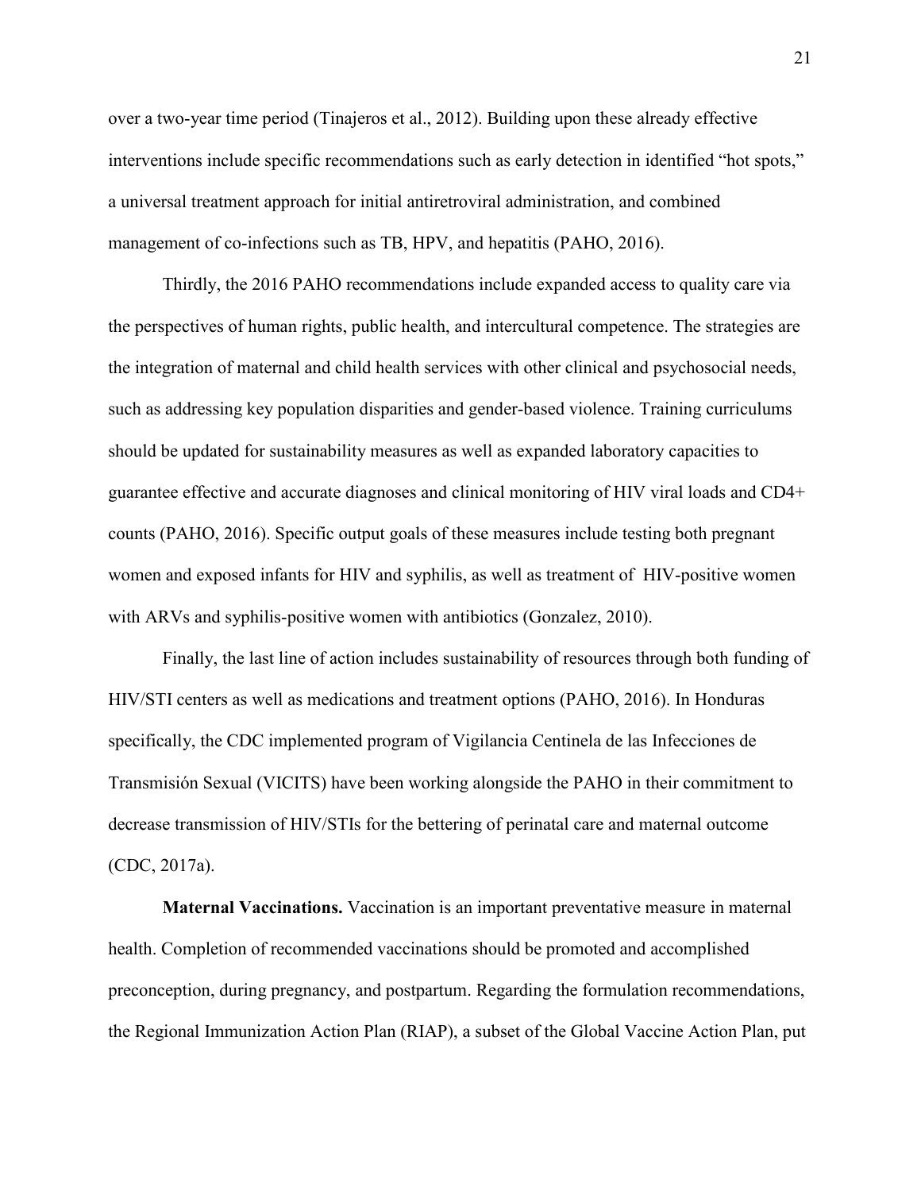over a two-year time period (Tinajeros et al., 2012). Building upon these already effective interventions include specific recommendations such as early detection in identified "hot spots," a universal treatment approach for initial antiretroviral administration, and combined management of co-infections such as TB, HPV, and hepatitis (PAHO, 2016).

Thirdly, the 2016 PAHO recommendations include expanded access to quality care via the perspectives of human rights, public health, and intercultural competence. The strategies are the integration of maternal and child health services with other clinical and psychosocial needs, such as addressing key population disparities and gender-based violence. Training curriculums should be updated for sustainability measures as well as expanded laboratory capacities to guarantee effective and accurate diagnoses and clinical monitoring of HIV viral loads and CD4+ counts (PAHO, 2016). Specific output goals of these measures include testing both pregnant women and exposed infants for HIV and syphilis, as well as treatment of HIV-positive women with ARVs and syphilis-positive women with antibiotics (Gonzalez, 2010).

Finally, the last line of action includes sustainability of resources through both funding of HIV/STI centers as well as medications and treatment options (PAHO, 2016). In Honduras specifically, the CDC implemented program of Vigilancia Centinela de las Infecciones de Transmisión Sexual (VICITS) have been working alongside the PAHO in their commitment to decrease transmission of HIV/STIs for the bettering of perinatal care and maternal outcome (CDC, 2017a).

**Maternal Vaccinations.** Vaccination is an important preventative measure in maternal health. Completion of recommended vaccinations should be promoted and accomplished preconception, during pregnancy, and postpartum. Regarding the formulation recommendations, the Regional Immunization Action Plan (RIAP), a subset of the Global Vaccine Action Plan, put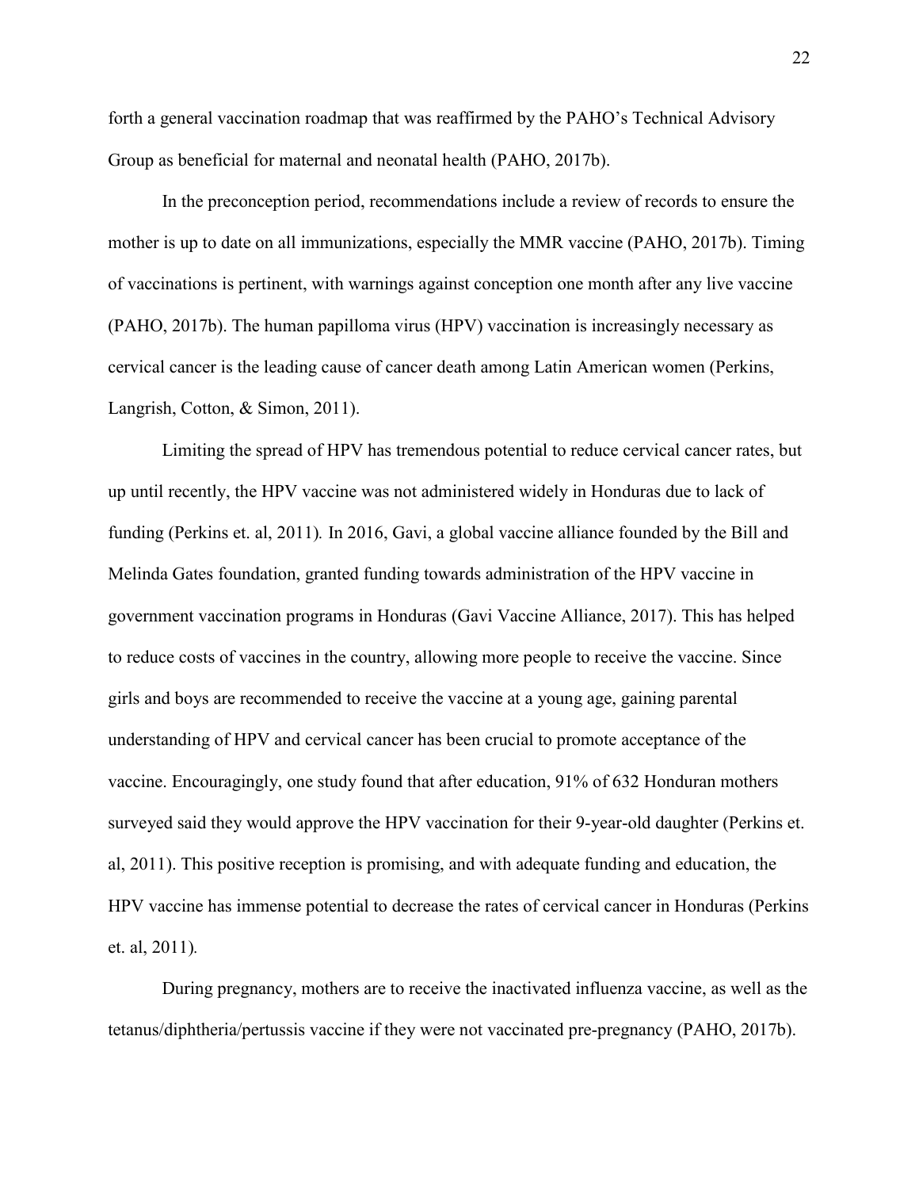forth a general vaccination roadmap that was reaffirmed by the PAHO's Technical Advisory Group as beneficial for maternal and neonatal health (PAHO, 2017b).

In the preconception period, recommendations include a review of records to ensure the mother is up to date on all immunizations, especially the MMR vaccine (PAHO, 2017b). Timing of vaccinations is pertinent, with warnings against conception one month after any live vaccine (PAHO, 2017b). The human papilloma virus (HPV) vaccination is increasingly necessary as cervical cancer is the leading cause of cancer death among Latin American women (Perkins, Langrish, Cotton, & Simon, 2011).

Limiting the spread of HPV has tremendous potential to reduce cervical cancer rates, but up until recently, the HPV vaccine was not administered widely in Honduras due to lack of funding (Perkins et. al, 2011). In 2016, Gavi, a global vaccine alliance founded by the Bill and Melinda Gates foundation, granted funding towards administration of the HPV vaccine in government vaccination programs in Honduras (Gavi Vaccine Alliance, 2017). This has helped to reduce costs of vaccines in the country, allowing more people to receive the vaccine. Since girls and boys are recommended to receive the vaccine at a young age, gaining parental understanding of HPV and cervical cancer has been crucial to promote acceptance of the vaccine. Encouragingly, one study found that after education, 91% of 632 Honduran mothers surveyed said they would approve the HPV vaccination for their 9-year-old daughter (Perkins et. al, 2011). This positive reception is promising, and with adequate funding and education, the HPV vaccine has immense potential to decrease the rates of cervical cancer in Honduras (Perkins et. al, 2011).

During pregnancy, mothers are to receive the inactivated influenza vaccine, as well as the tetanus/diphtheria/pertussis vaccine if they were not vaccinated pre-pregnancy (PAHO, 2017b).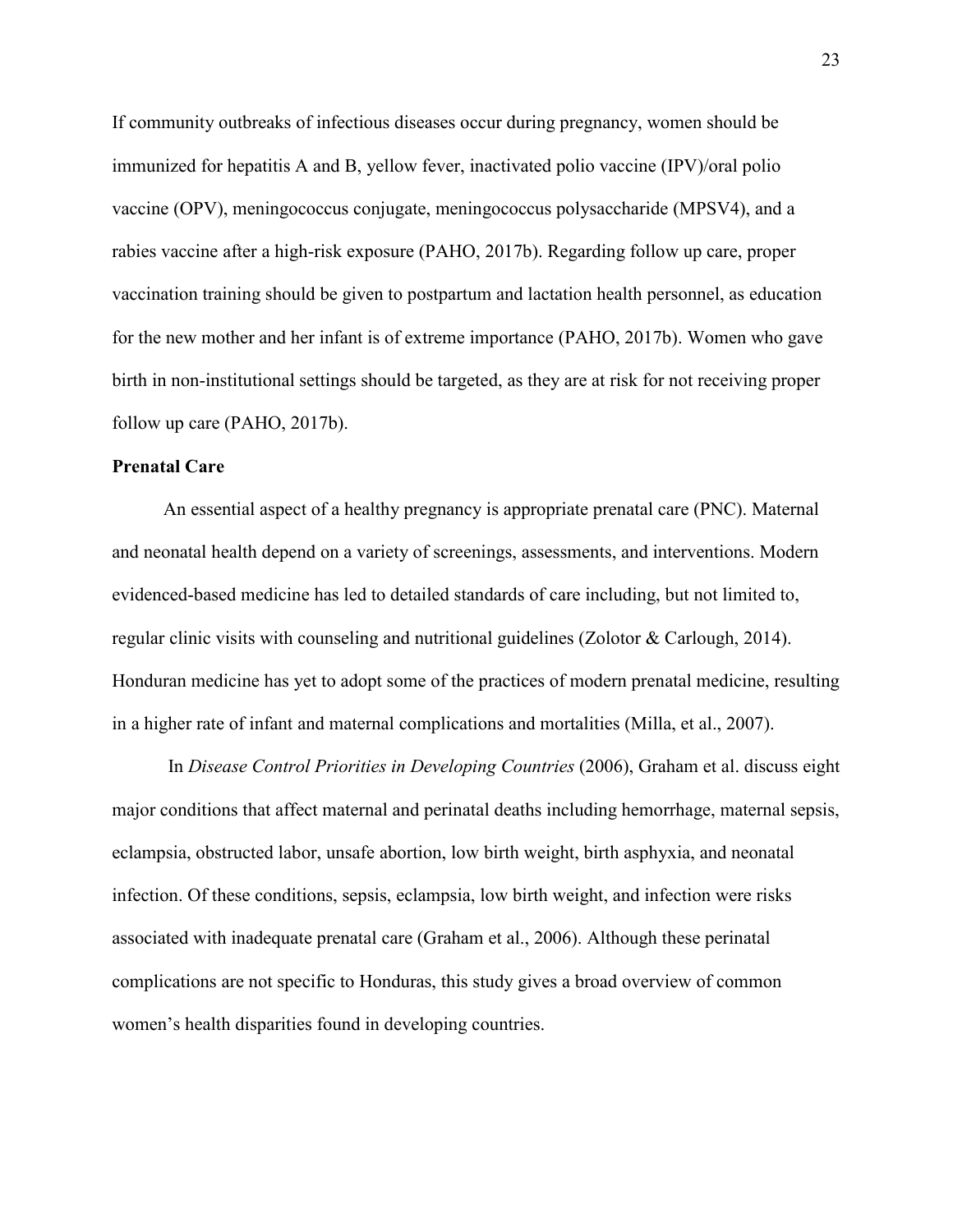If community outbreaks of infectious diseases occur during pregnancy, women should be immunized for hepatitis A and B, yellow fever, inactivated polio vaccine (IPV)/oral polio vaccine (OPV), meningococcus conjugate, meningococcus polysaccharide (MPSV4), and a rabies vaccine after a high-risk exposure (PAHO, 2017b). Regarding follow up care, proper vaccination training should be given to postpartum and lactation health personnel, as education for the new mother and her infant is of extreme importance (PAHO, 2017b). Women who gave birth in non-institutional settings should be targeted, as they are at risk for not receiving proper follow up care (PAHO, 2017b).

## Prenatal Care

An essential aspect of a healthy pregnancy is appropriate prenatal care (PNC). Maternal and neonatal health depend on a variety of screenings, assessments, and interventions. Modern evidenced-based medicine has led to detailed standards of care including, but not limited to, regular clinic visits with counseling and nutritional guidelines (Zolotor & Carlough, 2014). Honduran medicine has yet to adopt some of the practices of modern prenatal medicine, resulting in a higher rate of infant and maternal complications and mortalities (Milla, et al., 2007).

In *Disease Control Priorities in Developing Countries* (2006), Graham et al. discuss eight major conditions that affect maternal and perinatal deaths including hemorrhage, maternal sepsis, eclampsia, obstructed labor, unsafe abortion, low birth weight, birth asphyxia, and neonatal infection. Of these conditions, sepsis, eclampsia, low birth weight, and infection were risks associated with inadequate prenatal care (Graham et al., 2006). Although these perinatal complications are not specific to Honduras, this study gives a broad overview of common women's health disparities found in developing countries.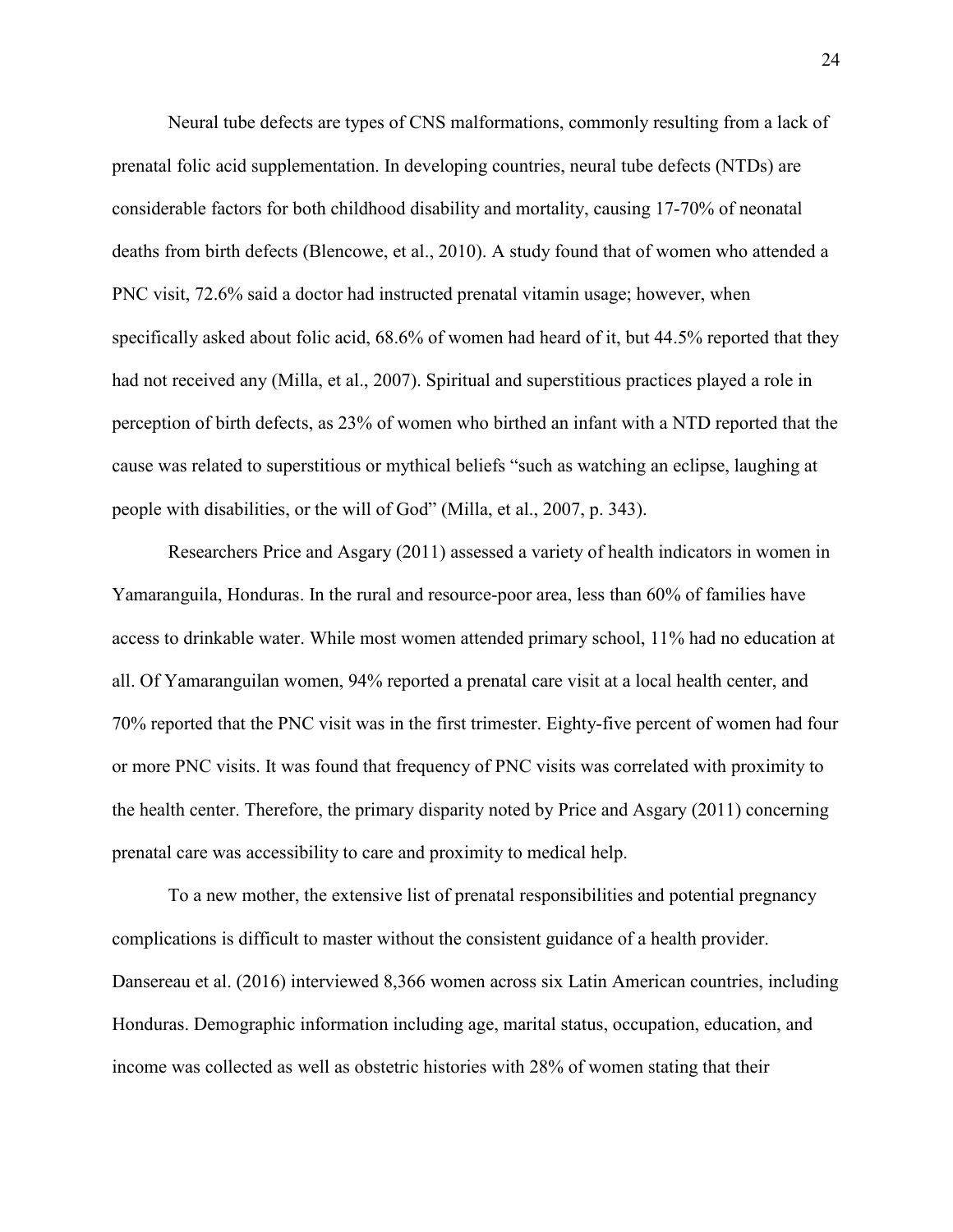Neural tube defects are types of CNS malformations, commonly resulting from a lack of prenatal folic acid supplementation. In developing countries, neural tube defects (NTDs) are considerable factors for both childhood disability and mortality, causing 17-70% of neonatal deaths from birth defects (Blencowe, et al., 2010). A study found that of women who attended a PNC visit, 72.6% said a doctor had instructed prenatal vitamin usage; however, when specifically asked about folic acid, 68.6% of women had heard of it, but 44.5% reported that they had not received any (Milla, et al., 2007). Spiritual and superstitious practices played a role in perception of birth defects, as 23% of women who birthed an infant with a NTD reported that the cause was related to superstitious or mythical beliefs "such as watching an eclipse, laughing at people with disabilities, or the will of God" (Milla, et al., 2007, p. 343).

Researchers Price and Asgary (2011) assessed a variety of health indicators in women in Yamaranguila, Honduras. In the rural and resource-poor area, less than 60% of families have access to drinkable water. While most women attended primary school, 11% had no education at all. Of Yamaranguilan women, 94% reported a prenatal care visit at a local health center, and 70% reported that the PNC visit was in the first trimester. Eighty-five percent of women had four or more PNC visits. It was found that frequency of PNC visits was correlated with proximity to the health center. Therefore, the primary disparity noted by Price and Asgary (2011) concerning prenatal care was accessibility to care and proximity to medical help.

To a new mother, the extensive list of prenatal responsibilities and potential pregnancy complications is difficult to master without the consistent guidance of a health provider. Dansereau et al. (2016) interviewed 8,366 women across six Latin American countries, including Honduras. Demographic information including age, marital status, occupation, education, and income was collected as well as obstetric histories with 28% of women stating that their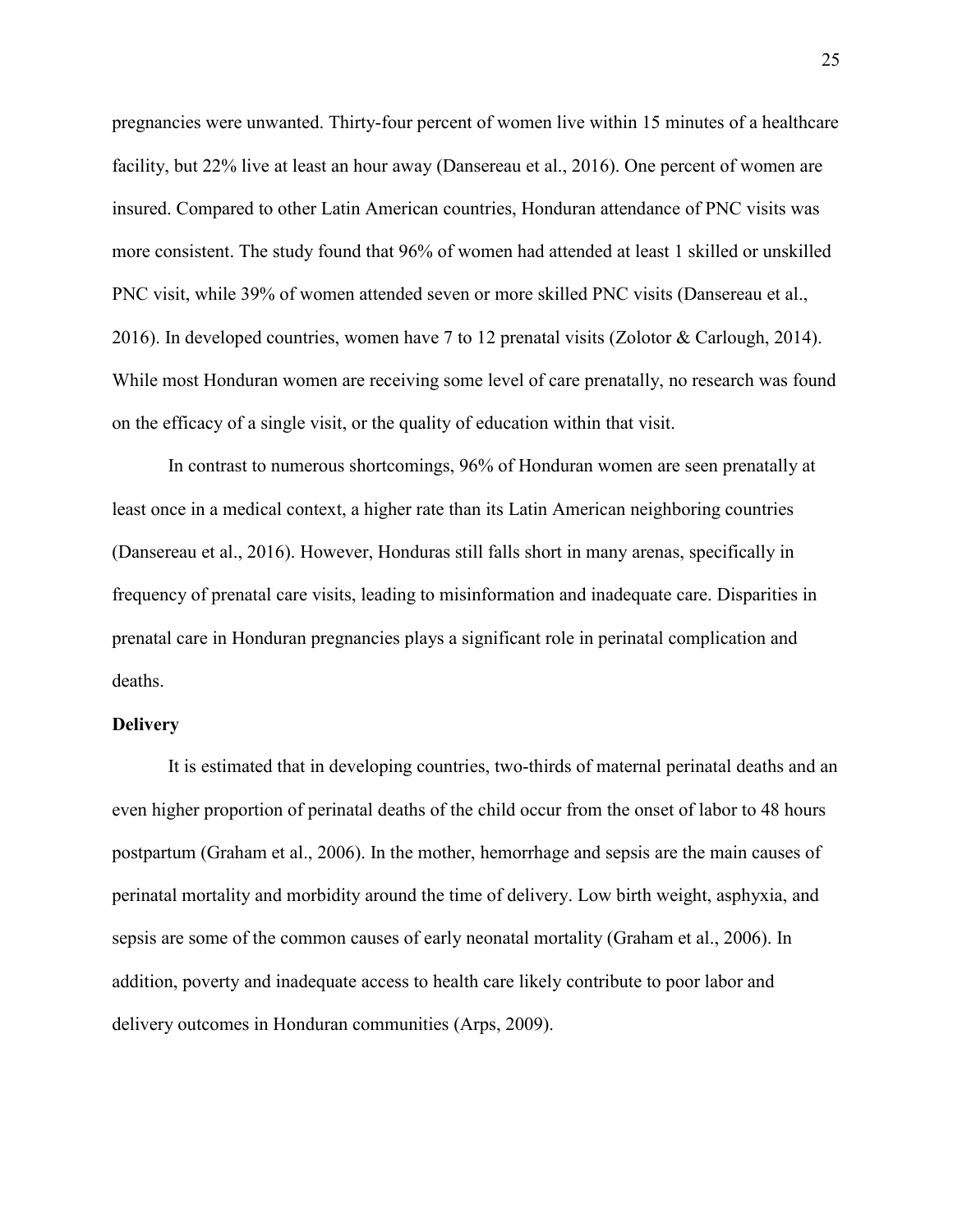pregnancies were unwanted. Thirty-four percent of women live within 15 minutes of a healthcare facility, but 22% live at least an hour away (Dansereau et al., 2016). One percent of women are insured. Compared to other Latin American countries, Honduran attendance of PNC visits was more consistent. The study found that 96% of women had attended at least 1 skilled or unskilled PNC visit, while 39% of women attended seven or more skilled PNC visits (Dansereau et al., 2016). In developed countries, women have 7 to 12 prenatal visits (Zolotor & Carlough, 2014). While most Honduran women are receiving some level of care prenatally, no research was found on the efficacy of a single visit, or the quality of education within that visit.

In contrast to numerous shortcomings, 96% of Honduran women are seen prenatally at least once in a medical context, a higher rate than its Latin American neighboring countries (Dansereau et al., 2016). However, Honduras still falls short in many arenas, specifically in frequency of prenatal care visits, leading to misinformation and inadequate care. Disparities in prenatal care in Honduran pregnancies plays a significant role in perinatal complication and deaths.

**Delivery**

It is estimated that in developing countries, two-thirds of maternal perinatal deaths and an even higher proportion of perinatal deaths of the child occur from the onset of labor to 48 hours postpartum (Graham et al., 2006). In the mother, hemorrhage and sepsis are the main causes of perinatal mortality and morbidity around the time of delivery. Low birth weight, asphyxia, and sepsis are some of the common causes of early neonatal mortality (Graham et al., 2006). In addition, poverty and inadequate access to health care likely contribute to poor labor and delivery outcomes in Honduran communities (Arps, 2009).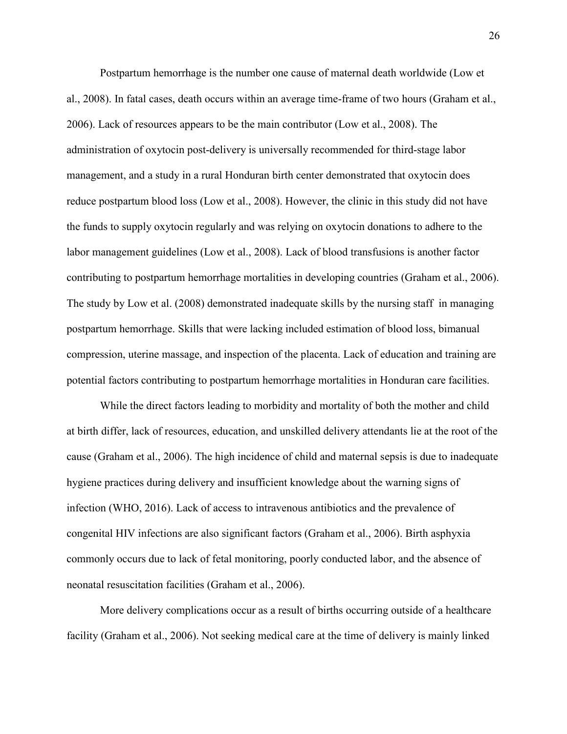Postpartum hemorrhage is the number one cause of maternal death worldwide (Low et al., 2008). In fatal cases, death occurs within an average time-frame of two hours (Graham et al., 2006). Lack of resources appears to be the main contributor (Low et al., 2008). The administration of oxytocin post-delivery is universally recommended for third-stage labor management, and a study in a rural Honduran birth center demonstrated that oxytocin does reduce postpartum blood loss (Low et al., 2008). However, the clinic in this study did not have the funds to supply oxytocin regularly and was relying on oxytocin donations to adhere to the labor management guidelines (Low et al., 2008). Lack of blood transfusions is another factor contributing to postpartum hemorrhage mortalities in developing countries (Graham et al., 2006). The study by Low et al. (2008) demonstrated inadequate skills by the nursing staff in managing postpartum hemorrhage. Skills that were lacking included estimation of blood loss, bimanual compression, uterine massage, and inspection of the placenta. Lack of education and training are potential factors contributing to postpartum hemorrhage mortalities in Honduran care facilities.

While the direct factors leading to morbidity and mortality of both the mother and child at birth differ, lack of resources, education, and unskilled delivery attendants lie at the root of the cause (Graham et al., 2006). The high incidence of child and maternal sepsis is due to inadequate hygiene practices during delivery and insufficient knowledge about the warning signs of infection (WHO, 2016). Lack of access to intravenous antibiotics and the prevalence of congenital HIV infections are also significant factors (Graham et al., 2006). Birth asphyxia commonly occurs due to lack of fetal monitoring, poorly conducted labor, and the absence of neonatal resuscitation facilities (Graham et al., 2006).

More delivery complications occur as a result of births occurring outside of a healthcare facility (Graham et al., 2006). Not seeking medical care at the time of delivery is mainly linked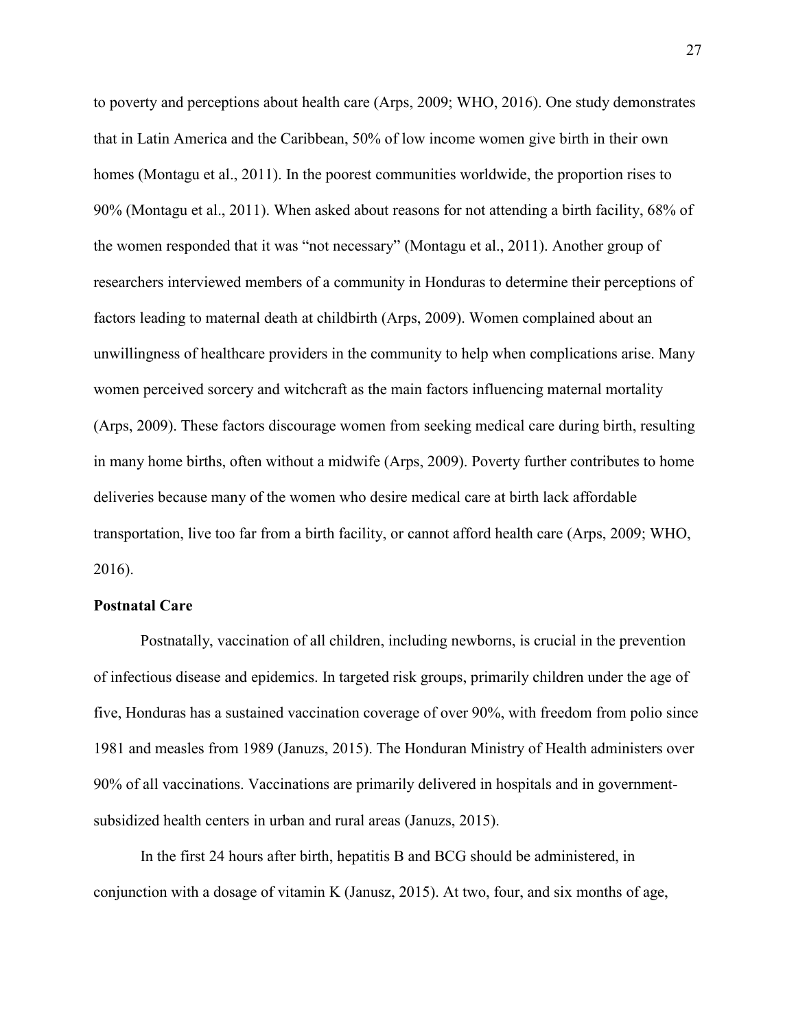to poverty and perceptions about health care (Arps, 2009; WHO, 2016). One study demonstrates that in Latin America and the Caribbean, 50% of low income women give birth in their own homes (Montagu et al., 2011). In the poorest communities worldwide, the proportion rises to 90% (Montagu et al., 2011). When asked about reasons for not attending a birth facility, 68% of the women responded that it was "not necessary" (Montagu et al., 2011). Another group of researchers interviewed members of a community in Honduras to determine their perceptions of factors leading to maternal death at childbirth (Arps, 2009). Women complained about an unwillingness of healthcare providers in the community to help when complications arise. Many women perceived sorcery and witchcraft as the main factors influencing maternal mortality (Arps, 2009). These factors discourage women from seeking medical care during birth, resulting in many home births, often without a midwife (Arps, 2009). Poverty further contributes to home deliveries because many of the women who desire medical care at birth lack affordable transportation, live too far from a birth facility, or cannot afford health care (Arps, 2009; WHO, 2016).

**Postnatal Care**

Postnatally, vaccination of all children, including newborns, is crucial in the prevention of infectious disease and epidemics. In targeted risk groups, primarily children under the age of five, Honduras has a sustained vaccination coverage of over 90%, with freedom from polio since 1981 and measles from 1989 (Januzs, 2015). The Honduran Ministry of Health administers over 90% of all vaccinations. Vaccinations are primarily delivered in hospitals and in government-subsidized health centers in urban and rural areas (Januzs, 2015).

In the first 24 hours after birth, hepatitis B and BCG should be administered, in conjunction with a dosage of vitamin K (Janusz, 2015). At two, four, and six months of age,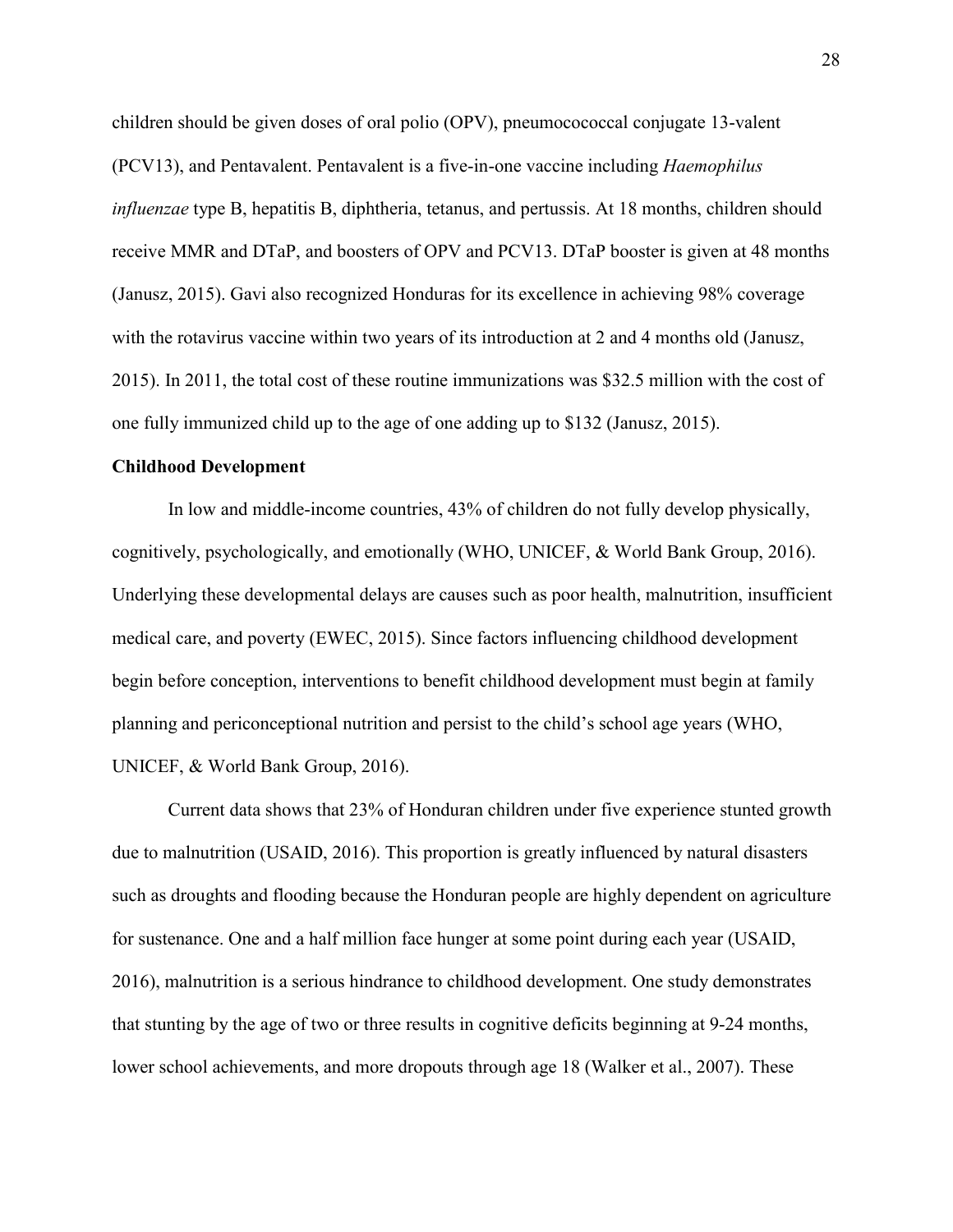children should be given doses of oral polio (OPV), pneumocococcal conjugate 13-valent (PCV13), and Pentavalent. Pentavalent is a five-in-one vaccine including *Haemophilus influenzae* type B, hepatitis B, diphtheria, tetanus, and pertussis. At 18 months, children should receive MMR and DTaP, and boosters of OPV and PCV13. DTaP booster is given at 48 months (Janusz, 2015). Gavi also recognized Honduras for its excellence in achieving 98% coverage with the rotavirus vaccine within two years of its introduction at 2 and 4 months old (Janusz, 2015). In 2011, the total cost of these routine immunizations was $32.5 million with the cost of one fully immunized child up to the age of one adding up to $132 (Janusz, 2015).

**Childhood Development**

In low and middle-income countries, 43% of children do not fully develop physically, cognitively, psychologically, and emotionally (WHO, UNICEF, & World Bank Group, 2016). Underlying these developmental delays are causes such as poor health, malnutrition, insufficient medical care, and poverty (EWEC, 2015). Since factors influencing childhood development begin before conception, interventions to benefit childhood development must begin at family planning and periconceptional nutrition and persist to the child's school age years (WHO, UNICEF, & World Bank Group, 2016).

Current data shows that 23% of Honduran children under five experience stunted growth due to malnutrition (USAID, 2016). This proportion is greatly influenced by natural disasters such as droughts and flooding because the Honduran people are highly dependent on agriculture for sustenance. One and a half million face hunger at some point during each year (USAID, 2016), malnutrition is a serious hindrance to childhood development. One study demonstrates that stunting by the age of two or three results in cognitive deficits beginning at 9-24 months, lower school achievements, and more dropouts through age 18 (Walker et al., 2007). These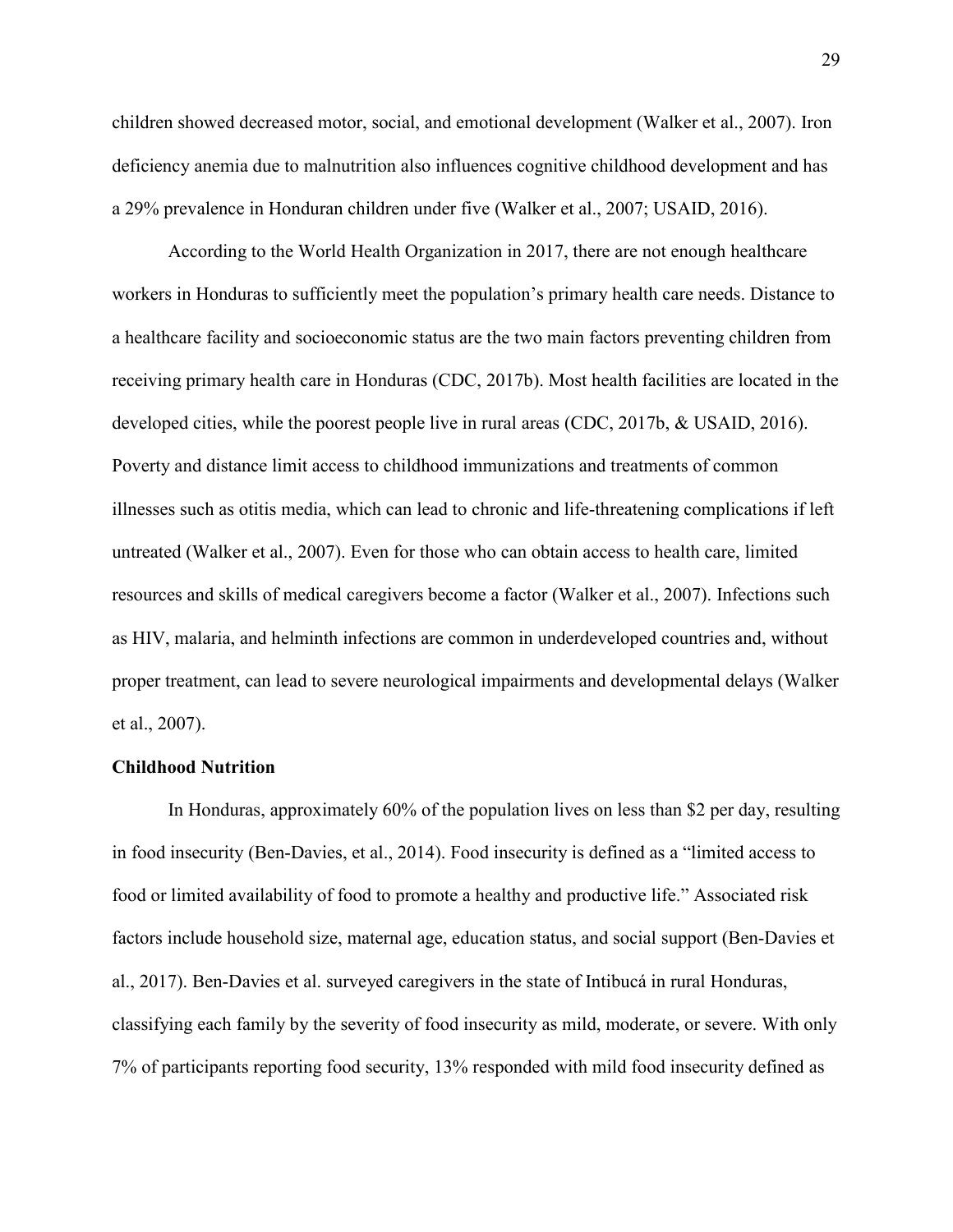children showed decreased motor, social, and emotional development (Walker et al., 2007). Iron deficiency anemia due to malnutrition also influences cognitive childhood development and has a 29% prevalence in Honduran children under five (Walker et al., 2007; USAID, 2016).

According to the World Health Organization in 2017, there are not enough healthcare workers in Honduras to sufficiently meet the population's primary health care needs. Distance to a healthcare facility and socioeconomic status are the two main factors preventing children from receiving primary health care in Honduras (CDC, 2017b). Most health facilities are located in the developed cities, while the poorest people live in rural areas (CDC, 2017b, & USAID, 2016). Poverty and distance limit access to childhood immunizations and treatments of common illnesses such as otitis media, which can lead to chronic and life-threatening complications if left untreated (Walker et al., 2007). Even for those who can obtain access to health care, limited resources and skills of medical caregivers become a factor (Walker et al., 2007). Infections such as HIV, malaria, and helminth infections are common in underdeveloped countries and, without proper treatment, can lead to severe neurological impairments and developmental delays (Walker et al., 2007).

**Childhood Nutrition**

In Honduras, approximately 60% of the population lives on less than $2 per day, resulting in food insecurity (Ben-Davies, et al., 2014). Food insecurity is defined as a "limited access to food or limited availability of food to promote a healthy and productive life." Associated risk factors include household size, maternal age, education status, and social support (Ben-Davies et al., 2017). Ben-Davies et al. surveyed caregivers in the state of Intibucá in rural Honduras, classifying each family by the severity of food insecurity as mild, moderate, or severe. With only 7% of participants reporting food security, 13% responded with mild food insecurity defined as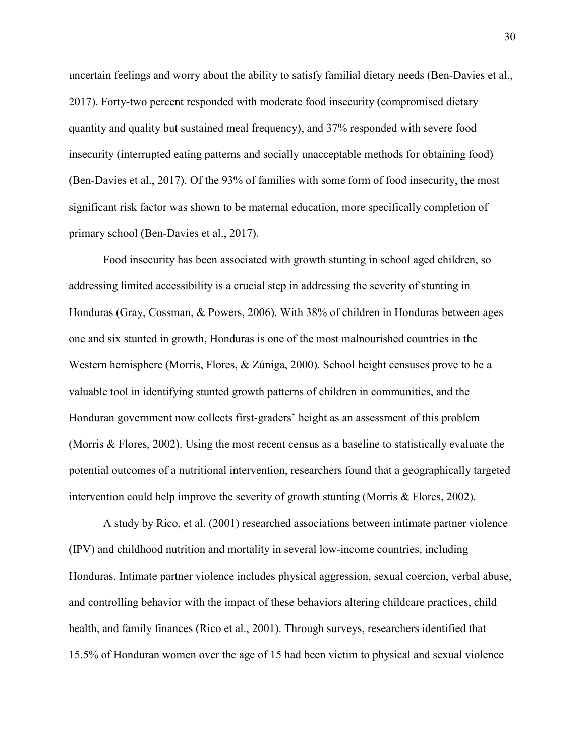uncertain feelings and worry about the ability to satisfy familial dietary needs (Ben-Davies et al., 2017). Forty-two percent responded with moderate food insecurity (compromised dietary quantity and quality but sustained meal frequency), and 37% responded with severe food insecurity (interrupted eating patterns and socially unacceptable methods for obtaining food) (Ben-Davies et al., 2017). Of the 93% of families with some form of food insecurity, the most significant risk factor was shown to be maternal education, more specifically completion of primary school (Ben-Davies et al., 2017).

Food insecurity has been associated with growth stunting in school aged children, so addressing limited accessibility is a crucial step in addressing the severity of stunting in Honduras (Gray, Cossman, & Powers, 2006). With 38% of children in Honduras between ages one and six stunted in growth, Honduras is one of the most malnourished countries in the Western hemisphere (Morris, Flores, & Zúniga, 2000). School height censuses prove to be a valuable tool in identifying stunted growth patterns of children in communities, and the Honduran government now collects first-graders' height as an assessment of this problem (Morris & Flores, 2002). Using the most recent census as a baseline to statistically evaluate the potential outcomes of a nutritional intervention, researchers found that a geographically targeted intervention could help improve the severity of growth stunting (Morris & Flores, 2002).

A study by Rico, et al. (2001) researched associations between intimate partner violence (IPV) and childhood nutrition and mortality in several low-income countries, including Honduras. Intimate partner violence includes physical aggression, sexual coercion, verbal abuse, and controlling behavior with the impact of these behaviors altering childcare practices, child health, and family finances (Rico et al., 2001). Through surveys, researchers identified that 15.5% of Honduran women over the age of 15 had been victim to physical and sexual violence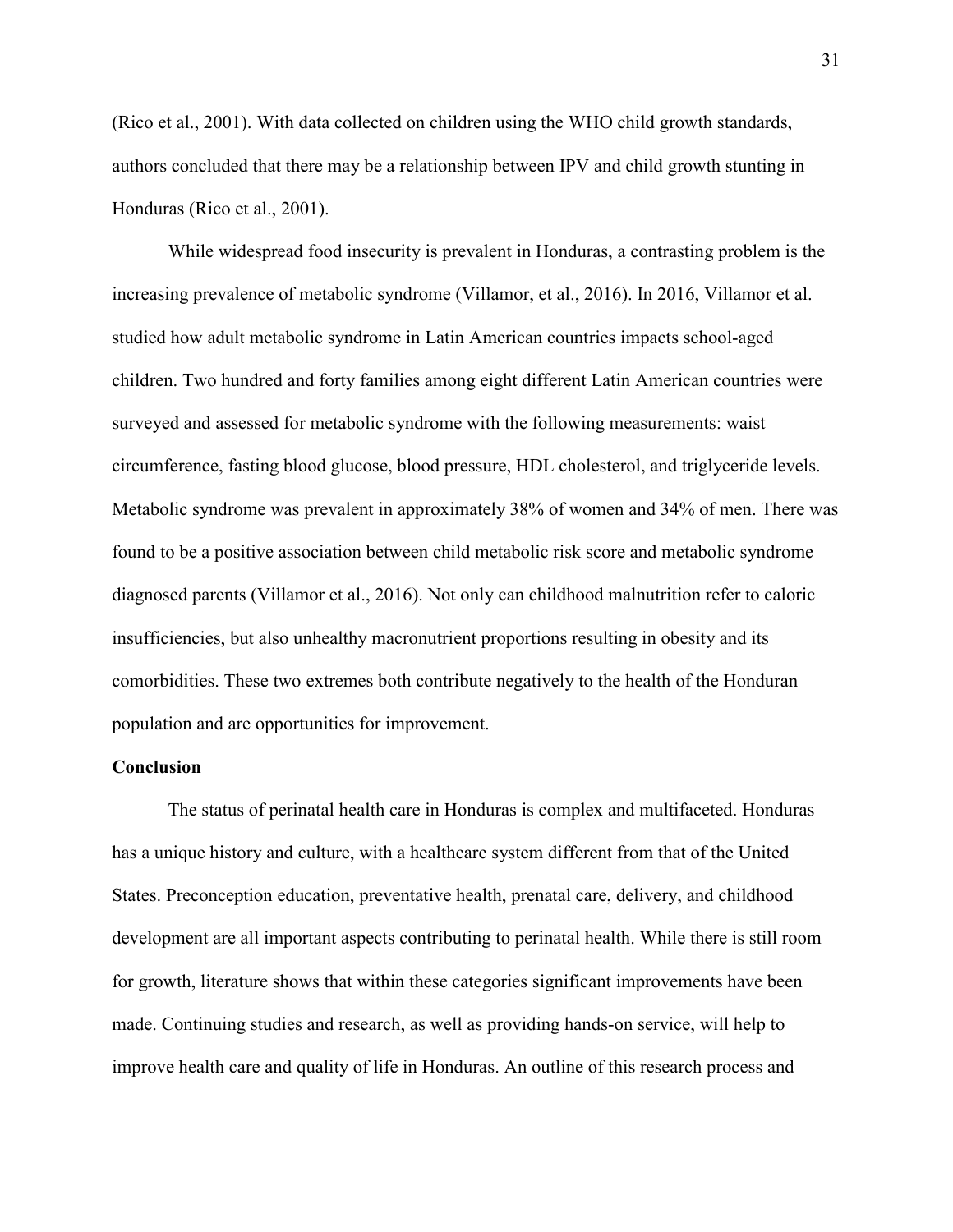(Rico et al., 2001). With data collected on children using the WHO child growth standards, authors concluded that there may be a relationship between IPV and child growth stunting in Honduras (Rico et al., 2001).

While widespread food insecurity is prevalent in Honduras, a contrasting problem is the increasing prevalence of metabolic syndrome (Villamor, et al., 2016). In 2016, Villamor et al. studied how adult metabolic syndrome in Latin American countries impacts school-aged children. Two hundred and forty families among eight different Latin American countries were surveyed and assessed for metabolic syndrome with the following measurements: waist circumference, fasting blood glucose, blood pressure, HDL cholesterol, and triglyceride levels. Metabolic syndrome was prevalent in approximately 38% of women and 34% of men. There was found to be a positive association between child metabolic risk score and metabolic syndrome diagnosed parents (Villamor et al., 2016). Not only can childhood malnutrition refer to caloric insufficiencies, but also unhealthy macronutrient proportions resulting in obesity and its comorbidities. These two extremes both contribute negatively to the health of the Honduran population and are opportunities for improvement.

## Conclusion

The status of perinatal health care in Honduras is complex and multifaceted. Honduras has a unique history and culture, with a healthcare system different from that of the United States. Preconception education, preventative health, prenatal care, delivery, and childhood development are all important aspects contributing to perinatal health. While there is still room for growth, literature shows that within these categories significant improvements have been made. Continuing studies and research, as well as providing hands-on service, will help to improve health care and quality of life in Honduras. An outline of this research process and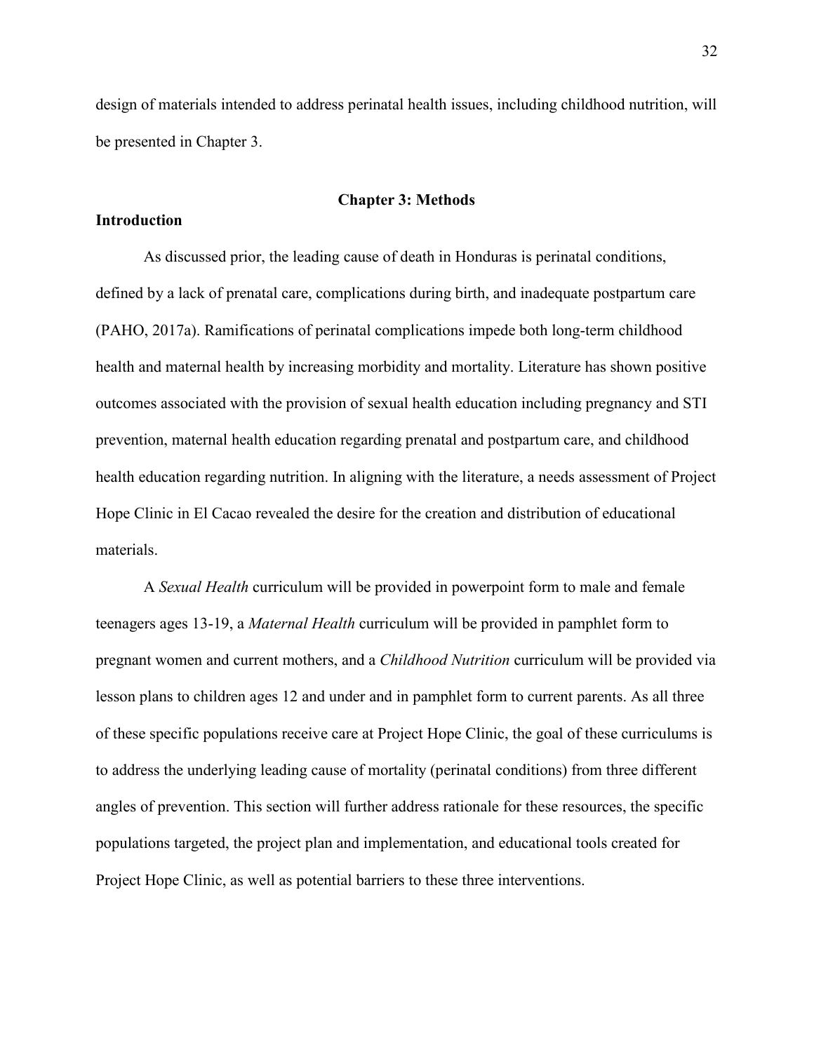design of materials intended to address perinatal health issues, including childhood nutrition, will be presented in Chapter 3.

# Chapter 3: Methods

## Introduction

As discussed prior, the leading cause of death in Honduras is perinatal conditions, defined by a lack of prenatal care, complications during birth, and inadequate postpartum care (PAHO, 2017a). Ramifications of perinatal complications impede both long-term childhood health and maternal health by increasing morbidity and mortality. Literature has shown positive outcomes associated with the provision of sexual health education including pregnancy and STI prevention, maternal health education regarding prenatal and postpartum care, and childhood health education regarding nutrition. In aligning with the literature, a needs assessment of Project Hope Clinic in El Cacao revealed the desire for the creation and distribution of educational materials.

A *Sexual Health* curriculum will be provided in powerpoint form to male and female teenagers ages 13-19, a *Maternal Health* curriculum will be provided in pamphlet form to pregnant women and current mothers, and a *Childhood Nutrition* curriculum will be provided via lesson plans to children ages 12 and under and in pamphlet form to current parents. As all three of these specific populations receive care at Project Hope Clinic, the goal of these curriculums is to address the underlying leading cause of mortality (perinatal conditions) from three different angles of prevention. This section will further address rationale for these resources, the specific populations targeted, the project plan and implementation, and educational tools created for Project Hope Clinic, as well as potential barriers to these three interventions.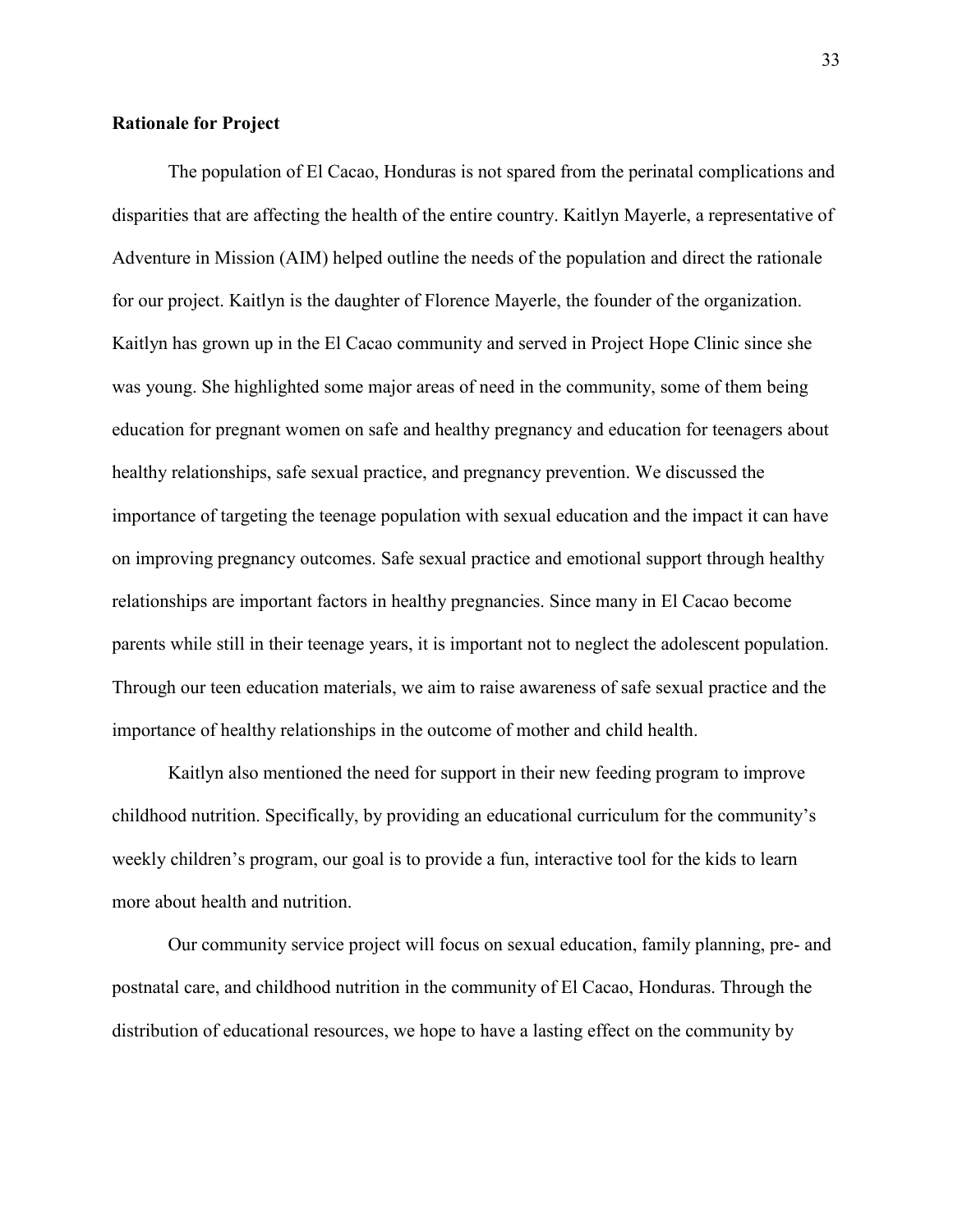**Rationale for Project**

The population of El Cacao, Honduras is not spared from the perinatal complications and disparities that are affecting the health of the entire country. Kaitlyn Mayerle, a representative of Adventure in Mission (AIM) helped outline the needs of the population and direct the rationale for our project. Kaitlyn is the daughter of Florence Mayerle, the founder of the organization. Kaitlyn has grown up in the El Cacao community and served in Project Hope Clinic since she was young. She highlighted some major areas of need in the community, some of them being education for pregnant women on safe and healthy pregnancy and education for teenagers about healthy relationships, safe sexual practice, and pregnancy prevention. We discussed the importance of targeting the teenage population with sexual education and the impact it can have on improving pregnancy outcomes. Safe sexual practice and emotional support through healthy relationships are important factors in healthy pregnancies. Since many in El Cacao become parents while still in their teenage years, it is important not to neglect the adolescent population. Through our teen education materials, we aim to raise awareness of safe sexual practice and the importance of healthy relationships in the outcome of mother and child health.

Kaitlyn also mentioned the need for support in their new feeding program to improve childhood nutrition. Specifically, by providing an educational curriculum for the community's weekly children's program, our goal is to provide a fun, interactive tool for the kids to learn more about health and nutrition.

Our community service project will focus on sexual education, family planning, pre- and postnatal care, and childhood nutrition in the community of El Cacao, Honduras. Through the distribution of educational resources, we hope to have a lasting effect on the community by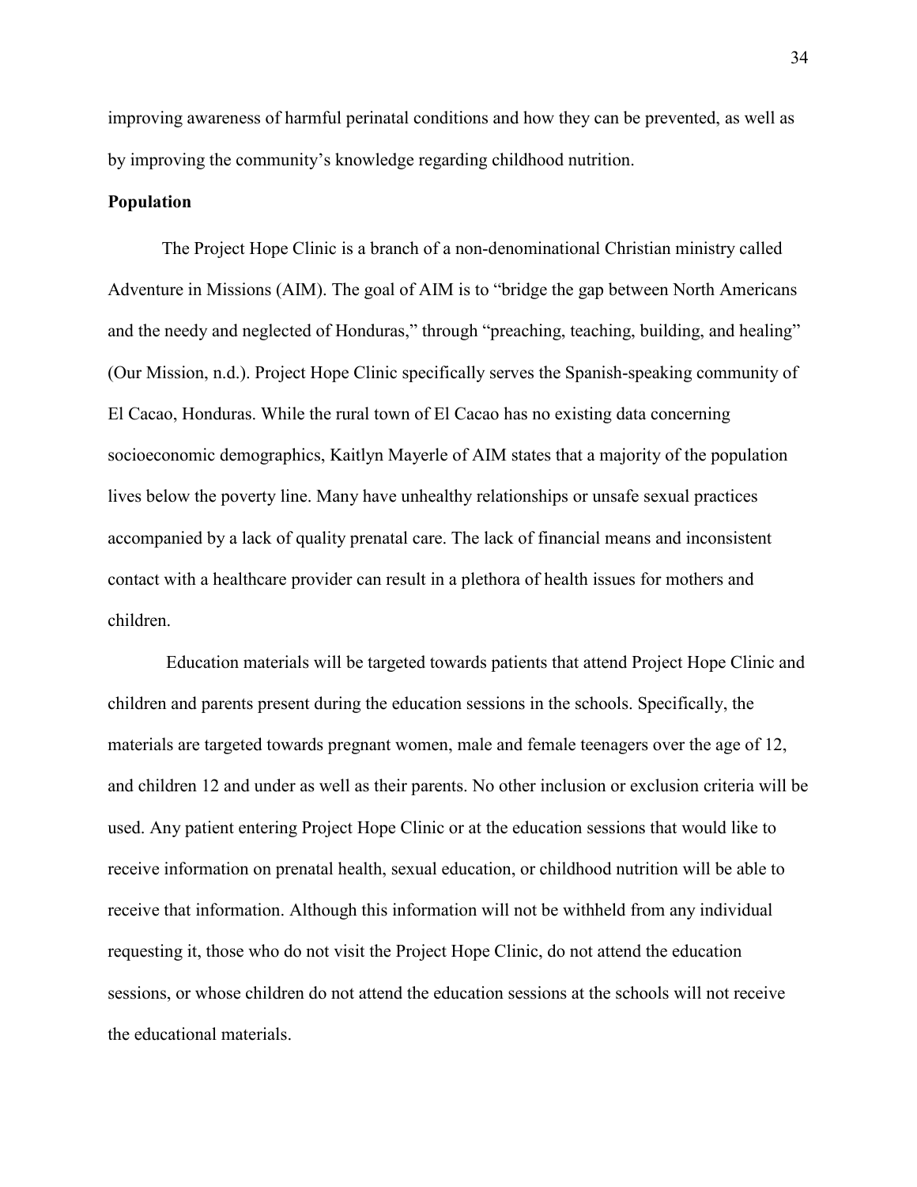improving awareness of harmful perinatal conditions and how they can be prevented, as well as by improving the community's knowledge regarding childhood nutrition.

### Population

The Project Hope Clinic is a branch of a non-denominational Christian ministry called Adventure in Missions (AIM). The goal of AIM is to "bridge the gap between North Americans and the needy and neglected of Honduras," through "preaching, teaching, building, and healing" (Our Mission, n.d.). Project Hope Clinic specifically serves the Spanish-speaking community of El Cacao, Honduras. While the rural town of El Cacao has no existing data concerning socioeconomic demographics, Kaitlyn Mayerle of AIM states that a majority of the population lives below the poverty line. Many have unhealthy relationships or unsafe sexual practices accompanied by a lack of quality prenatal care. The lack of financial means and inconsistent contact with a healthcare provider can result in a plethora of health issues for mothers and children.

Education materials will be targeted towards patients that attend Project Hope Clinic and children and parents present during the education sessions in the schools. Specifically, the materials are targeted towards pregnant women, male and female teenagers over the age of 12, and children 12 and under as well as their parents. No other inclusion or exclusion criteria will be used. Any patient entering Project Hope Clinic or at the education sessions that would like to receive information on prenatal health, sexual education, or childhood nutrition will be able to receive that information. Although this information will not be withheld from any individual requesting it, those who do not visit the Project Hope Clinic, do not attend the education sessions, or whose children do not attend the education sessions at the schools will not receive the educational materials.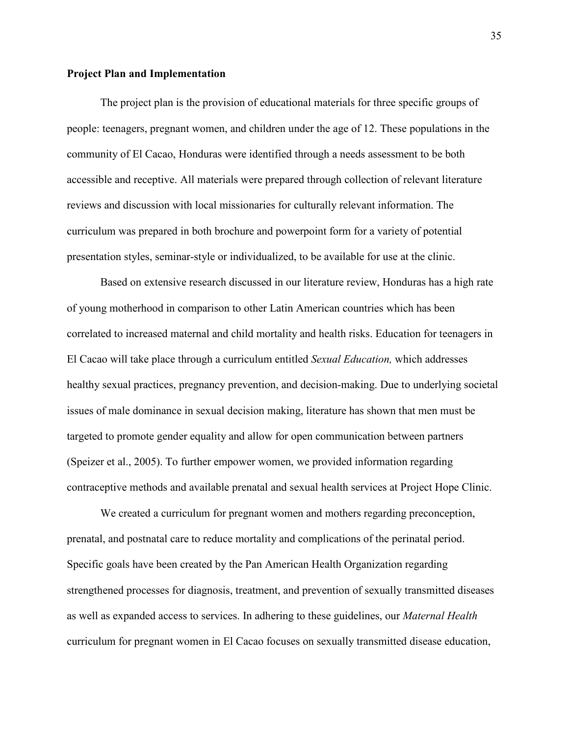**Project Plan and Implementation**

The project plan is the provision of educational materials for three specific groups of people: teenagers, pregnant women, and children under the age of 12. These populations in the community of El Cacao, Honduras were identified through a needs assessment to be both accessible and receptive. All materials were prepared through collection of relevant literature reviews and discussion with local missionaries for culturally relevant information. The curriculum was prepared in both brochure and powerpoint form for a variety of potential presentation styles, seminar-style or individualized, to be available for use at the clinic.

Based on extensive research discussed in our literature review, Honduras has a high rate of young motherhood in comparison to other Latin American countries which has been correlated to increased maternal and child mortality and health risks. Education for teenagers in El Cacao will take place through a curriculum entitled *Sexual Education,* which addresses healthy sexual practices, pregnancy prevention, and decision-making. Due to underlying societal issues of male dominance in sexual decision making, literature has shown that men must be targeted to promote gender equality and allow for open communication between partners (Speizer et al., 2005). To further empower women, we provided information regarding contraceptive methods and available prenatal and sexual health services at Project Hope Clinic.

We created a curriculum for pregnant women and mothers regarding preconception, prenatal, and postnatal care to reduce mortality and complications of the perinatal period. Specific goals have been created by the Pan American Health Organization regarding strengthened processes for diagnosis, treatment, and prevention of sexually transmitted diseases as well as expanded access to services. In adhering to these guidelines, our *Maternal Health* curriculum for pregnant women in El Cacao focuses on sexually transmitted disease education,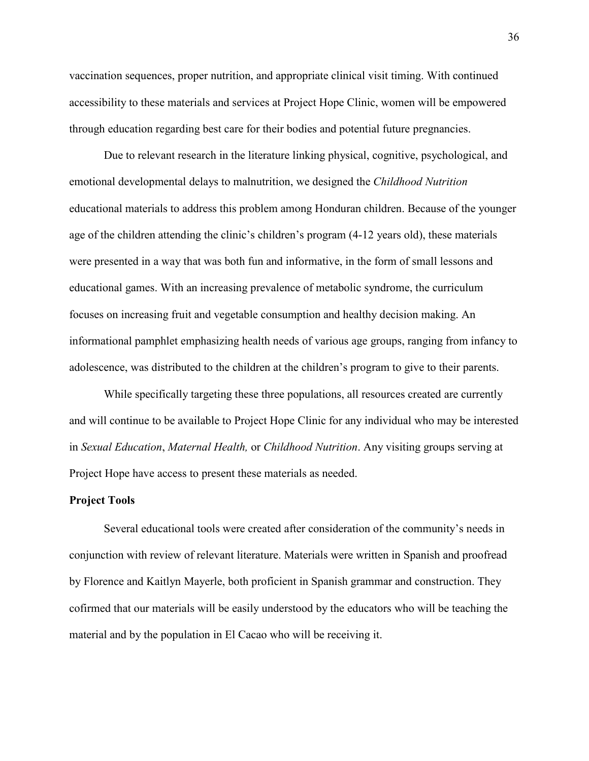vaccination sequences, proper nutrition, and appropriate clinical visit timing. With continued accessibility to these materials and services at Project Hope Clinic, women will be empowered through education regarding best care for their bodies and potential future pregnancies.

Due to relevant research in the literature linking physical, cognitive, psychological, and emotional developmental delays to malnutrition, we designed the *Childhood Nutrition* educational materials to address this problem among Honduran children. Because of the younger age of the children attending the clinic's children's program (4-12 years old), these materials were presented in a way that was both fun and informative, in the form of small lessons and educational games. With an increasing prevalence of metabolic syndrome, the curriculum focuses on increasing fruit and vegetable consumption and healthy decision making. An informational pamphlet emphasizing health needs of various age groups, ranging from infancy to adolescence, was distributed to the children at the children's program to give to their parents.

While specifically targeting these three populations, all resources created are currently and will continue to be available to Project Hope Clinic for any individual who may be interested in *Sexual Education*, *Maternal Health,* or *Childhood Nutrition*. Any visiting groups serving at Project Hope have access to present these materials as needed.

**Project Tools**

Several educational tools were created after consideration of the community's needs in conjunction with review of relevant literature. Materials were written in Spanish and proofread by Florence and Kaitlyn Mayerle, both proficient in Spanish grammar and construction. They cofirmed that our materials will be easily understood by the educators who will be teaching the material and by the population in El Cacao who will be receiving it.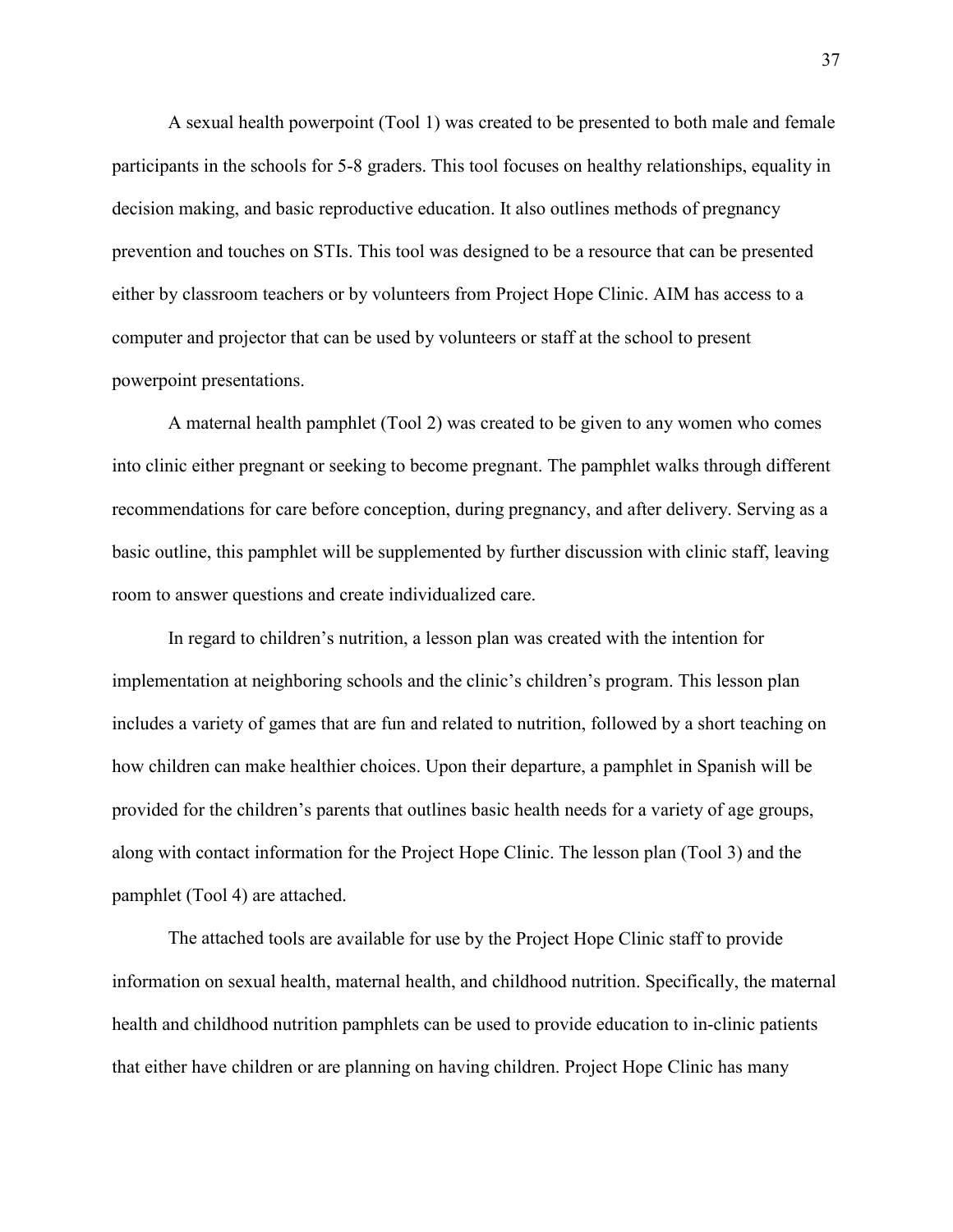A sexual health powerpoint (Tool 1) was created to be presented to both male and female participants in the schools for 5-8 graders. This tool focuses on healthy relationships, equality in decision making, and basic reproductive education. It also outlines methods of pregnancy prevention and touches on STIs. This tool was designed to be a resource that can be presented either by classroom teachers or by volunteers from Project Hope Clinic. AIM has access to a computer and projector that can be used by volunteers or staff at the school to present powerpoint presentations.

A maternal health pamphlet (Tool 2) was created to be given to any women who comes into clinic either pregnant or seeking to become pregnant. The pamphlet walks through different recommendations for care before conception, during pregnancy, and after delivery. Serving as a basic outline, this pamphlet will be supplemented by further discussion with clinic staff, leaving room to answer questions and create individualized care.

In regard to children's nutrition, a lesson plan was created with the intention for implementation at neighboring schools and the clinic's children's program. This lesson plan includes a variety of games that are fun and related to nutrition, followed by a short teaching on how children can make healthier choices. Upon their departure, a pamphlet in Spanish will be provided for the children's parents that outlines basic health needs for a variety of age groups, along with contact information for the Project Hope Clinic. The lesson plan (Tool 3) and the pamphlet (Tool 4) are attached.

The attached tools are available for use by the Project Hope Clinic staff to provide information on sexual health, maternal health, and childhood nutrition. Specifically, the maternal health and childhood nutrition pamphlets can be used to provide education to in-clinic patients that either have children or are planning on having children. Project Hope Clinic has many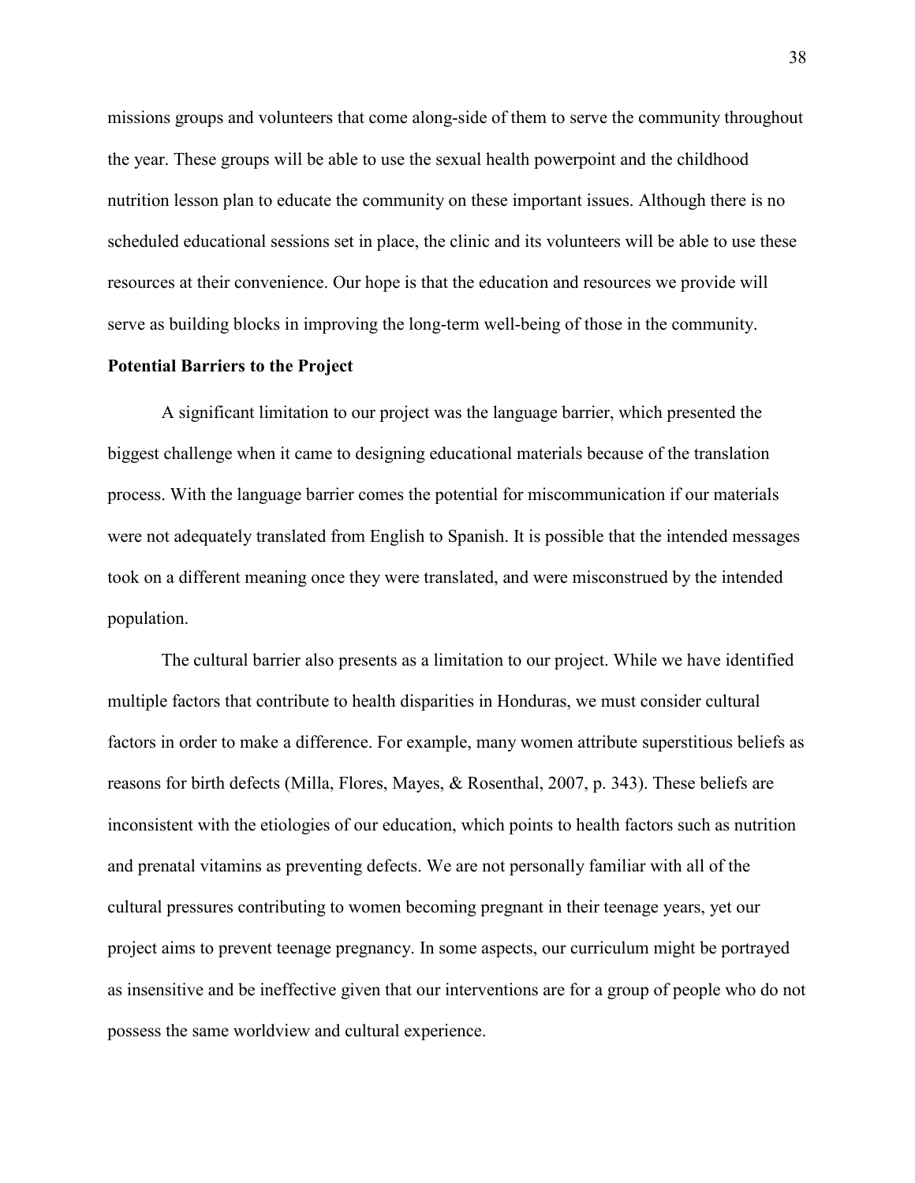missions groups and volunteers that come along-side of them to serve the community throughout the year. These groups will be able to use the sexual health powerpoint and the childhood nutrition lesson plan to educate the community on these important issues. Although there is no scheduled educational sessions set in place, the clinic and its volunteers will be able to use these resources at their convenience. Our hope is that the education and resources we provide will serve as building blocks in improving the long-term well-being of those in the community.

**Potential Barriers to the Project**

A significant limitation to our project was the language barrier, which presented the biggest challenge when it came to designing educational materials because of the translation process. With the language barrier comes the potential for miscommunication if our materials were not adequately translated from English to Spanish. It is possible that the intended messages took on a different meaning once they were translated, and were misconstrued by the intended population.

The cultural barrier also presents as a limitation to our project. While we have identified multiple factors that contribute to health disparities in Honduras, we must consider cultural factors in order to make a difference. For example, many women attribute superstitious beliefs as reasons for birth defects (Milla, Flores, Mayes, & Rosenthal, 2007, p. 343). These beliefs are inconsistent with the etiologies of our education, which points to health factors such as nutrition and prenatal vitamins as preventing defects. We are not personally familiar with all of the cultural pressures contributing to women becoming pregnant in their teenage years, yet our project aims to prevent teenage pregnancy. In some aspects, our curriculum might be portrayed as insensitive and be ineffective given that our interventions are for a group of people who do not possess the same worldview and cultural experience.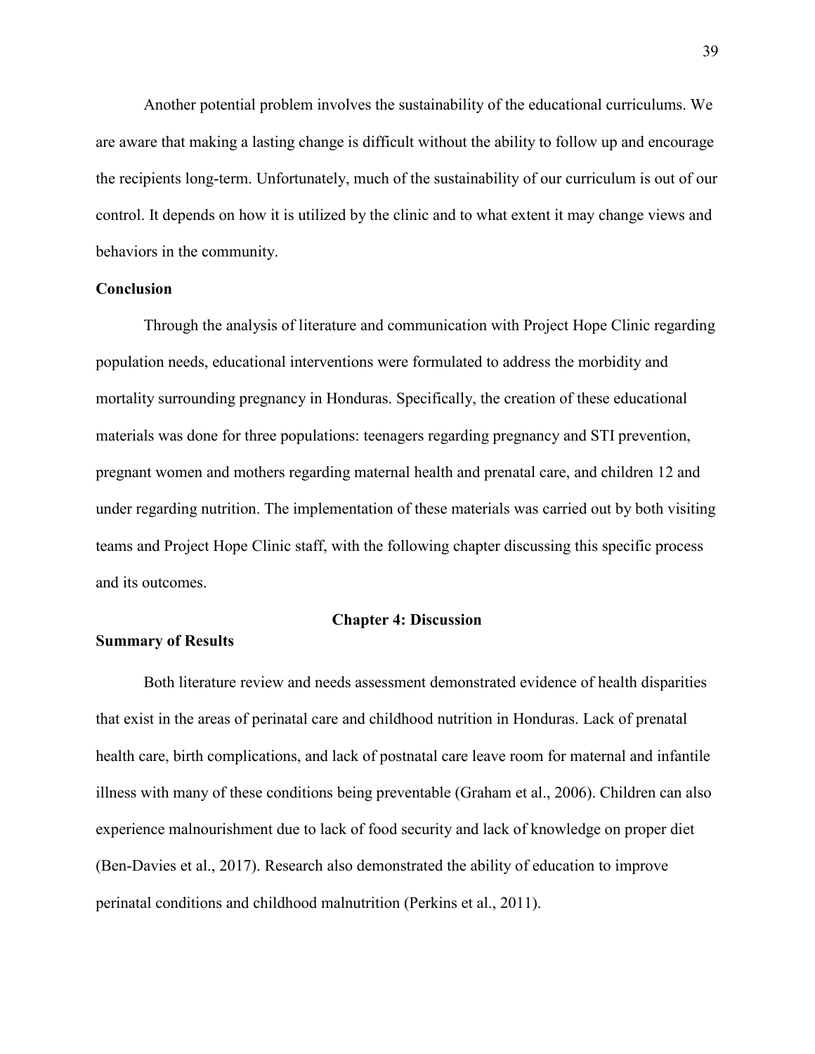Another potential problem involves the sustainability of the educational curriculums. We are aware that making a lasting change is difficult without the ability to follow up and encourage the recipients long-term. Unfortunately, much of the sustainability of our curriculum is out of our control. It depends on how it is utilized by the clinic and to what extent it may change views and behaviors in the community.

### Conclusion

Through the analysis of literature and communication with Project Hope Clinic regarding population needs, educational interventions were formulated to address the morbidity and mortality surrounding pregnancy in Honduras. Specifically, the creation of these educational materials was done for three populations: teenagers regarding pregnancy and STI prevention, pregnant women and mothers regarding maternal health and prenatal care, and children 12 and under regarding nutrition. The implementation of these materials was carried out by both visiting teams and Project Hope Clinic staff, with the following chapter discussing this specific process and its outcomes.

## Chapter 4: Discussion

### Summary of Results

Both literature review and needs assessment demonstrated evidence of health disparities that exist in the areas of perinatal care and childhood nutrition in Honduras. Lack of prenatal health care, birth complications, and lack of postnatal care leave room for maternal and infantile illness with many of these conditions being preventable (Graham et al., 2006). Children can also experience malnourishment due to lack of food security and lack of knowledge on proper diet (Ben-Davies et al., 2017). Research also demonstrated the ability of education to improve perinatal conditions and childhood malnutrition (Perkins et al., 2011).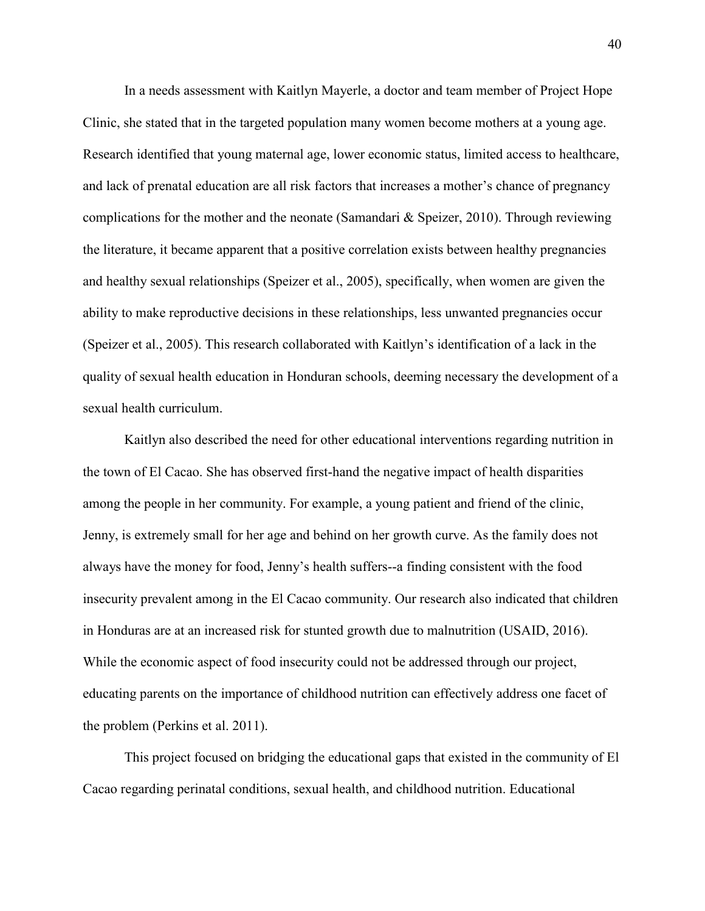In a needs assessment with Kaitlyn Mayerle, a doctor and team member of Project Hope Clinic, she stated that in the targeted population many women become mothers at a young age. Research identified that young maternal age, lower economic status, limited access to healthcare, and lack of prenatal education are all risk factors that increases a mother's chance of pregnancy complications for the mother and the neonate (Samandari & Speizer, 2010). Through reviewing the literature, it became apparent that a positive correlation exists between healthy pregnancies and healthy sexual relationships (Speizer et al., 2005), specifically, when women are given the ability to make reproductive decisions in these relationships, less unwanted pregnancies occur (Speizer et al., 2005). This research collaborated with Kaitlyn's identification of a lack in the quality of sexual health education in Honduran schools, deeming necessary the development of a sexual health curriculum.

Kaitlyn also described the need for other educational interventions regarding nutrition in the town of El Cacao. She has observed first-hand the negative impact of health disparities among the people in her community. For example, a young patient and friend of the clinic, Jenny, is extremely small for her age and behind on her growth curve. As the family does not always have the money for food, Jenny's health suffers--a finding consistent with the food insecurity prevalent among in the El Cacao community. Our research also indicated that children in Honduras are at an increased risk for stunted growth due to malnutrition (USAID, 2016). While the economic aspect of food insecurity could not be addressed through our project, educating parents on the importance of childhood nutrition can effectively address one facet of the problem (Perkins et al. 2011).

This project focused on bridging the educational gaps that existed in the community of El Cacao regarding perinatal conditions, sexual health, and childhood nutrition. Educational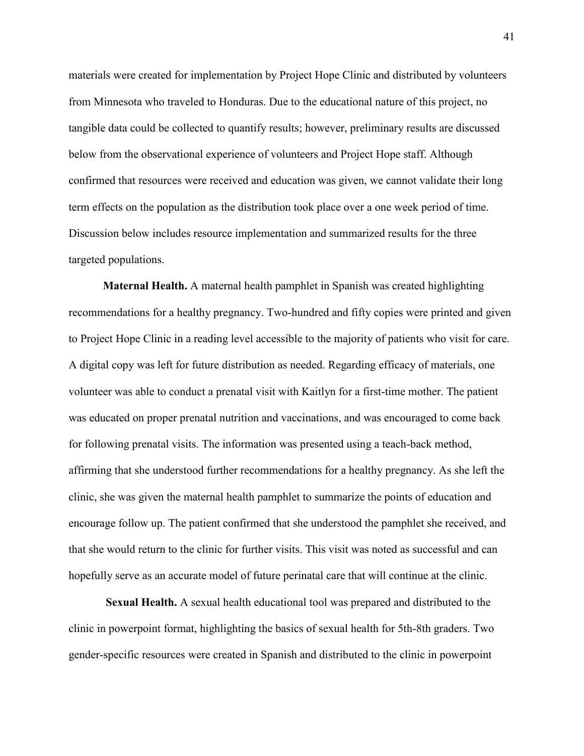materials were created for implementation by Project Hope Clinic and distributed by volunteers from Minnesota who traveled to Honduras. Due to the educational nature of this project, no tangible data could be collected to quantify results; however, preliminary results are discussed below from the observational experience of volunteers and Project Hope staff. Although confirmed that resources were received and education was given, we cannot validate their long term effects on the population as the distribution took place over a one week period of time. Discussion below includes resource implementation and summarized results for the three targeted populations.

**Maternal Health.** A maternal health pamphlet in Spanish was created highlighting recommendations for a healthy pregnancy. Two-hundred and fifty copies were printed and given to Project Hope Clinic in a reading level accessible to the majority of patients who visit for care. A digital copy was left for future distribution as needed. Regarding efficacy of materials, one volunteer was able to conduct a prenatal visit with Kaitlyn for a first-time mother. The patient was educated on proper prenatal nutrition and vaccinations, and was encouraged to come back for following prenatal visits. The information was presented using a teach-back method, affirming that she understood further recommendations for a healthy pregnancy. As she left the clinic, she was given the maternal health pamphlet to summarize the points of education and encourage follow up. The patient confirmed that she understood the pamphlet she received, and that she would return to the clinic for further visits. This visit was noted as successful and can hopefully serve as an accurate model of future perinatal care that will continue at the clinic.

**Sexual Health.** A sexual health educational tool was prepared and distributed to the clinic in powerpoint format, highlighting the basics of sexual health for 5th-8th graders. Two gender-specific resources were created in Spanish and distributed to the clinic in powerpoint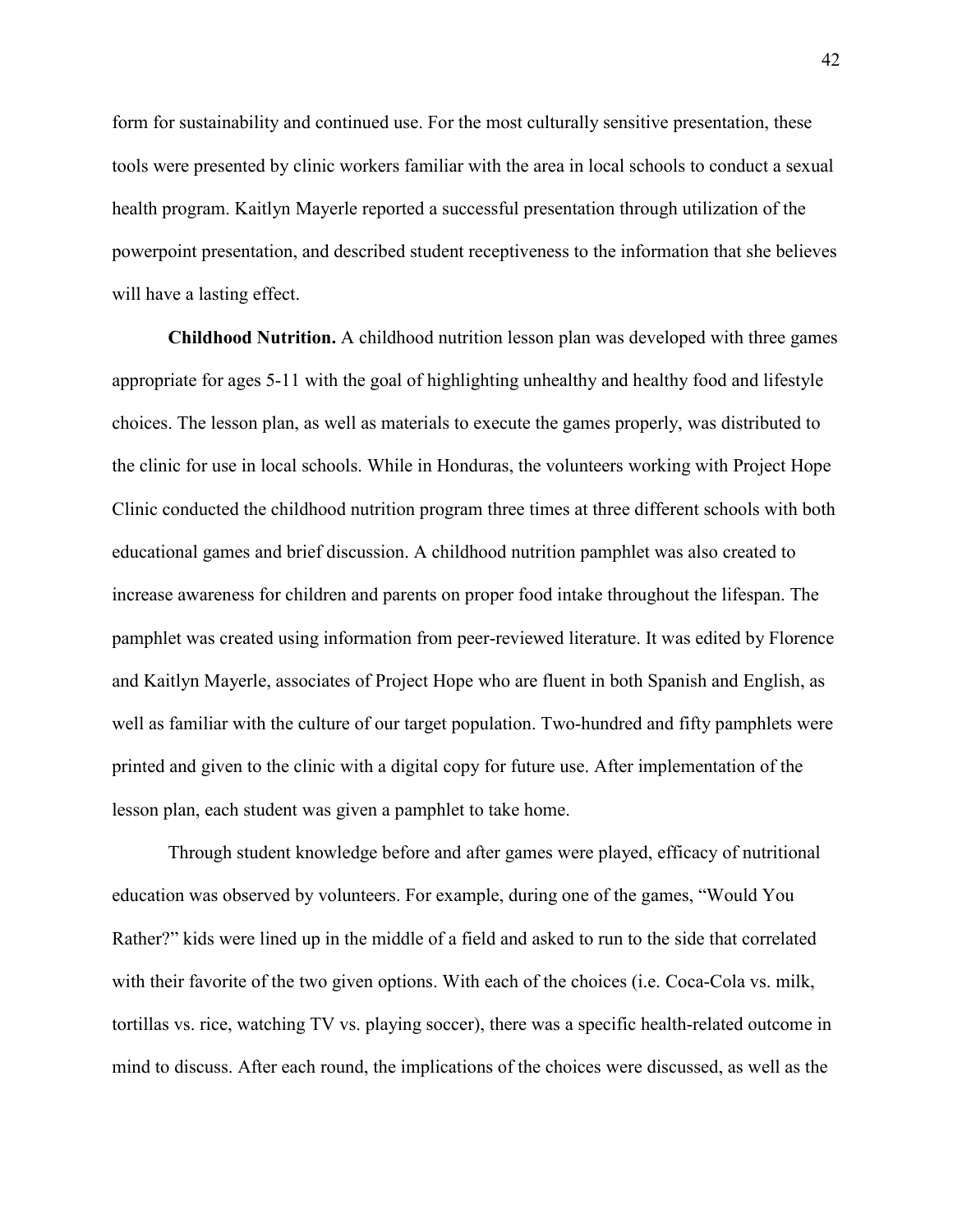form for sustainability and continued use. For the most culturally sensitive presentation, these tools were presented by clinic workers familiar with the area in local schools to conduct a sexual health program. Kaitlyn Mayerle reported a successful presentation through utilization of the powerpoint presentation, and described student receptiveness to the information that she believes will have a lasting effect.

**Childhood Nutrition.** A childhood nutrition lesson plan was developed with three games appropriate for ages 5-11 with the goal of highlighting unhealthy and healthy food and lifestyle choices. The lesson plan, as well as materials to execute the games properly, was distributed to the clinic for use in local schools. While in Honduras, the volunteers working with Project Hope Clinic conducted the childhood nutrition program three times at three different schools with both educational games and brief discussion. A childhood nutrition pamphlet was also created to increase awareness for children and parents on proper food intake throughout the lifespan. The pamphlet was created using information from peer-reviewed literature. It was edited by Florence and Kaitlyn Mayerle, associates of Project Hope who are fluent in both Spanish and English, as well as familiar with the culture of our target population. Two-hundred and fifty pamphlets were printed and given to the clinic with a digital copy for future use. After implementation of the lesson plan, each student was given a pamphlet to take home.

Through student knowledge before and after games were played, efficacy of nutritional education was observed by volunteers. For example, during one of the games, "Would You Rather?" kids were lined up in the middle of a field and asked to run to the side that correlated with their favorite of the two given options. With each of the choices (i.e. Coca-Cola vs. milk, tortillas vs. rice, watching TV vs. playing soccer), there was a specific health-related outcome in mind to discuss. After each round, the implications of the choices were discussed, as well as the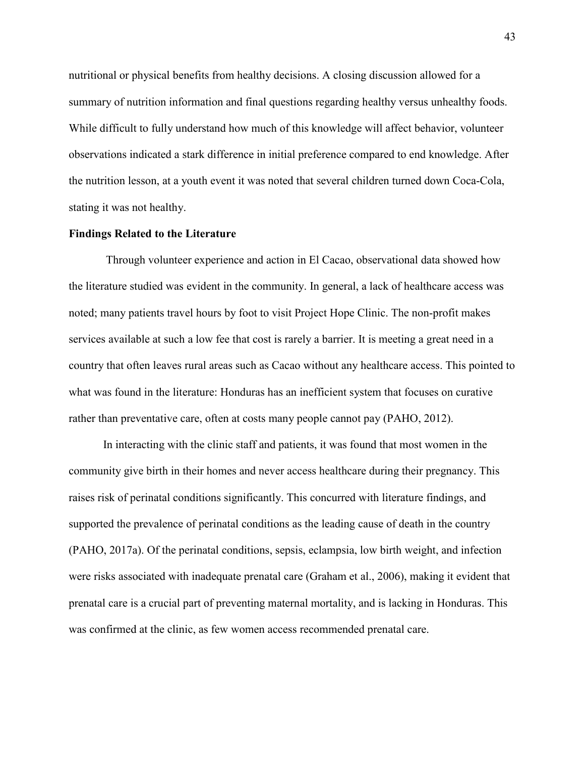nutritional or physical benefits from healthy decisions. A closing discussion allowed for a summary of nutrition information and final questions regarding healthy versus unhealthy foods. While difficult to fully understand how much of this knowledge will affect behavior, volunteer observations indicated a stark difference in initial preference compared to end knowledge. After the nutrition lesson, at a youth event it was noted that several children turned down Coca-Cola, stating it was not healthy.

**Findings Related to the Literature**

Through volunteer experience and action in El Cacao, observational data showed how the literature studied was evident in the community. In general, a lack of healthcare access was noted; many patients travel hours by foot to visit Project Hope Clinic. The non-profit makes services available at such a low fee that cost is rarely a barrier. It is meeting a great need in a country that often leaves rural areas such as Cacao without any healthcare access. This pointed to what was found in the literature: Honduras has an inefficient system that focuses on curative rather than preventative care, often at costs many people cannot pay (PAHO, 2012).

In interacting with the clinic staff and patients, it was found that most women in the community give birth in their homes and never access healthcare during their pregnancy. This raises risk of perinatal conditions significantly. This concurred with literature findings, and supported the prevalence of perinatal conditions as the leading cause of death in the country (PAHO, 2017a). Of the perinatal conditions, sepsis, eclampsia, low birth weight, and infection were risks associated with inadequate prenatal care (Graham et al., 2006), making it evident that prenatal care is a crucial part of preventing maternal mortality, and is lacking in Honduras. This was confirmed at the clinic, as few women access recommended prenatal care.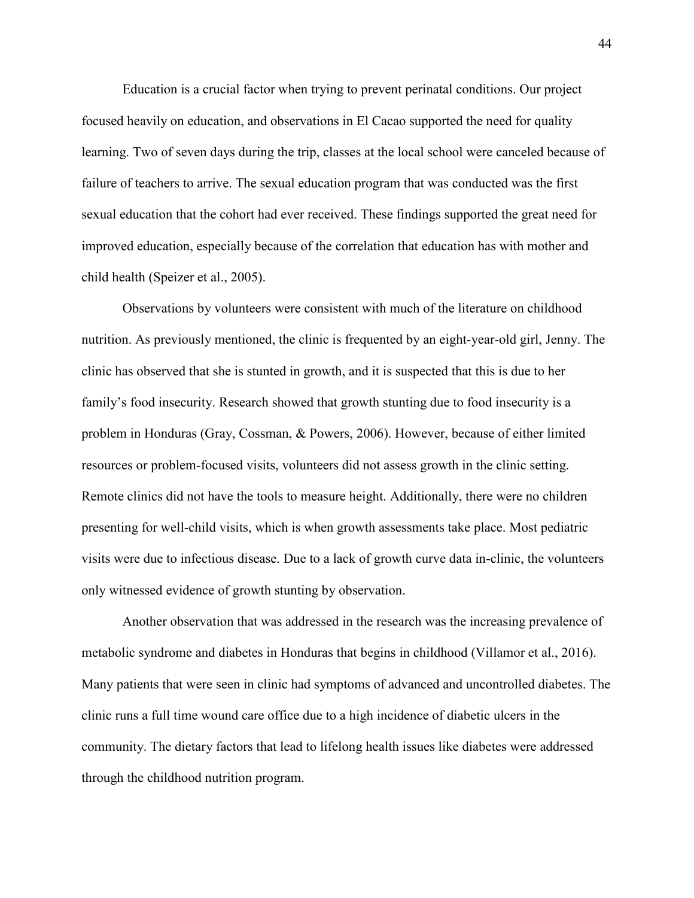Education is a crucial factor when trying to prevent perinatal conditions. Our project focused heavily on education, and observations in El Cacao supported the need for quality learning. Two of seven days during the trip, classes at the local school were canceled because of failure of teachers to arrive. The sexual education program that was conducted was the first sexual education that the cohort had ever received. These findings supported the great need for improved education, especially because of the correlation that education has with mother and child health (Speizer et al., 2005).

Observations by volunteers were consistent with much of the literature on childhood nutrition. As previously mentioned, the clinic is frequented by an eight-year-old girl, Jenny. The clinic has observed that she is stunted in growth, and it is suspected that this is due to her family's food insecurity. Research showed that growth stunting due to food insecurity is a problem in Honduras (Gray, Cossman, & Powers, 2006). However, because of either limited resources or problem-focused visits, volunteers did not assess growth in the clinic setting. Remote clinics did not have the tools to measure height. Additionally, there were no children presenting for well-child visits, which is when growth assessments take place. Most pediatric visits were due to infectious disease. Due to a lack of growth curve data in-clinic, the volunteers only witnessed evidence of growth stunting by observation.

Another observation that was addressed in the research was the increasing prevalence of metabolic syndrome and diabetes in Honduras that begins in childhood (Villamor et al., 2016). Many patients that were seen in clinic had symptoms of advanced and uncontrolled diabetes. The clinic runs a full time wound care office due to a high incidence of diabetic ulcers in the community. The dietary factors that lead to lifelong health issues like diabetes were addressed through the childhood nutrition program.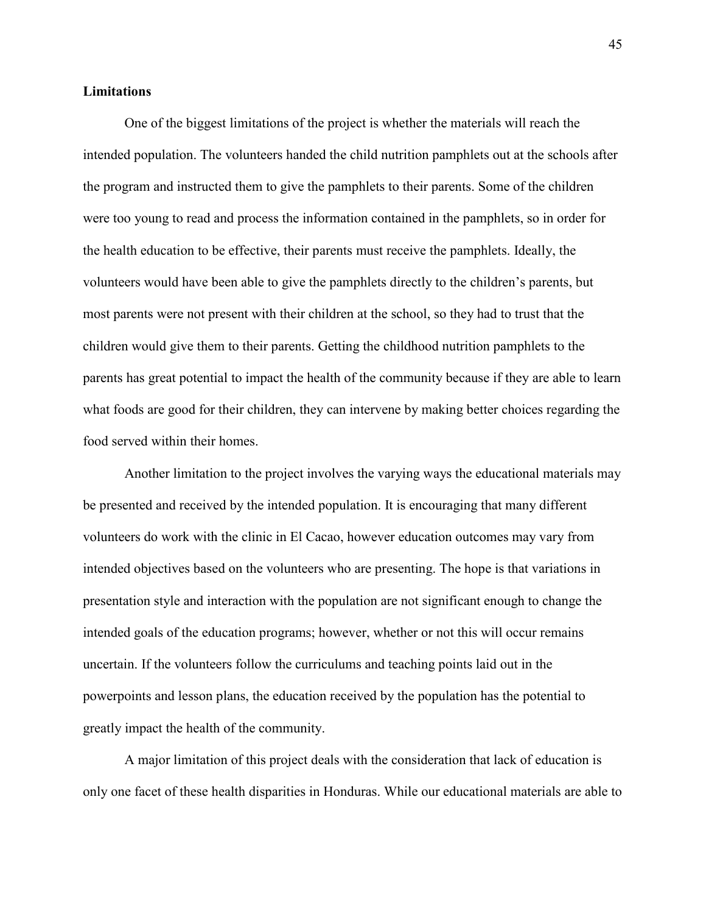**Limitations**

One of the biggest limitations of the project is whether the materials will reach the intended population. The volunteers handed the child nutrition pamphlets out at the schools after the program and instructed them to give the pamphlets to their parents. Some of the children were too young to read and process the information contained in the pamphlets, so in order for the health education to be effective, their parents must receive the pamphlets. Ideally, the volunteers would have been able to give the pamphlets directly to the children's parents, but most parents were not present with their children at the school, so they had to trust that the children would give them to their parents. Getting the childhood nutrition pamphlets to the parents has great potential to impact the health of the community because if they are able to learn what foods are good for their children, they can intervene by making better choices regarding the food served within their homes.

Another limitation to the project involves the varying ways the educational materials may be presented and received by the intended population. It is encouraging that many different volunteers do work with the clinic in El Cacao, however education outcomes may vary from intended objectives based on the volunteers who are presenting. The hope is that variations in presentation style and interaction with the population are not significant enough to change the intended goals of the education programs; however, whether or not this will occur remains uncertain. If the volunteers follow the curriculums and teaching points laid out in the powerpoints and lesson plans, the education received by the population has the potential to greatly impact the health of the community.

A major limitation of this project deals with the consideration that lack of education is only one facet of these health disparities in Honduras. While our educational materials are able to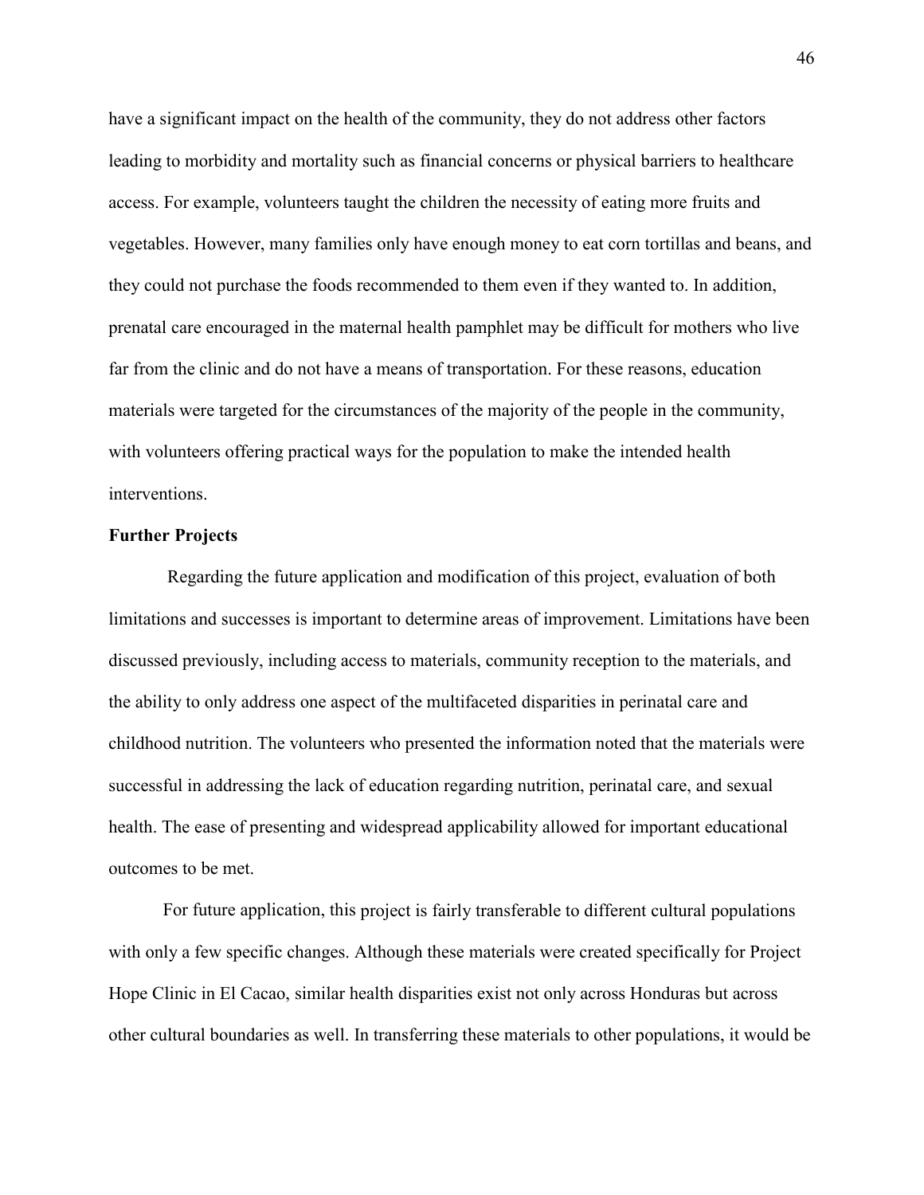have a significant impact on the health of the community, they do not address other factors leading to morbidity and mortality such as financial concerns or physical barriers to healthcare access. For example, volunteers taught the children the necessity of eating more fruits and vegetables. However, many families only have enough money to eat corn tortillas and beans, and they could not purchase the foods recommended to them even if they wanted to. In addition, prenatal care encouraged in the maternal health pamphlet may be difficult for mothers who live far from the clinic and do not have a means of transportation. For these reasons, education materials were targeted for the circumstances of the majority of the people in the community, with volunteers offering practical ways for the population to make the intended health interventions.

**Further Projects**

Regarding the future application and modification of this project, evaluation of both limitations and successes is important to determine areas of improvement. Limitations have been discussed previously, including access to materials, community reception to the materials, and the ability to only address one aspect of the multifaceted disparities in perinatal care and childhood nutrition. The volunteers who presented the information noted that the materials were successful in addressing the lack of education regarding nutrition, perinatal care, and sexual health. The ease of presenting and widespread applicability allowed for important educational outcomes to be met.

For future application, this project is fairly transferable to different cultural populations with only a few specific changes. Although these materials were created specifically for Project Hope Clinic in El Cacao, similar health disparities exist not only across Honduras but across other cultural boundaries as well. In transferring these materials to other populations, it would be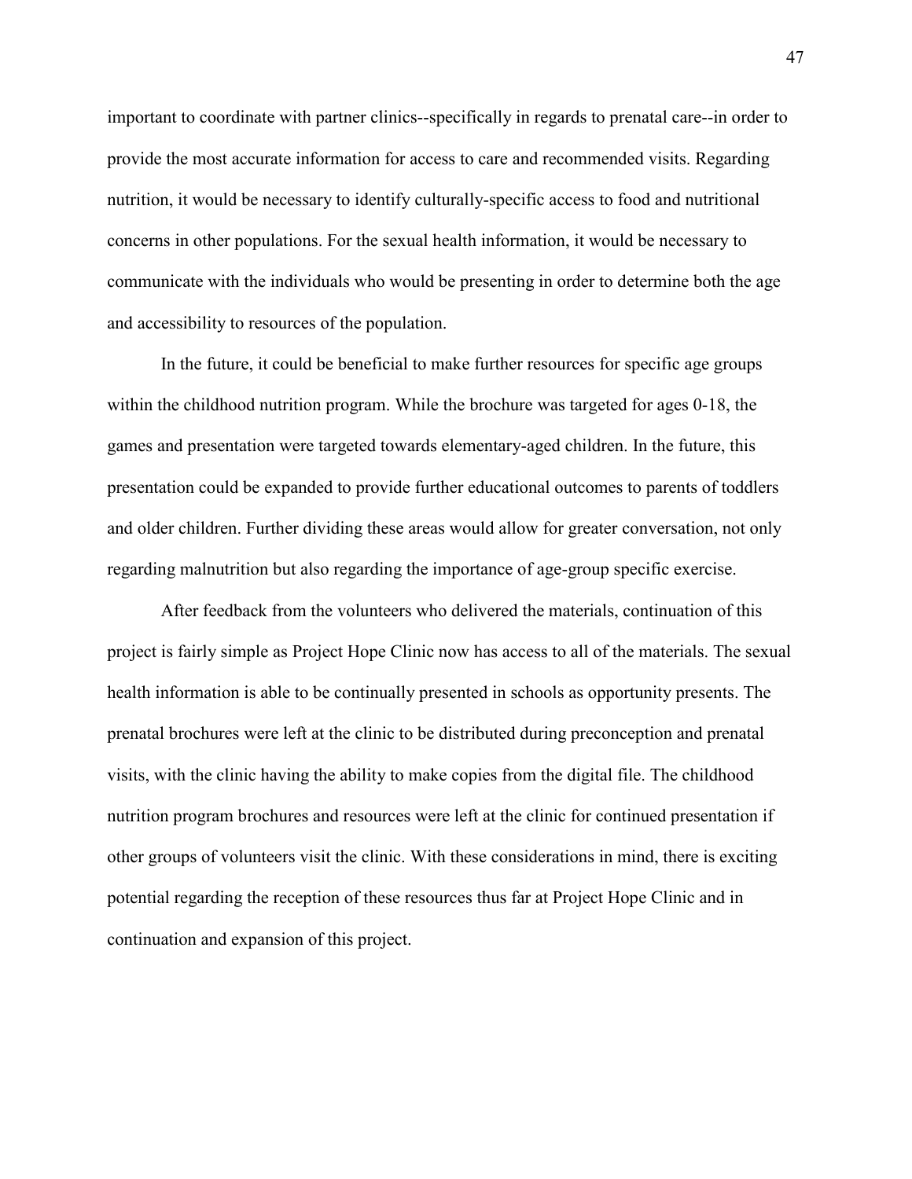important to coordinate with partner clinics--specifically in regards to prenatal care--in order to provide the most accurate information for access to care and recommended visits. Regarding nutrition, it would be necessary to identify culturally-specific access to food and nutritional concerns in other populations. For the sexual health information, it would be necessary to communicate with the individuals who would be presenting in order to determine both the age and accessibility to resources of the population.

In the future, it could be beneficial to make further resources for specific age groups within the childhood nutrition program. While the brochure was targeted for ages 0-18, the games and presentation were targeted towards elementary-aged children. In the future, this presentation could be expanded to provide further educational outcomes to parents of toddlers and older children. Further dividing these areas would allow for greater conversation, not only regarding malnutrition but also regarding the importance of age-group specific exercise.

After feedback from the volunteers who delivered the materials, continuation of this project is fairly simple as Project Hope Clinic now has access to all of the materials. The sexual health information is able to be continually presented in schools as opportunity presents. The prenatal brochures were left at the clinic to be distributed during preconception and prenatal visits, with the clinic having the ability to make copies from the digital file. The childhood nutrition program brochures and resources were left at the clinic for continued presentation if other groups of volunteers visit the clinic. With these considerations in mind, there is exciting potential regarding the reception of these resources thus far at Project Hope Clinic and in continuation and expansion of this project.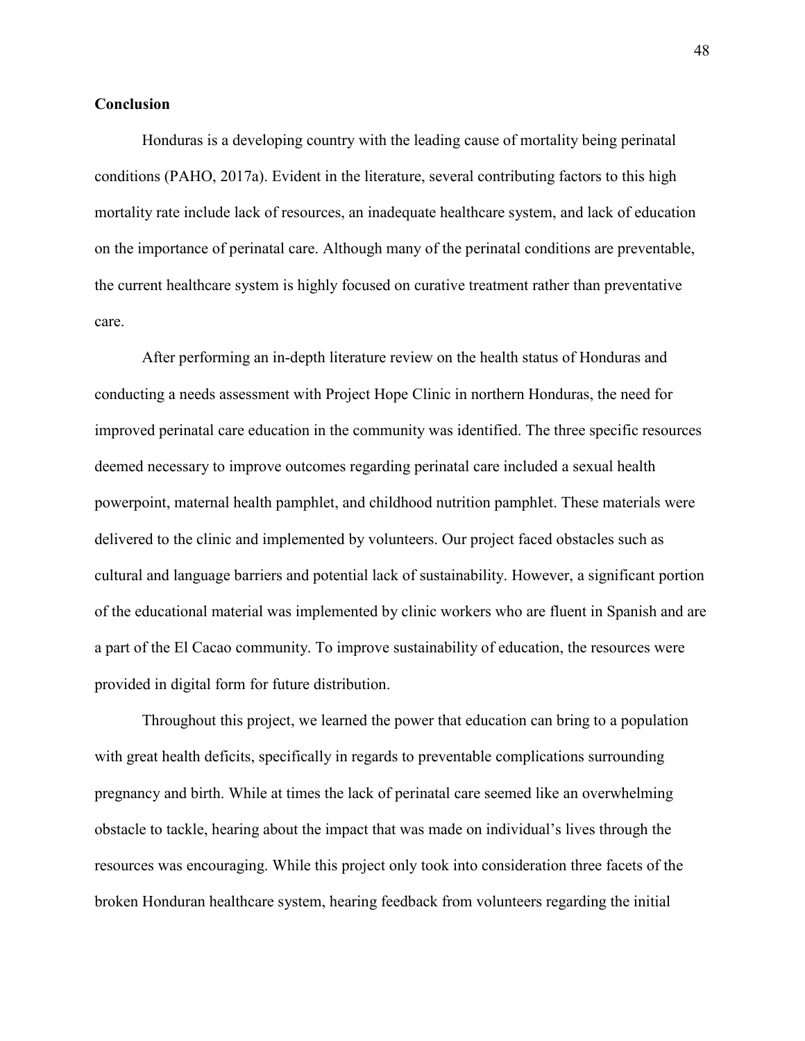## Conclusion

Honduras is a developing country with the leading cause of mortality being perinatal conditions (PAHO, 2017a). Evident in the literature, several contributing factors to this high mortality rate include lack of resources, an inadequate healthcare system, and lack of education on the importance of perinatal care. Although many of the perinatal conditions are preventable, the current healthcare system is highly focused on curative treatment rather than preventative care.

After performing an in-depth literature review on the health status of Honduras and conducting a needs assessment with Project Hope Clinic in northern Honduras, the need for improved perinatal care education in the community was identified. The three specific resources deemed necessary to improve outcomes regarding perinatal care included a sexual health powerpoint, maternal health pamphlet, and childhood nutrition pamphlet. These materials were delivered to the clinic and implemented by volunteers. Our project faced obstacles such as cultural and language barriers and potential lack of sustainability. However, a significant portion of the educational material was implemented by clinic workers who are fluent in Spanish and are a part of the El Cacao community. To improve sustainability of education, the resources were provided in digital form for future distribution.

Throughout this project, we learned the power that education can bring to a population with great health deficits, specifically in regards to preventable complications surrounding pregnancy and birth. While at times the lack of perinatal care seemed like an overwhelming obstacle to tackle, hearing about the impact that was made on individual's lives through the resources was encouraging. While this project only took into consideration three facets of the broken Honduran healthcare system, hearing feedback from volunteers regarding the initial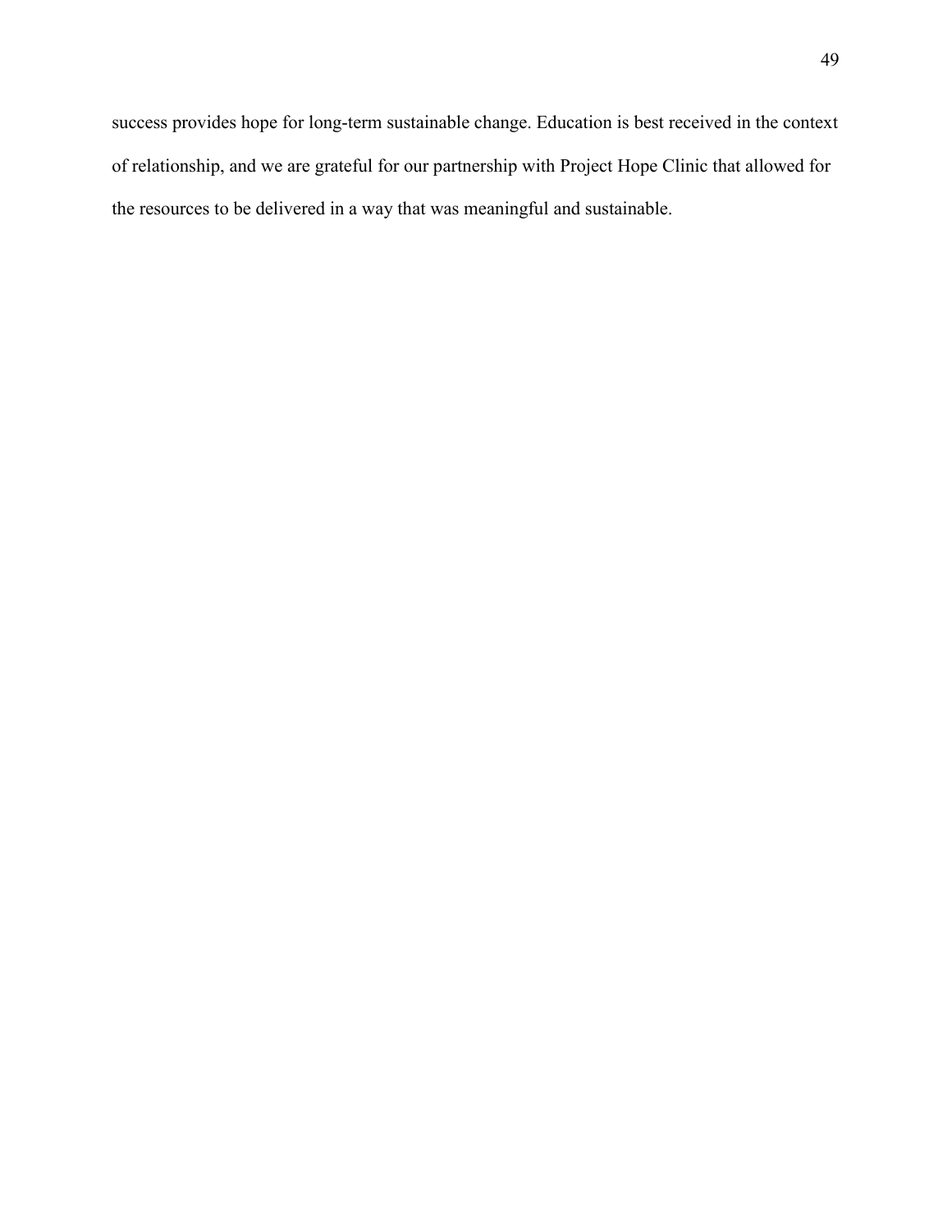success provides hope for long-term sustainable change. Education is best received in the context of relationship, and we are grateful for our partnership with Project Hope Clinic that allowed for the resources to be delivered in a way that was meaningful and sustainable.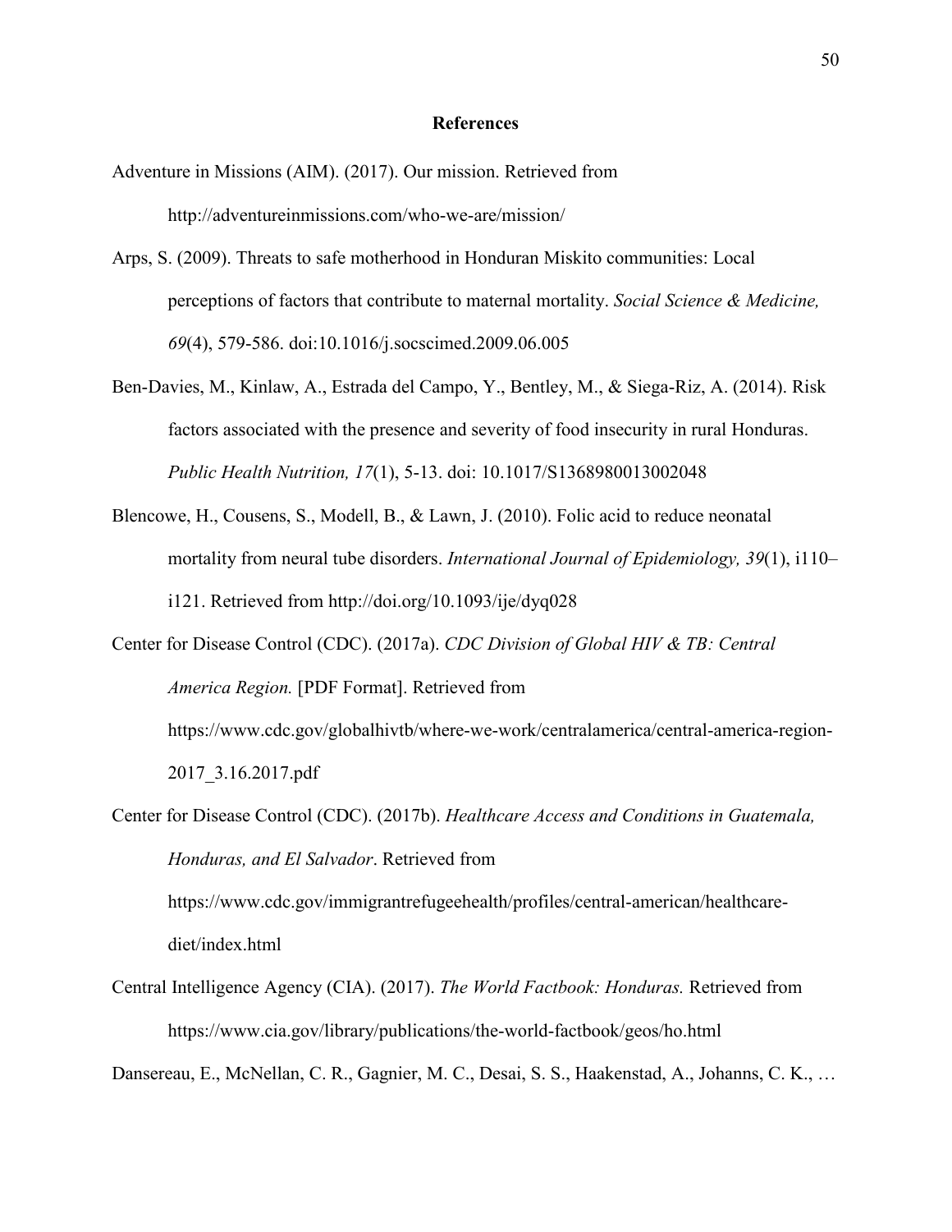# References

Adventure in Missions (AIM). (2017). Our mission. Retrieved from http://adventureinmissions.com/who-we-are/mission/

Arps, S. (2009). Threats to safe motherhood in Honduran Miskito communities: Local perceptions of factors that contribute to maternal mortality. *Social Science & Medicine, 69*(4), 579-586. doi:10.1016/j.socscimed.2009.06.005

Ben-Davies, M., Kinlaw, A., Estrada del Campo, Y., Bentley, M., & Siega-Riz, A. (2014). Risk factors associated with the presence and severity of food insecurity in rural Honduras. *Public Health Nutrition, 17*(1), 5-13. doi: 10.1017/S1368980013002048

Blencowe, H., Cousens, S., Modell, B., & Lawn, J. (2010). Folic acid to reduce neonatal mortality from neural tube disorders. *International Journal of Epidemiology, 39*(1), i110–i121. Retrieved from http://doi.org/10.1093/ije/dyq028

Center for Disease Control (CDC). (2017a). *CDC Division of Global HIV & TB: Central America Region.* [PDF Format]. Retrieved from https://www.cdc.gov/globalhivtb/where-we-work/centralamerica/central-america-region-2017_3.16.2017.pdf

Center for Disease Control (CDC). (2017b). *Healthcare Access and Conditions in Guatemala, Honduras, and El Salvador*. Retrieved from https://www.cdc.gov/immigrantrefugeehealth/profiles/central-american/healthcare-diet/index.html

Central Intelligence Agency (CIA). (2017). *The World Factbook: Honduras.* Retrieved from https://www.cia.gov/library/publications/the-world-factbook/geos/ho.html

Dansereau, E., McNellan, C. R., Gagnier, M. C., Desai, S. S., Haakenstad, A., Johanns, C. K., …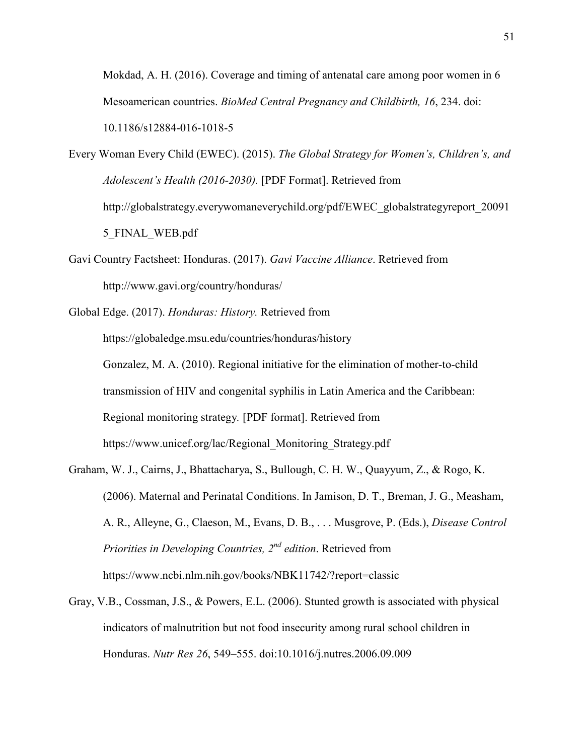Mokdad, A. H. (2016). Coverage and timing of antenatal care among poor women in 6 Mesoamerican countries. *BioMed Central Pregnancy and Childbirth, 16*, 234. doi: 10.1186/s12884-016-1018-5

Every Woman Every Child (EWEC). (2015). *The Global Strategy for Women's, Children's, and Adolescent's Health (2016-2030).* [PDF Format]. Retrieved from http://globalstrategy.everywomaneverychild.org/pdf/EWEC_globalstrategyreport_200915_FINAL_WEB.pdf

Gavi Country Factsheet: Honduras. (2017). *Gavi Vaccine Alliance*. Retrieved from http://www.gavi.org/country/honduras/

Global Edge. (2017). *Honduras: History.* Retrieved from https://globaledge.msu.edu/countries/honduras/history

Gonzalez, M. A. (2010). Regional initiative for the elimination of mother-to-child transmission of HIV and congenital syphilis in Latin America and the Caribbean: Regional monitoring strategy*.* [PDF format]. Retrieved from https://www.unicef.org/lac/Regional_Monitoring_Strategy.pdf

Graham, W. J., Cairns, J., Bhattacharya, S., Bullough, C. H. W., Quayyum, Z., & Rogo, K. (2006). Maternal and Perinatal Conditions. In Jamison, D. T., Breman, J. G., Measham, A. R., Alleyne, G., Claeson, M., Evans, D. B., . . . Musgrove, P. (Eds.), *Disease Control Priorities in Developing Countries, 2nd edition*. Retrieved from https://www.ncbi.nlm.nih.gov/books/NBK11742/?report=classic

Gray, V.B., Cossman, J.S., & Powers, E.L. (2006). Stunted growth is associated with physical indicators of malnutrition but not food insecurity among rural school children in Honduras. *Nutr Res 26*, 549–555. doi:10.1016/j.nutres.2006.09.009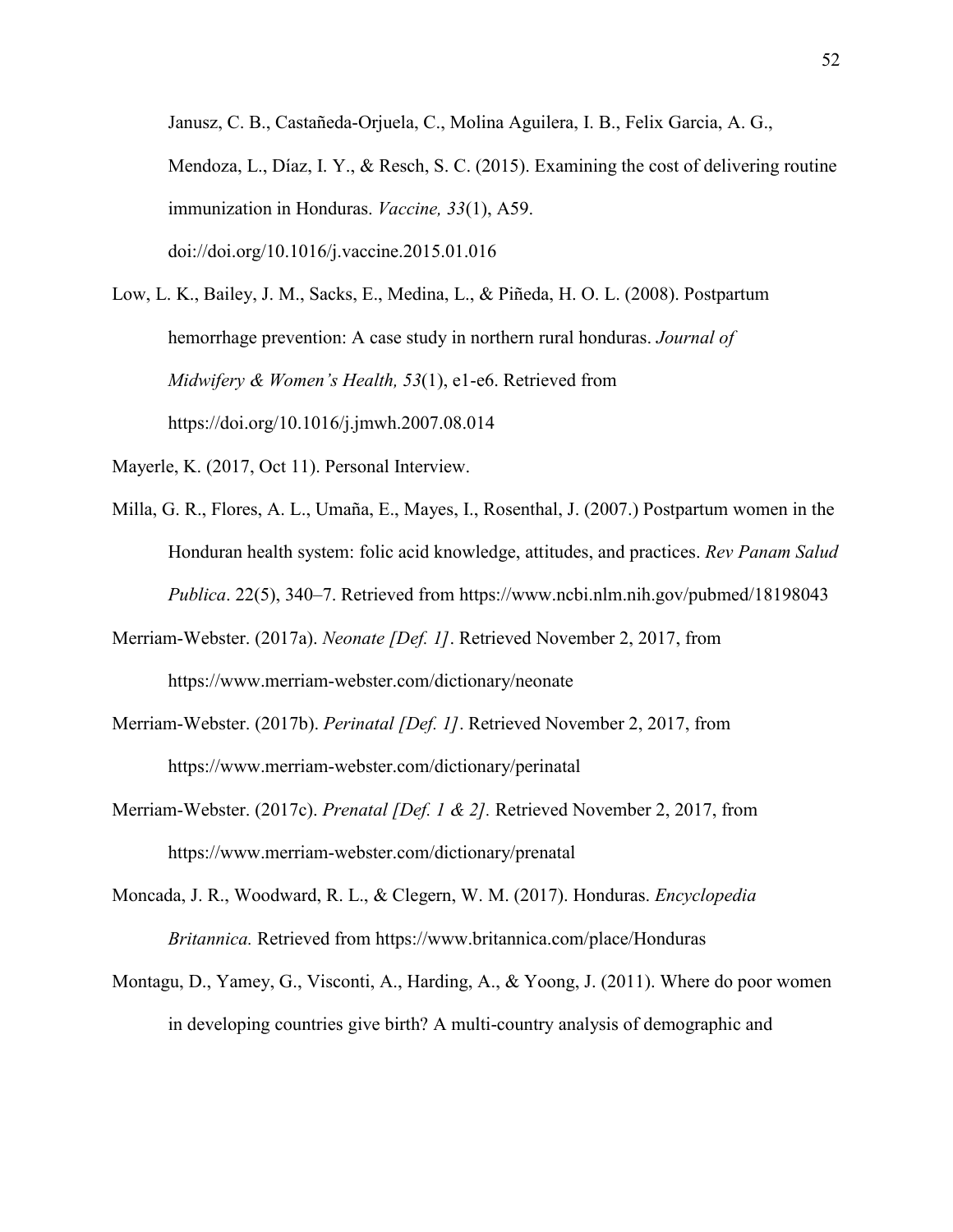Janusz, C. B., Castañeda-Orjuela, C., Molina Aguilera, I. B., Felix Garcia, A. G., Mendoza, L., Díaz, I. Y., & Resch, S. C. (2015). Examining the cost of delivering routine immunization in Honduras. *Vaccine, 33*(1), A59. doi://doi.org/10.1016/j.vaccine.2015.01.016

Low, L. K., Bailey, J. M., Sacks, E., Medina, L., & Piñeda, H. O. L. (2008). Postpartum hemorrhage prevention: A case study in northern rural honduras. *Journal of Midwifery & Women's Health, 53*(1), e1-e6. Retrieved from https://doi.org/10.1016/j.jmwh.2007.08.014

Mayerle, K. (2017, Oct 11). Personal Interview.

Milla, G. R., Flores, A. L., Umaña, E., Mayes, I., Rosenthal, J. (2007.) Postpartum women in the Honduran health system: folic acid knowledge, attitudes, and practices. *Rev Panam Salud Publica*. 22(5), 340–7. Retrieved from https://www.ncbi.nlm.nih.gov/pubmed/18198043

Merriam-Webster. (2017a). *Neonate [Def. 1]*. Retrieved November 2, 2017, from https://www.merriam-webster.com/dictionary/neonate

Merriam-Webster. (2017b). *Perinatal [Def. 1]*. Retrieved November 2, 2017, from https://www.merriam-webster.com/dictionary/perinatal

Merriam-Webster. (2017c). *Prenatal [Def. 1 & 2].* Retrieved November 2, 2017, from https://www.merriam-webster.com/dictionary/prenatal

Moncada, J. R., Woodward, R. L., & Clegern, W. M. (2017). Honduras. *Encyclopedia Britannica.* Retrieved from https://www.britannica.com/place/Honduras

Montagu, D., Yamey, G., Visconti, A., Harding, A., & Yoong, J. (2011). Where do poor women in developing countries give birth? A multi-country analysis of demographic and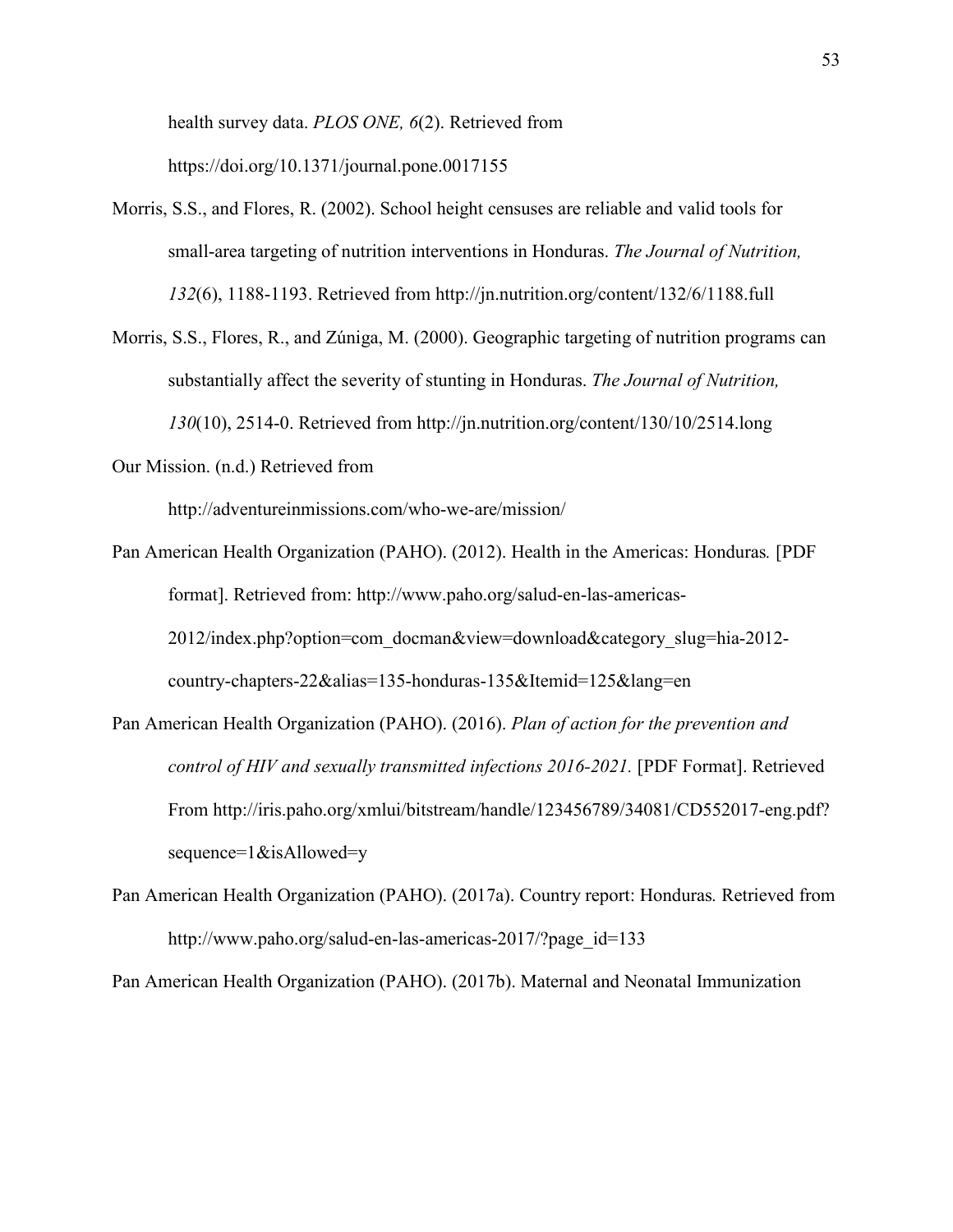health survey data. *PLOS ONE, 6*(2). Retrieved from https://doi.org/10.1371/journal.pone.0017155

Morris, S.S., and Flores, R. (2002). School height censuses are reliable and valid tools for small-area targeting of nutrition interventions in Honduras. *The Journal of Nutrition, 132*(6), 1188-1193. Retrieved from http://jn.nutrition.org/content/132/6/1188.full

Morris, S.S., Flores, R., and Zúniga, M. (2000). Geographic targeting of nutrition programs can substantially affect the severity of stunting in Honduras. *The Journal of Nutrition, 130*(10), 2514-0. Retrieved from http://jn.nutrition.org/content/130/10/2514.long

Our Mission. (n.d.) Retrieved from http://adventureinmissions.com/who-we-are/mission/

Pan American Health Organization (PAHO). (2012). Health in the Americas: Honduras*.* [PDF format]. Retrieved from: http://www.paho.org/salud-en-las-americas-2012/index.php?option=com_docman&view=download&category_slug=hia-2012-country-chapters-22&alias=135-honduras-135&Itemid=125&lang=en

Pan American Health Organization (PAHO). (2016). *Plan of action for the prevention and control of HIV and sexually transmitted infections 2016-2021.* [PDF Format]. Retrieved From http://iris.paho.org/xmlui/bitstream/handle/123456789/34081/CD552017-eng.pdf?sequence=1&isAllowed=y

Pan American Health Organization (PAHO). (2017a). Country report: Honduras*.* Retrieved from http://www.paho.org/salud-en-las-americas-2017/?page_id=133

Pan American Health Organization (PAHO). (2017b). Maternal and Neonatal Immunization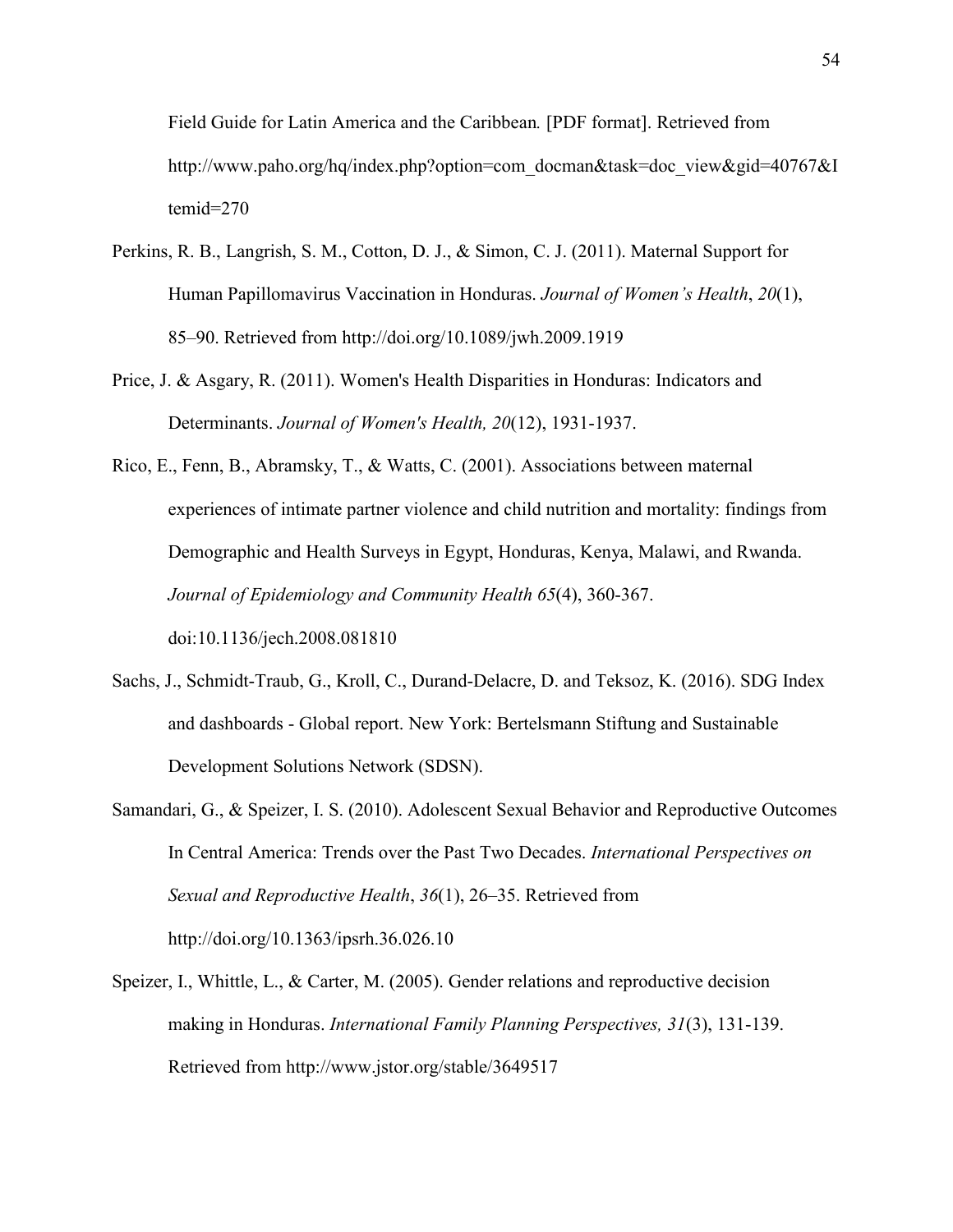Field Guide for Latin America and the Caribbean*.* [PDF format]. Retrieved from http://www.paho.org/hq/index.php?option=com_docman&task=doc_view&gid=40767&Itemid=270

Perkins, R. B., Langrish, S. M., Cotton, D. J., & Simon, C. J. (2011). Maternal Support for Human Papillomavirus Vaccination in Honduras. *Journal of Women's Health*, *20*(1), 85–90. Retrieved from http://doi.org/10.1089/jwh.2009.1919

Price, J. & Asgary, R. (2011). Women's Health Disparities in Honduras: Indicators and Determinants. *Journal of Women's Health, 20*(12), 1931-1937.

Rico, E., Fenn, B., Abramsky, T., & Watts, C. (2001). Associations between maternal experiences of intimate partner violence and child nutrition and mortality: findings from Demographic and Health Surveys in Egypt, Honduras, Kenya, Malawi, and Rwanda. *Journal of Epidemiology and Community Health 65*(4), 360-367. doi:10.1136/jech.2008.081810

Sachs, J., Schmidt-Traub, G., Kroll, C., Durand-Delacre, D. and Teksoz, K. (2016). SDG Index and dashboards - Global report. New York: Bertelsmann Stiftung and Sustainable Development Solutions Network (SDSN).

Samandari, G., & Speizer, I. S. (2010). Adolescent Sexual Behavior and Reproductive Outcomes In Central America: Trends over the Past Two Decades. *International Perspectives on Sexual and Reproductive Health*, *36*(1), 26–35. Retrieved from http://doi.org/10.1363/ipsrh.36.026.10

Speizer, I., Whittle, L., & Carter, M. (2005). Gender relations and reproductive decision making in Honduras. *International Family Planning Perspectives, 31*(3), 131-139. Retrieved from http://www.jstor.org/stable/3649517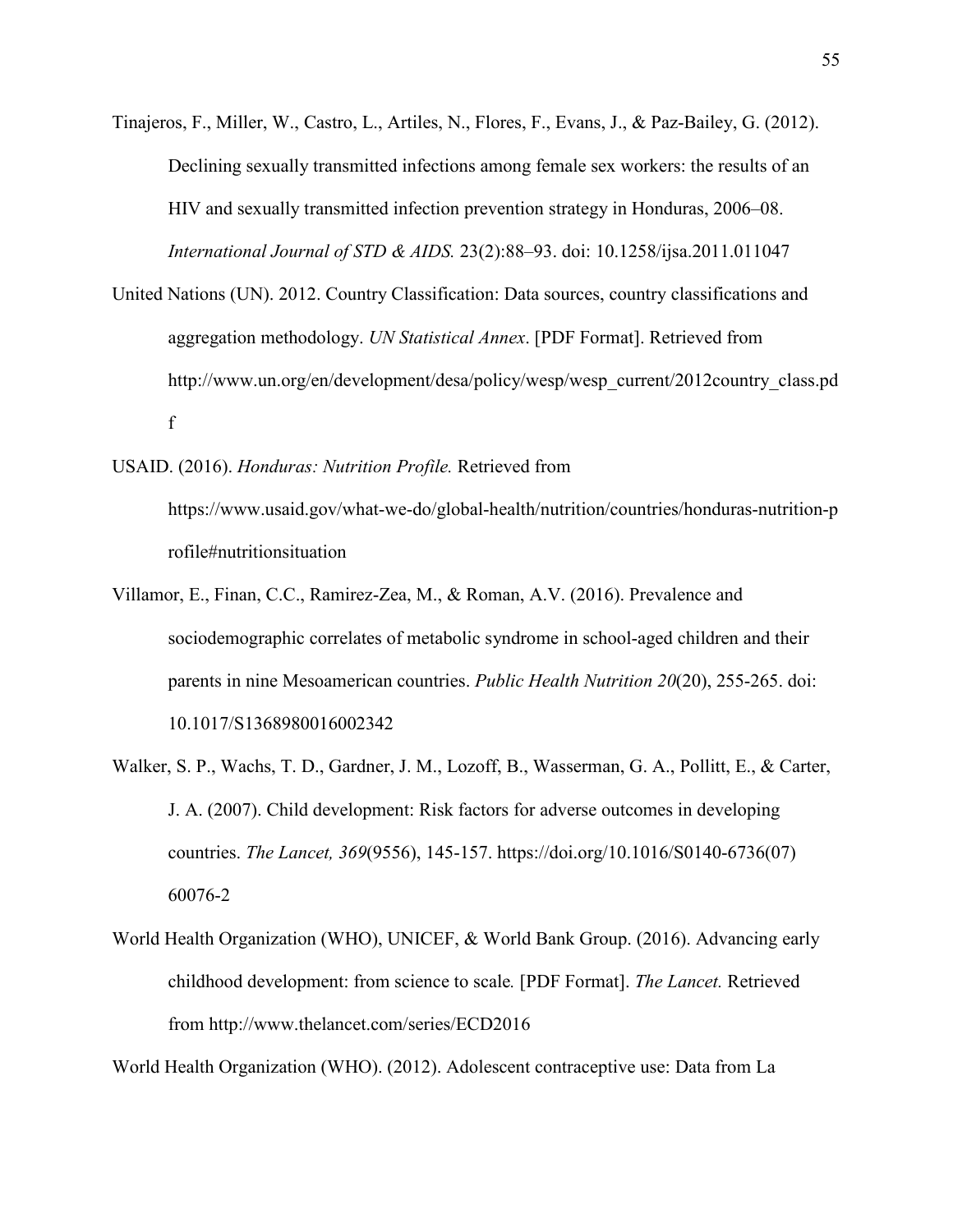Tinajeros, F., Miller, W., Castro, L., Artiles, N., Flores, F., Evans, J., & Paz-Bailey, G. (2012). Declining sexually transmitted infections among female sex workers: the results of an HIV and sexually transmitted infection prevention strategy in Honduras, 2006–08. *International Journal of STD & AIDS.* 23(2):88–93. doi: 10.1258/ijsa.2011.011047

United Nations (UN). 2012. Country Classification: Data sources, country classifications and aggregation methodology. *UN Statistical Annex*. [PDF Format]. Retrieved from http://www.un.org/en/development/desa/policy/wesp/wesp_current/2012country_class.pdf

USAID. (2016). *Honduras: Nutrition Profile.* Retrieved from https://www.usaid.gov/what-we-do/global-health/nutrition/countries/honduras-nutrition-profile#nutritionsituation

Villamor, E., Finan, C.C., Ramirez-Zea, M., & Roman, A.V. (2016). Prevalence and sociodemographic correlates of metabolic syndrome in school-aged children and their parents in nine Mesoamerican countries. *Public Health Nutrition 20*(20), 255-265. doi: 10.1017/S1368980016002342

Walker, S. P., Wachs, T. D., Gardner, J. M., Lozoff, B., Wasserman, G. A., Pollitt, E., & Carter, J. A. (2007). Child development: Risk factors for adverse outcomes in developing countries. *The Lancet, 369*(9556), 145-157. https://doi.org/10.1016/S0140-6736(07)60076-2

World Health Organization (WHO), UNICEF, & World Bank Group. (2016). Advancing early childhood development: from science to scale*.* [PDF Format]. *The Lancet.* Retrieved from http://www.thelancet.com/series/ECD2016

World Health Organization (WHO). (2012). Adolescent contraceptive use: Data from La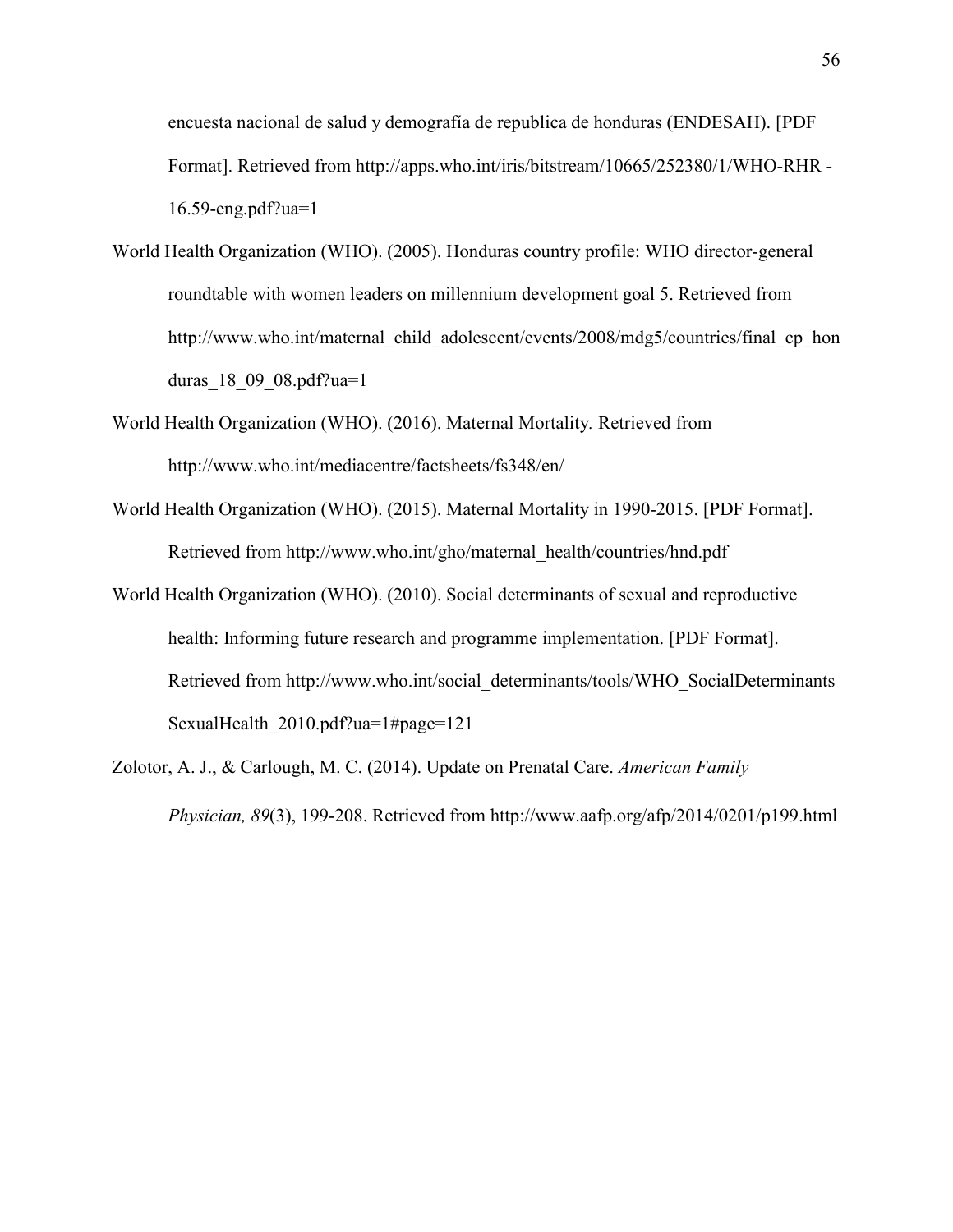encuesta nacional de salud y demografía de republica de honduras (ENDESAH). [PDF Format]. Retrieved from http://apps.who.int/iris/bitstream/10665/252380/1/WHO-RHR - 16.59-eng.pdf?ua=1

World Health Organization (WHO). (2005). Honduras country profile: WHO director-general roundtable with women leaders on millennium development goal 5. Retrieved from http://www.who.int/maternal_child_adolescent/events/2008/mdg5/countries/final_cp_honduras_18_09_08.pdf?ua=1

World Health Organization (WHO). (2016). Maternal Mortality. Retrieved from http://www.who.int/mediacentre/factsheets/fs348/en/

World Health Organization (WHO). (2015). Maternal Mortality in 1990-2015. [PDF Format]. Retrieved from http://www.who.int/gho/maternal_health/countries/hnd.pdf

World Health Organization (WHO). (2010). Social determinants of sexual and reproductive health: Informing future research and programme implementation. [PDF Format]. Retrieved from http://www.who.int/social_determinants/tools/WHO_SocialDeterminantsSexualHealth_2010.pdf?ua=1#page=121

Zolotor, A. J., & Carlough, M. C. (2014). Update on Prenatal Care. *American Family Physician, 89*(3), 199-208. Retrieved from http://www.aafp.org/afp/2014/0201/p199.html